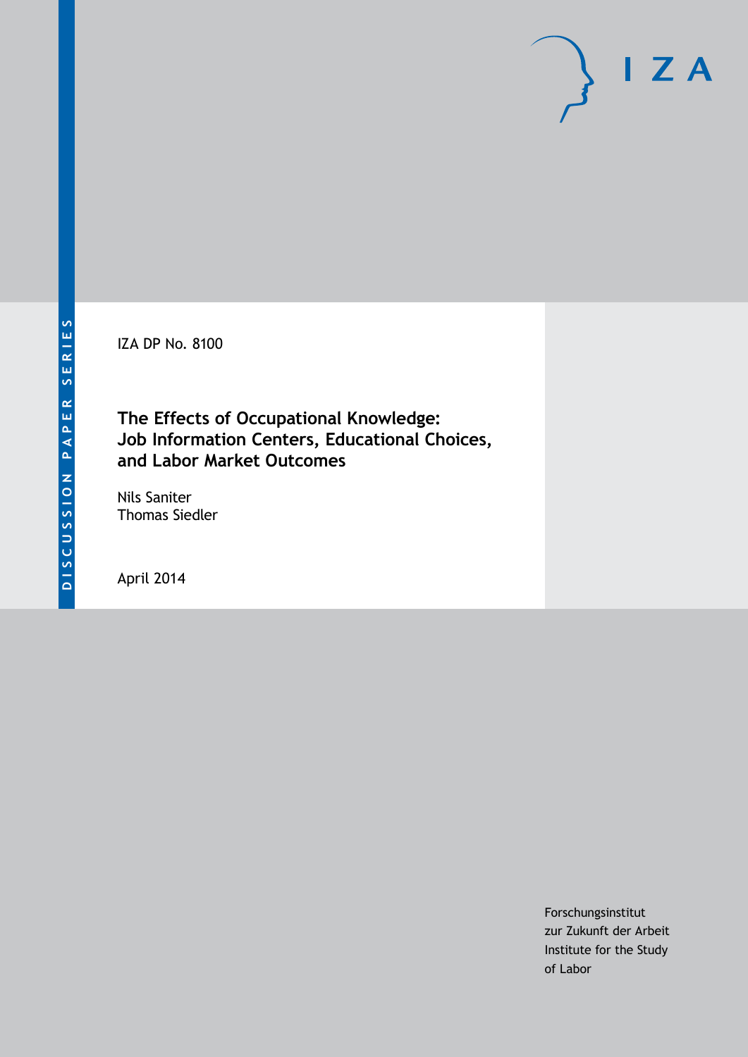IZA DP No. 8100

# The Effects of Occupational Knowledge: Job Information Centers, Educational Choices, and Labor Market Outcomes

Nils Saniter
Thomas Siedler

April 2014

Forschungsinstitut
zur Zukunft der Arbeit
Institute for the Study
of Labor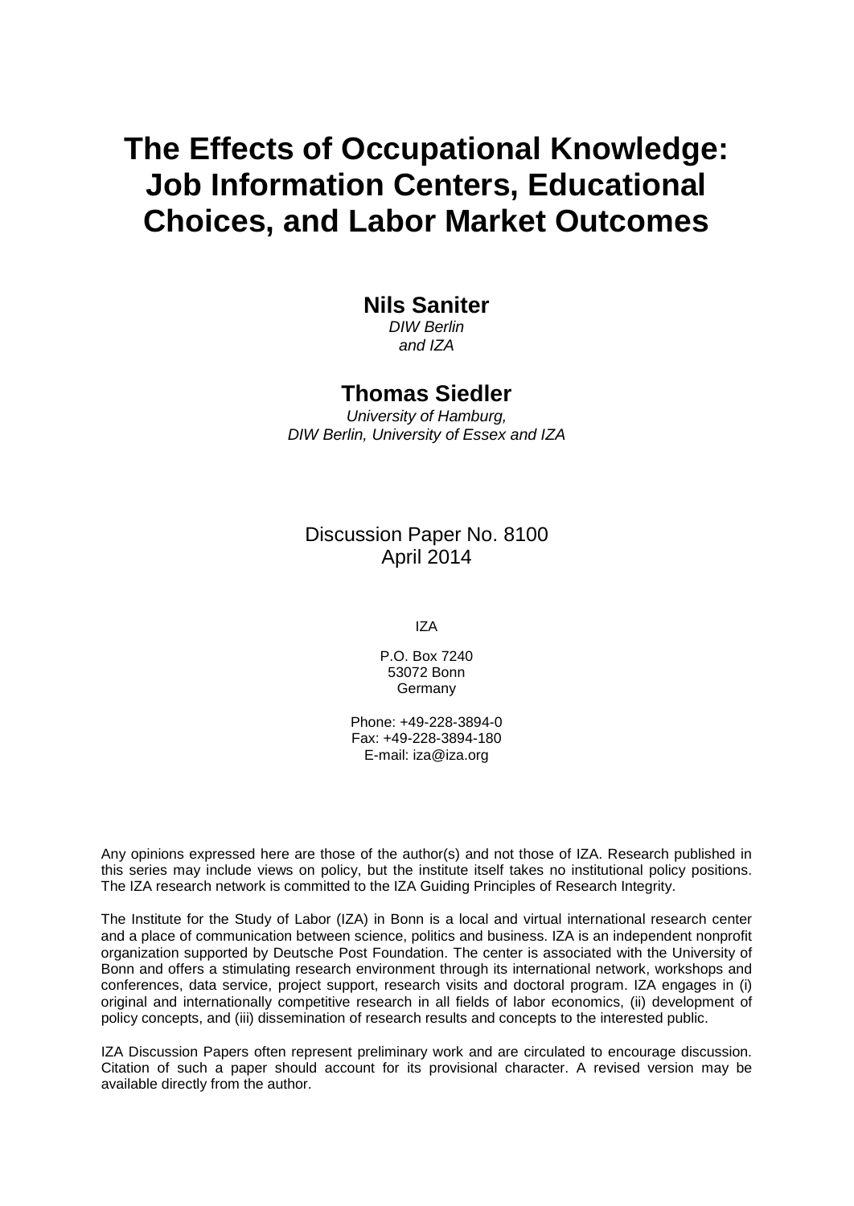# The Effects of Occupational Knowledge: Job Information Centers, Educational Choices, and Labor Market Outcomes

**Nils Saniter**
*DIW Berlin*
*and IZA*

**Thomas Siedler**
*University of Hamburg,*
*DIW Berlin, University of Essex and IZA*

Discussion Paper No. 8100
April 2014

IZA

P.O. Box 7240
53072 Bonn
Germany

Phone: +49-228-3894-0
Fax: +49-228-3894-180
E-mail: iza@iza.org

Any opinions expressed here are those of the author(s) and not those of IZA. Research published in this series may include views on policy, but the institute itself takes no institutional policy positions. The IZA research network is committed to the IZA Guiding Principles of Research Integrity.

The Institute for the Study of Labor (IZA) in Bonn is a local and virtual international research center and a place of communication between science, politics and business. IZA is an independent nonprofit organization supported by Deutsche Post Foundation. The center is associated with the University of Bonn and offers a stimulating research environment through its international network, workshops and conferences, data service, project support, research visits and doctoral program. IZA engages in (i) original and internationally competitive research in all fields of labor economics, (ii) development of policy concepts, and (iii) dissemination of research results and concepts to the interested public.

IZA Discussion Papers often represent preliminary work and are circulated to encourage discussion. Citation of such a paper should account for its provisional character. A revised version may be available directly from the author.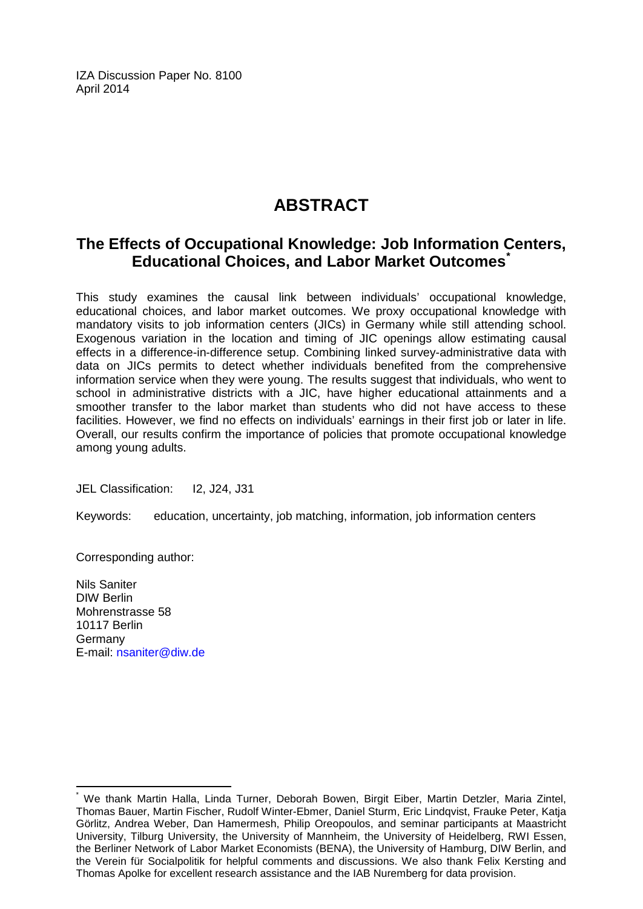IZA Discussion Paper No. 8100
April 2014

# ABSTRACT

## The Effects of Occupational Knowledge: Job Information Centers, Educational Choices, and Labor Market Outcomes[*]

This study examines the causal link between individuals' occupational knowledge, educational choices, and labor market outcomes. We proxy occupational knowledge with mandatory visits to job information centers (JICs) in Germany while still attending school. Exogenous variation in the location and timing of JIC openings allow estimating causal effects in a difference-in-difference setup. Combining linked survey-administrative data with data on JICs permits to detect whether individuals benefited from the comprehensive information service when they were young. The results suggest that individuals, who went to school in administrative districts with a JIC, have higher educational attainments and a smoother transfer to the labor market than students who did not have access to these facilities. However, we find no effects on individuals' earnings in their first job or later in life. Overall, our results confirm the importance of policies that promote occupational knowledge among young adults.

JEL Classification: I2, J24, J31

Keywords: education, uncertainty, job matching, information, job information centers

Corresponding author:

Nils Saniter
DIW Berlin
Mohrenstrasse 58
10117 Berlin
Germany
E-mail: nsaniter@diw.de

---

[*] We thank Martin Halla, Linda Turner, Deborah Bowen, Birgit Eiber, Martin Detzler, Maria Zintel, Thomas Bauer, Martin Fischer, Rudolf Winter-Ebmer, Daniel Sturm, Eric Lindqvist, Frauke Peter, Katja Görlitz, Andrea Weber, Dan Hamermesh, Philip Oreopoulos, and seminar participants at Maastricht University, Tilburg University, the University of Mannheim, the University of Heidelberg, RWI Essen, the Berliner Network of Labor Market Economists (BENA), the University of Hamburg, DIW Berlin, and the Verein für Socialpolitik for helpful comments and discussions. We also thank Felix Kersting and Thomas Apolke for excellent research assistance and the IAB Nuremberg for data provision.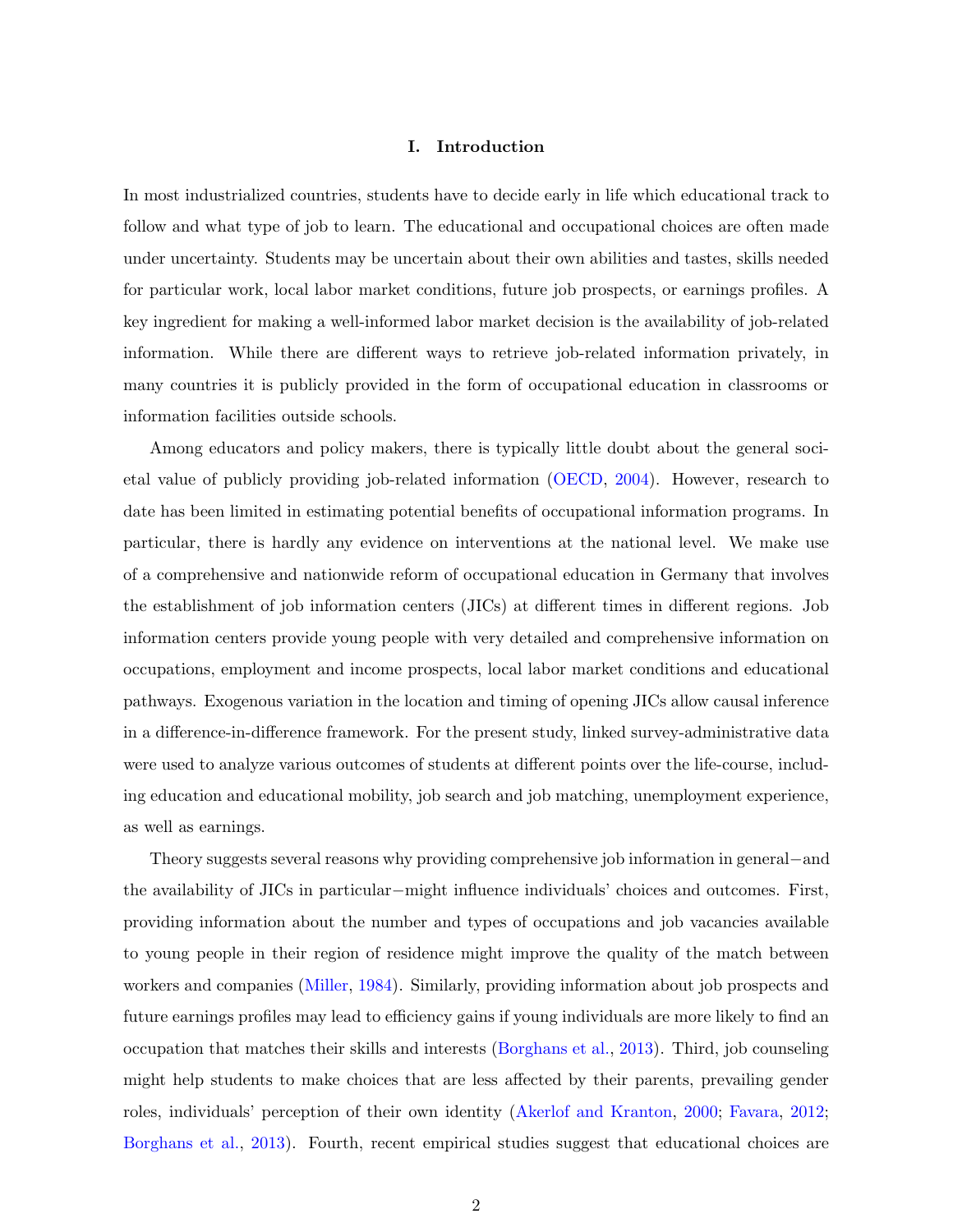## I. Introduction

In most industrialized countries, students have to decide early in life which educational track to follow and what type of job to learn. The educational and occupational choices are often made under uncertainty. Students may be uncertain about their own abilities and tastes, skills needed for particular work, local labor market conditions, future job prospects, or earnings profiles. A key ingredient for making a well-informed labor market decision is the availability of job-related information. While there are different ways to retrieve job-related information privately, in many countries it is publicly provided in the form of occupational education in classrooms or information facilities outside schools.

Among educators and policy makers, there is typically little doubt about the general societal value of publicly providing job-related information (OECD, 2004). However, research to date has been limited in estimating potential benefits of occupational information programs. In particular, there is hardly any evidence on interventions at the national level. We make use of a comprehensive and nationwide reform of occupational education in Germany that involves the establishment of job information centers (JICs) at different times in different regions. Job information centers provide young people with very detailed and comprehensive information on occupations, employment and income prospects, local labor market conditions and educational pathways. Exogenous variation in the location and timing of opening JICs allow causal inference in a difference-in-difference framework. For the present study, linked survey-administrative data were used to analyze various outcomes of students at different points over the life-course, including education and educational mobility, job search and job matching, unemployment experience, as well as earnings.

Theory suggests several reasons why providing comprehensive job information in general—and the availability of JICs in particular—might influence individuals' choices and outcomes. First, providing information about the number and types of occupations and job vacancies available to young people in their region of residence might improve the quality of the match between workers and companies (Miller, 1984). Similarly, providing information about job prospects and future earnings profiles may lead to efficiency gains if young individuals are more likely to find an occupation that matches their skills and interests (Borghans et al., 2013). Third, job counseling might help students to make choices that are less affected by their parents, prevailing gender roles, individuals' perception of their own identity (Akerlof and Kranton, 2000; Favara, 2012; Borghans et al., 2013). Fourth, recent empirical studies suggest that educational choices are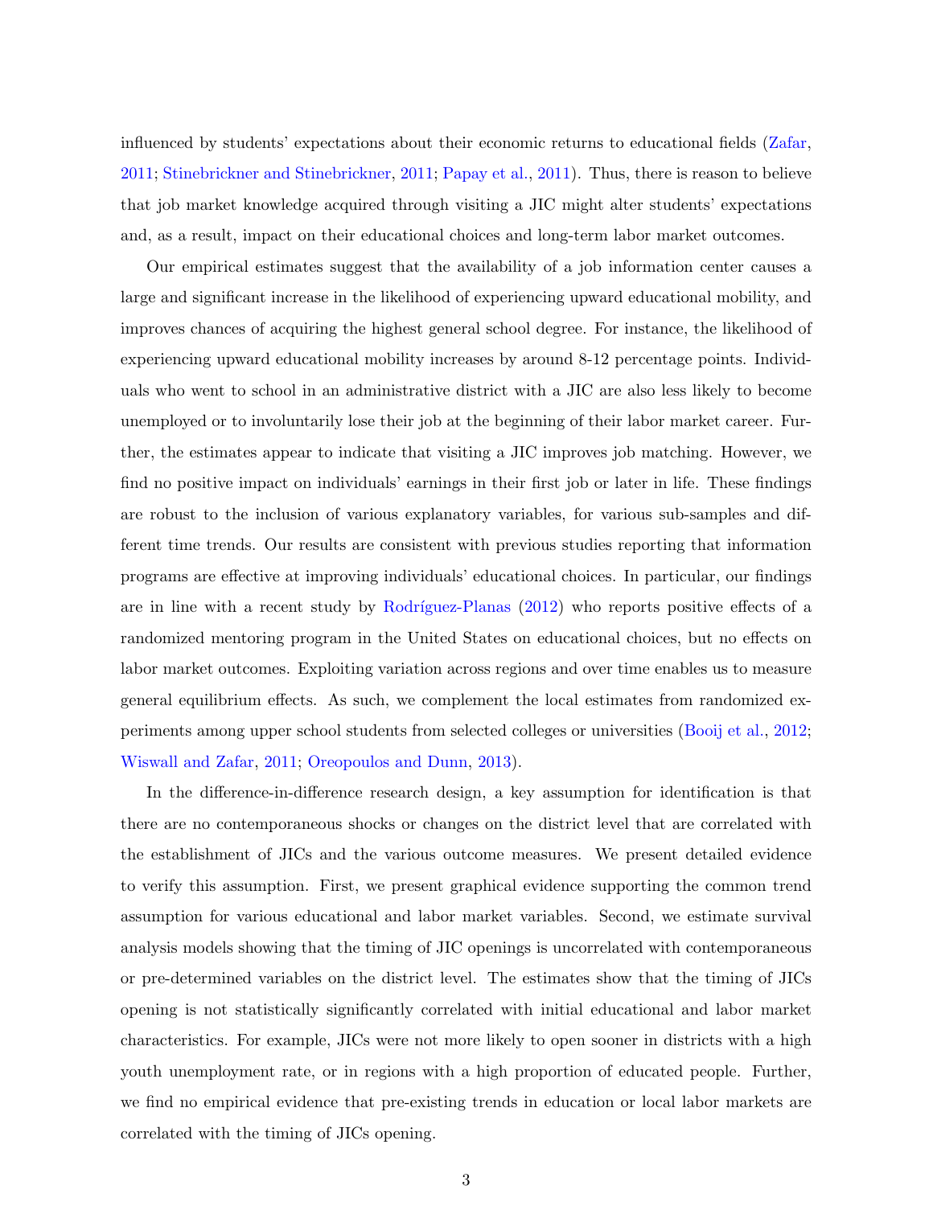influenced by students' expectations about their economic returns to educational fields (Zafar, 2011; Stinebrickner and Stinebrickner, 2011; Papay et al., 2011). Thus, there is reason to believe that job market knowledge acquired through visiting a JIC might alter students' expectations and, as a result, impact on their educational choices and long-term labor market outcomes.

Our empirical estimates suggest that the availability of a job information center causes a large and significant increase in the likelihood of experiencing upward educational mobility, and improves chances of acquiring the highest general school degree. For instance, the likelihood of experiencing upward educational mobility increases by around 8-12 percentage points. Individuals who went to school in an administrative district with a JIC are also less likely to become unemployed or to involuntarily lose their job at the beginning of their labor market career. Further, the estimates appear to indicate that visiting a JIC improves job matching. However, we find no positive impact on individuals' earnings in their first job or later in life. These findings are robust to the inclusion of various explanatory variables, for various sub-samples and different time trends. Our results are consistent with previous studies reporting that information programs are effective at improving individuals' educational choices. In particular, our findings are in line with a recent study by Rodríguez-Planas (2012) who reports positive effects of a randomized mentoring program in the United States on educational choices, but no effects on labor market outcomes. Exploiting variation across regions and over time enables us to measure general equilibrium effects. As such, we complement the local estimates from randomized experiments among upper school students from selected colleges or universities (Booij et al., 2012; Wiswall and Zafar, 2011; Oreopoulos and Dunn, 2013).

In the difference-in-difference research design, a key assumption for identification is that there are no contemporaneous shocks or changes on the district level that are correlated with the establishment of JICs and the various outcome measures. We present detailed evidence to verify this assumption. First, we present graphical evidence supporting the common trend assumption for various educational and labor market variables. Second, we estimate survival analysis models showing that the timing of JIC openings is uncorrelated with contemporaneous or pre-determined variables on the district level. The estimates show that the timing of JICs opening is not statistically significantly correlated with initial educational and labor market characteristics. For example, JICs were not more likely to open sooner in districts with a high youth unemployment rate, or in regions with a high proportion of educated people. Further, we find no empirical evidence that pre-existing trends in education or local labor markets are correlated with the timing of JICs opening.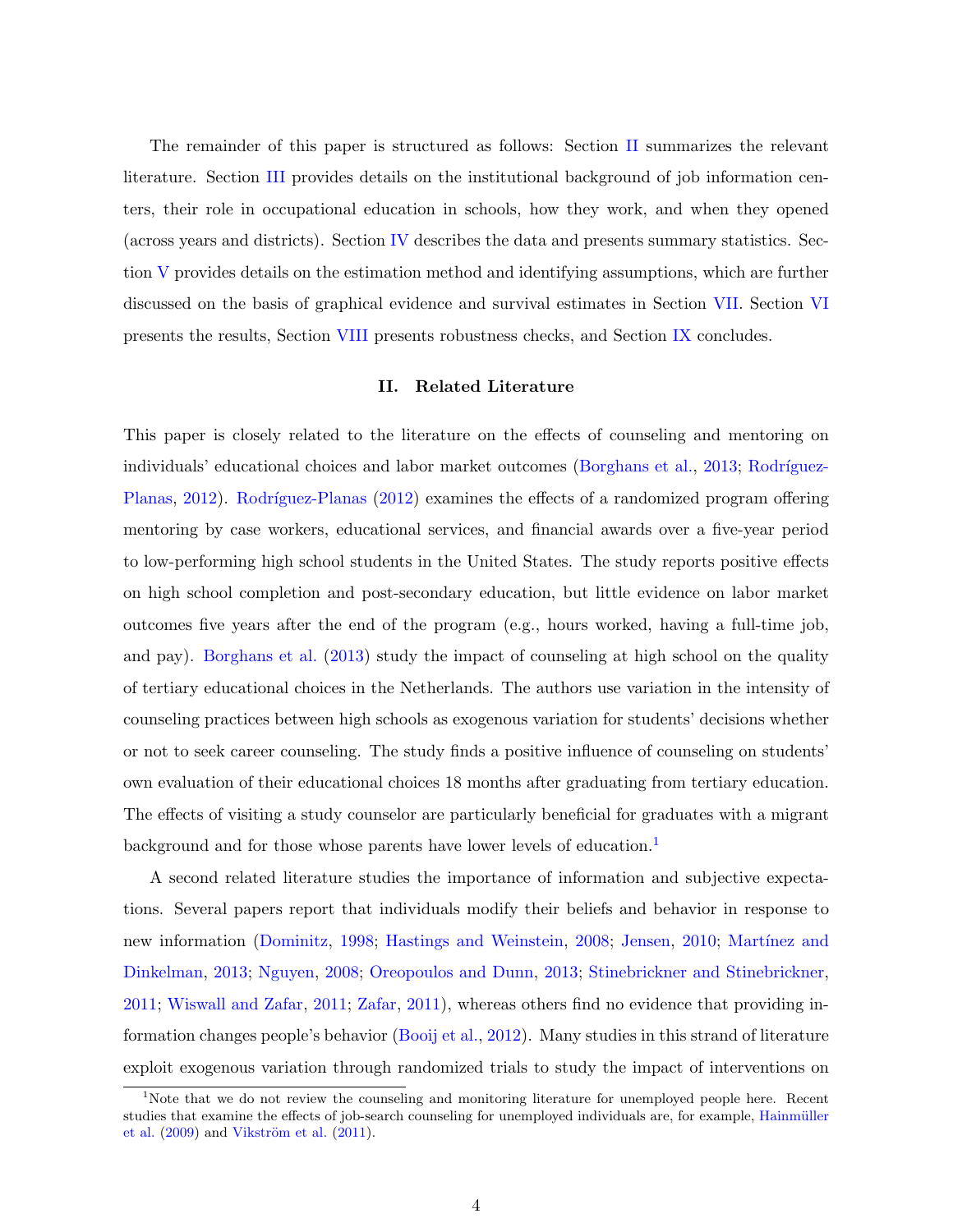The remainder of this paper is structured as follows: Section II summarizes the relevant literature. Section III provides details on the institutional background of job information centers, their role in occupational education in schools, how they work, and when they opened (across years and districts). Section IV describes the data and presents summary statistics. Section V provides details on the estimation method and identifying assumptions, which are further discussed on the basis of graphical evidence and survival estimates in Section VII. Section VI presents the results, Section VIII presents robustness checks, and Section IX concludes.

## II. Related Literature

This paper is closely related to the literature on the effects of counseling and mentoring on individuals' educational choices and labor market outcomes (Borghans et al., 2013; Rodríguez-Planas, 2012). Rodríguez-Planas (2012) examines the effects of a randomized program offering mentoring by case workers, educational services, and financial awards over a five-year period to low-performing high school students in the United States. The study reports positive effects on high school completion and post-secondary education, but little evidence on labor market outcomes five years after the end of the program (e.g., hours worked, having a full-time job, and pay). Borghans et al. (2013) study the impact of counseling at high school on the quality of tertiary educational choices in the Netherlands. The authors use variation in the intensity of counseling practices between high schools as exogenous variation for students' decisions whether or not to seek career counseling. The study finds a positive influence of counseling on students' own evaluation of their educational choices 18 months after graduating from tertiary education. The effects of visiting a study counselor are particularly beneficial for graduates with a migrant background and for those whose parents have lower levels of education.[1]

A second related literature studies the importance of information and subjective expectations. Several papers report that individuals modify their beliefs and behavior in response to new information (Dominitz, 1998; Hastings and Weinstein, 2008; Jensen, 2010; Martínez and Dinkelman, 2013; Nguyen, 2008; Oreopoulos and Dunn, 2013; Stinebrickner and Stinebrickner, 2011; Wiswall and Zafar, 2011; Zafar, 2011), whereas others find no evidence that providing information changes people's behavior (Booij et al., 2012). Many studies in this strand of literature exploit exogenous variation through randomized trials to study the impact of interventions on

[1] Note that we do not review the counseling and monitoring literature for unemployed people here. Recent studies that examine the effects of job-search counseling for unemployed individuals are, for example, Hainmüller et al. (2009) and Vikström et al. (2011).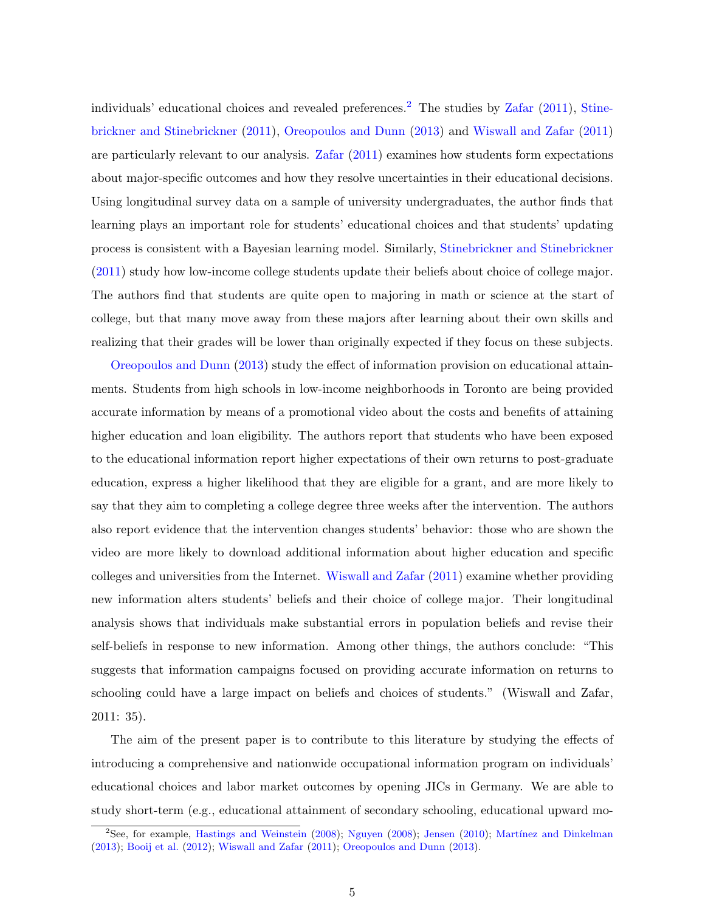individuals' educational choices and revealed preferences.[2] The studies by Zafar (2011), Stinebrickner and Stinebrickner (2011), Oreopoulos and Dunn (2013) and Wiswall and Zafar (2011) are particularly relevant to our analysis. Zafar (2011) examines how students form expectations about major-specific outcomes and how they resolve uncertainties in their educational decisions. Using longitudinal survey data on a sample of university undergraduates, the author finds that learning plays an important role for students' educational choices and that students' updating process is consistent with a Bayesian learning model. Similarly, Stinebrickner and Stinebrickner (2011) study how low-income college students update their beliefs about choice of college major. The authors find that students are quite open to majoring in math or science at the start of college, but that many move away from these majors after learning about their own skills and realizing that their grades will be lower than originally expected if they focus on these subjects.

Oreopoulos and Dunn (2013) study the effect of information provision on educational attainments. Students from high schools in low-income neighborhoods in Toronto are being provided accurate information by means of a promotional video about the costs and benefits of attaining higher education and loan eligibility. The authors report that students who have been exposed to the educational information report higher expectations of their own returns to post-graduate education, express a higher likelihood that they are eligible for a grant, and are more likely to say that they aim to completing a college degree three weeks after the intervention. The authors also report evidence that the intervention changes students' behavior: those who are shown the video are more likely to download additional information about higher education and specific colleges and universities from the Internet. Wiswall and Zafar (2011) examine whether providing new information alters students' beliefs and their choice of college major. Their longitudinal analysis shows that individuals make substantial errors in population beliefs and revise their self-beliefs in response to new information. Among other things, the authors conclude: "This suggests that information campaigns focused on providing accurate information on returns to schooling could have a large impact on beliefs and choices of students." (Wiswall and Zafar, 2011: 35).

The aim of the present paper is to contribute to this literature by studying the effects of introducing a comprehensive and nationwide occupational information program on individuals' educational choices and labor market outcomes by opening JICs in Germany. We are able to study short-term (e.g., educational attainment of secondary schooling, educational upward mo-

[2] See, for example, Hastings and Weinstein (2008); Nguyen (2008); Jensen (2010); Martínez and Dinkelman (2013); Booij et al. (2012); Wiswall and Zafar (2011); Oreopoulos and Dunn (2013).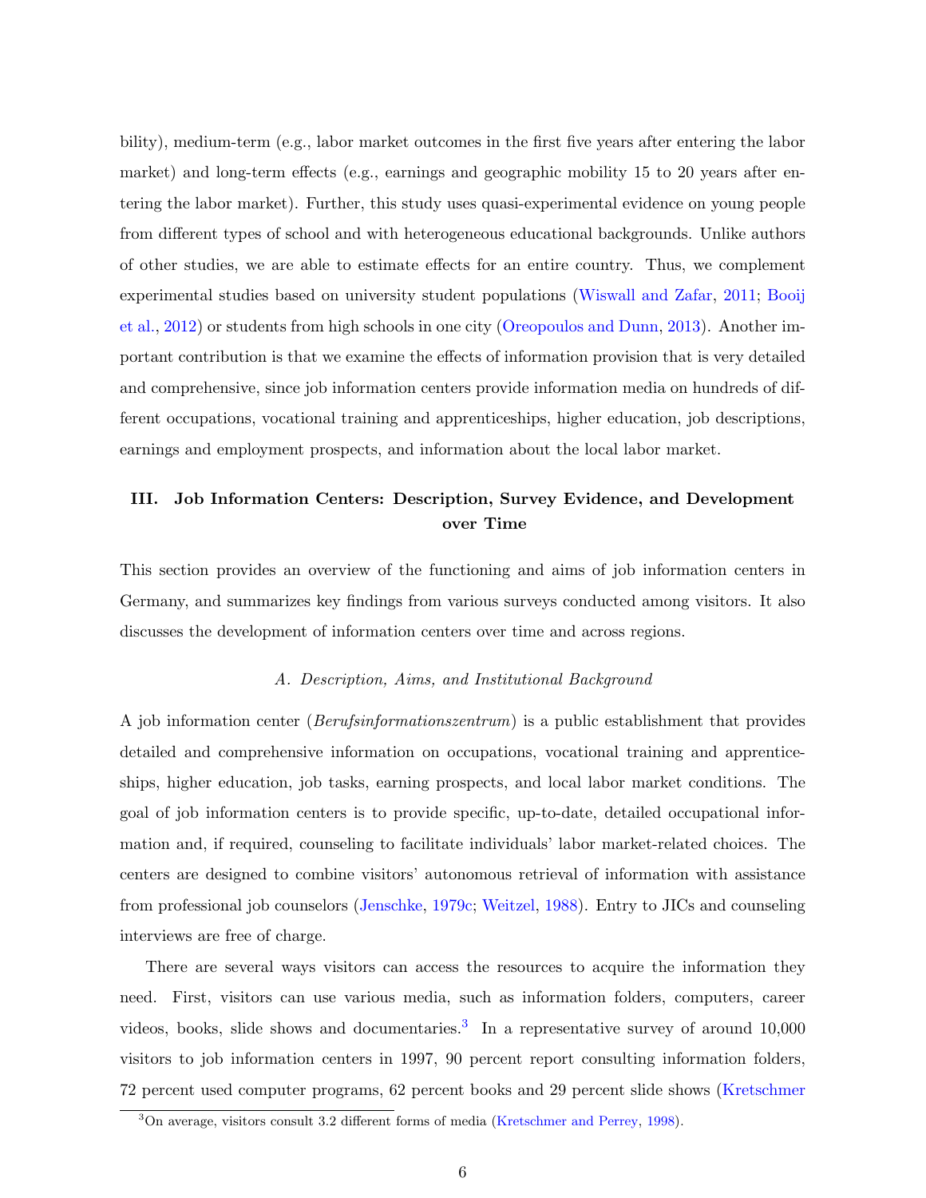bility), medium-term (e.g., labor market outcomes in the first five years after entering the labor market) and long-term effects (e.g., earnings and geographic mobility 15 to 20 years after entering the labor market). Further, this study uses quasi-experimental evidence on young people from different types of school and with heterogeneous educational backgrounds. Unlike authors of other studies, we are able to estimate effects for an entire country. Thus, we complement experimental studies based on university student populations (Wiswall and Zafar, 2011; Booij et al., 2012) or students from high schools in one city (Oreopoulos and Dunn, 2013). Another important contribution is that we examine the effects of information provision that is very detailed and comprehensive, since job information centers provide information media on hundreds of different occupations, vocational training and apprenticeships, higher education, job descriptions, earnings and employment prospects, and information about the local labor market.

## III. Job Information Centers: Description, Survey Evidence, and Development over Time

This section provides an overview of the functioning and aims of job information centers in Germany, and summarizes key findings from various surveys conducted among visitors. It also discusses the development of information centers over time and across regions.

### *A. Description, Aims, and Institutional Background*

A job information center (*Berufsinformationszentrum*) is a public establishment that provides detailed and comprehensive information on occupations, vocational training and apprenticeships, higher education, job tasks, earning prospects, and local labor market conditions. The goal of job information centers is to provide specific, up-to-date, detailed occupational information and, if required, counseling to facilitate individuals' labor market-related choices. The centers are designed to combine visitors' autonomous retrieval of information with assistance from professional job counselors (Jenschke, 1979c; Weitzel, 1988). Entry to JICs and counseling interviews are free of charge.

There are several ways visitors can access the resources to acquire the information they need. First, visitors can use various media, such as information folders, computers, career videos, books, slide shows and documentaries.[3] In a representative survey of around 10,000 visitors to job information centers in 1997, 90 percent report consulting information folders, 72 percent used computer programs, 62 percent books and 29 percent slide shows (Kretschmer

[3] On average, visitors consult 3.2 different forms of media (Kretschmer and Perrey, 1998).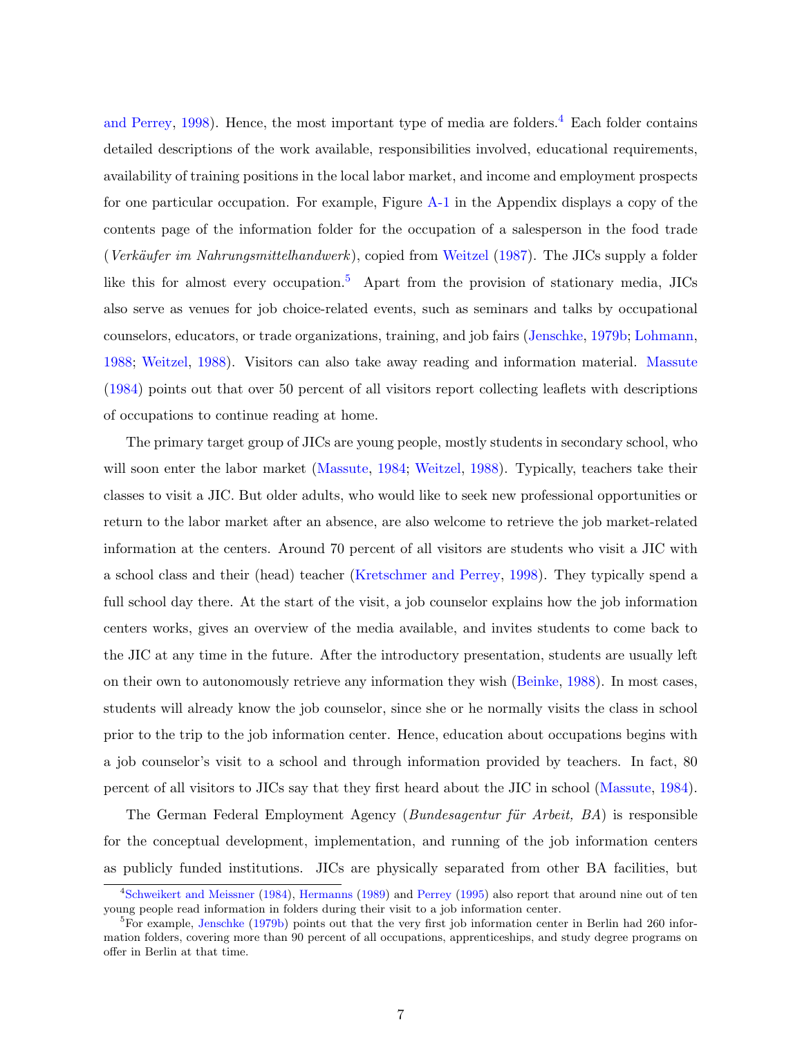and Perrey, 1998). Hence, the most important type of media are folders.[4] Each folder contains detailed descriptions of the work available, responsibilities involved, educational requirements, availability of training positions in the local labor market, and income and employment prospects for one particular occupation. For example, Figure A-1 in the Appendix displays a copy of the contents page of the information folder for the occupation of a salesperson in the food trade (*Verkäufer im Nahrungsmittelhandwerk*), copied from Weitzel (1987). The JICs supply a folder like this for almost every occupation.[5] Apart from the provision of stationary media, JICs also serve as venues for job choice-related events, such as seminars and talks by occupational counselors, educators, or trade organizations, training, and job fairs (Jenschke, 1979b; Lohmann, 1988; Weitzel, 1988). Visitors can also take away reading and information material. Massute (1984) points out that over 50 percent of all visitors report collecting leaflets with descriptions of occupations to continue reading at home.

The primary target group of JICs are young people, mostly students in secondary school, who will soon enter the labor market (Massute, 1984; Weitzel, 1988). Typically, teachers take their classes to visit a JIC. But older adults, who would like to seek new professional opportunities or return to the labor market after an absence, are also welcome to retrieve the job market-related information at the centers. Around 70 percent of all visitors are students who visit a JIC with a school class and their (head) teacher (Kretschmer and Perrey, 1998). They typically spend a full school day there. At the start of the visit, a job counselor explains how the job information centers works, gives an overview of the media available, and invites students to come back to the JIC at any time in the future. After the introductory presentation, students are usually left on their own to autonomously retrieve any information they wish (Beinke, 1988). In most cases, students will already know the job counselor, since she or he normally visits the class in school prior to the trip to the job information center. Hence, education about occupations begins with a job counselor's visit to a school and through information provided by teachers. In fact, 80 percent of all visitors to JICs say that they first heard about the JIC in school (Massute, 1984).

The German Federal Employment Agency (*Bundesagentur für Arbeit, BA*) is responsible for the conceptual development, implementation, and running of the job information centers as publicly funded institutions. JICs are physically separated from other BA facilities, but

[4] Schweikert and Meissner (1984), Hermanns (1989) and Perrey (1995) also report that around nine out of ten young people read information in folders during their visit to a job information center.

[5] For example, Jenschke (1979b) points out that the very first job information center in Berlin had 260 information folders, covering more than 90 percent of all occupations, apprenticeships, and study degree programs on offer in Berlin at that time.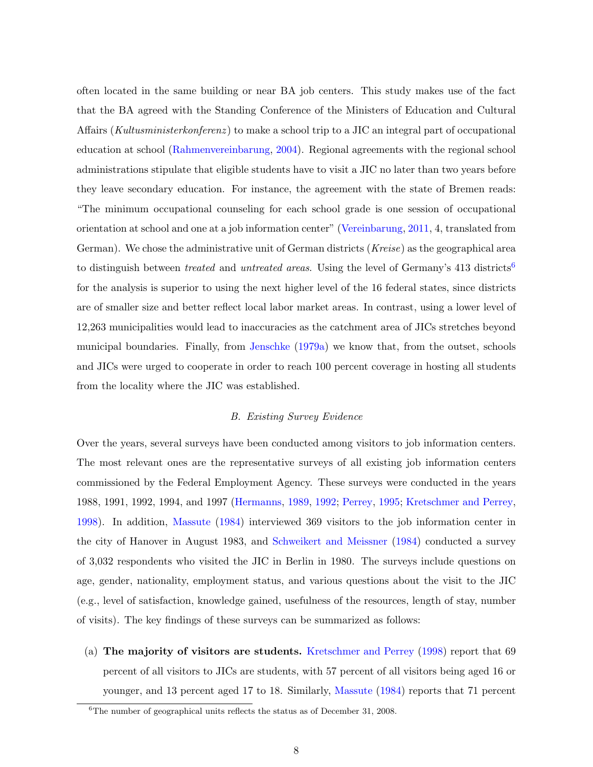often located in the same building or near BA job centers. This study makes use of the fact that the BA agreed with the Standing Conference of the Ministers of Education and Cultural Affairs (*Kultusministerkonferenz*) to make a school trip to a JIC an integral part of occupational education at school (Rahmenvereinbarung, 2004). Regional agreements with the regional school administrations stipulate that eligible students have to visit a JIC no later than two years before they leave secondary education. For instance, the agreement with the state of Bremen reads: "The minimum occupational counseling for each school grade is one session of occupational orientation at school and one at a job information center" (Vereinbarung, 2011, 4, translated from German). We chose the administrative unit of German districts (*Kreise*) as the geographical area to distinguish between *treated* and *untreated areas*. Using the level of Germany's 413 districts[6] for the analysis is superior to using the next higher level of the 16 federal states, since districts are of smaller size and better reflect local labor market areas. In contrast, using a lower level of 12,263 municipalities would lead to inaccuracies as the catchment area of JICs stretches beyond municipal boundaries. Finally, from Jenschke (1979a) we know that, from the outset, schools and JICs were urged to cooperate in order to reach 100 percent coverage in hosting all students from the locality where the JIC was established.

### *B. Existing Survey Evidence*

Over the years, several surveys have been conducted among visitors to job information centers. The most relevant ones are the representative surveys of all existing job information centers commissioned by the Federal Employment Agency. These surveys were conducted in the years 1988, 1991, 1992, 1994, and 1997 (Hermanns, 1989, 1992; Perrey, 1995; Kretschmer and Perrey, 1998). In addition, Massute (1984) interviewed 369 visitors to the job information center in the city of Hanover in August 1983, and Schweikert and Meissner (1984) conducted a survey of 3,032 respondents who visited the JIC in Berlin in 1980. The surveys include questions on age, gender, nationality, employment status, and various questions about the visit to the JIC (e.g., level of satisfaction, knowledge gained, usefulness of the resources, length of stay, number of visits). The key findings of these surveys can be summarized as follows:

(a) **The majority of visitors are students.** Kretschmer and Perrey (1998) report that 69 percent of all visitors to JICs are students, with 57 percent of all visitors being aged 16 or younger, and 13 percent aged 17 to 18. Similarly, Massute (1984) reports that 71 percent

[6] The number of geographical units reflects the status as of December 31, 2008.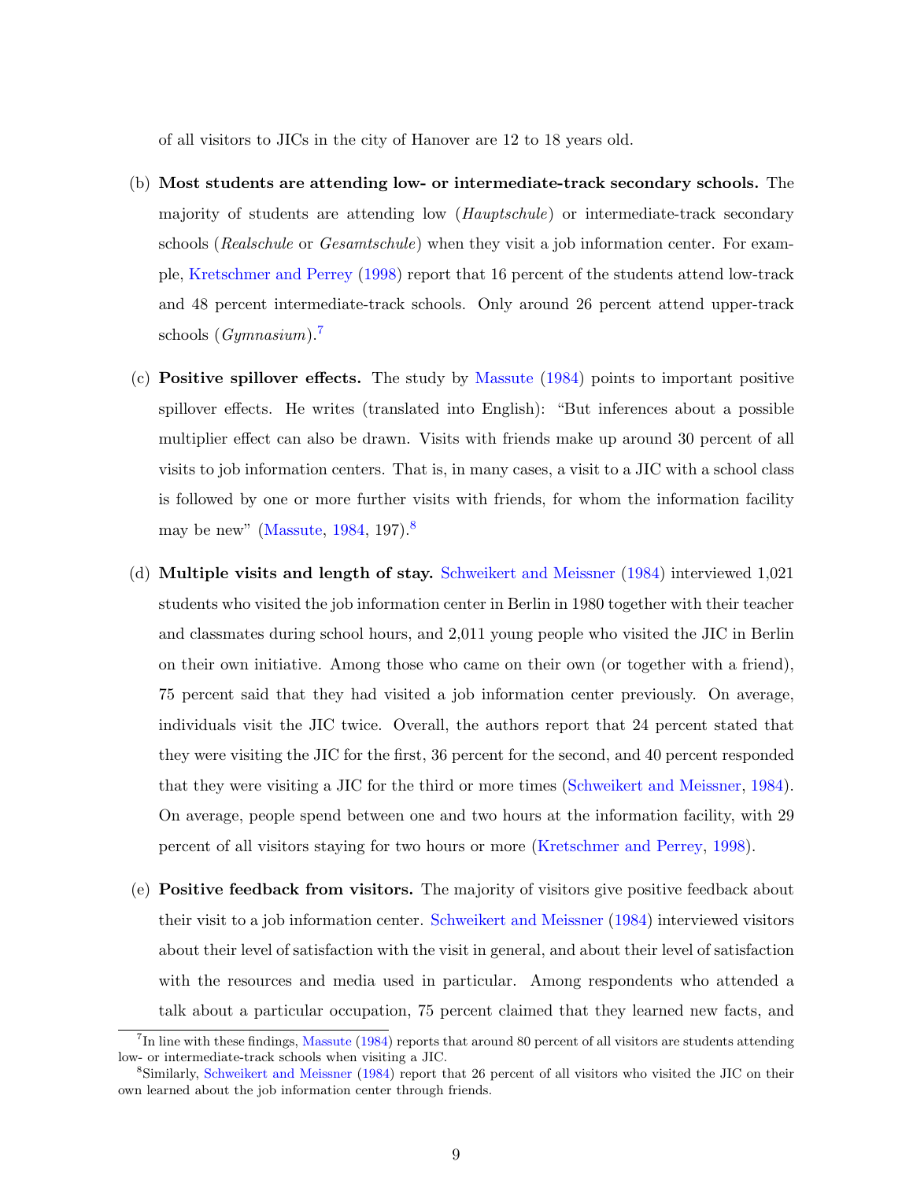of all visitors to JICs in the city of Hanover are 12 to 18 years old.

(b) **Most students are attending low- or intermediate-track secondary schools.** The majority of students are attending low (*Hauptschule*) or intermediate-track secondary schools (*Realschule* or *Gesamtschule*) when they visit a job information center. For example, Kretschmer and Perrey (1998) report that 16 percent of the students attend low-track and 48 percent intermediate-track schools. Only around 26 percent attend upper-track schools (*Gymnasium*).[7]

(c) **Positive spillover effects.** The study by Massute (1984) points to important positive spillover effects. He writes (translated into English): "But inferences about a possible multiplier effect can also be drawn. Visits with friends make up around 30 percent of all visits to job information centers. That is, in many cases, a visit to a JIC with a school class is followed by one or more further visits with friends, for whom the information facility may be new" (Massute, 1984, 197).[8]

(d) **Multiple visits and length of stay.** Schweikert and Meissner (1984) interviewed 1,021 students who visited the job information center in Berlin in 1980 together with their teacher and classmates during school hours, and 2,011 young people who visited the JIC in Berlin on their own initiative. Among those who came on their own (or together with a friend), 75 percent said that they had visited a job information center previously. On average, individuals visit the JIC twice. Overall, the authors report that 24 percent stated that they were visiting the JIC for the first, 36 percent for the second, and 40 percent responded that they were visiting a JIC for the third or more times (Schweikert and Meissner, 1984). On average, people spend between one and two hours at the information facility, with 29 percent of all visitors staying for two hours or more (Kretschmer and Perrey, 1998).

(e) **Positive feedback from visitors.** The majority of visitors give positive feedback about their visit to a job information center. Schweikert and Meissner (1984) interviewed visitors about their level of satisfaction with the visit in general, and about their level of satisfaction with the resources and media used in particular. Among respondents who attended a talk about a particular occupation, 75 percent claimed that they learned new facts, and

[7] In line with these findings, Massute (1984) reports that around 80 percent of all visitors are students attending low- or intermediate-track schools when visiting a JIC.

[8] Similarly, Schweikert and Meissner (1984) report that 26 percent of all visitors who visited the JIC on their own learned about the job information center through friends.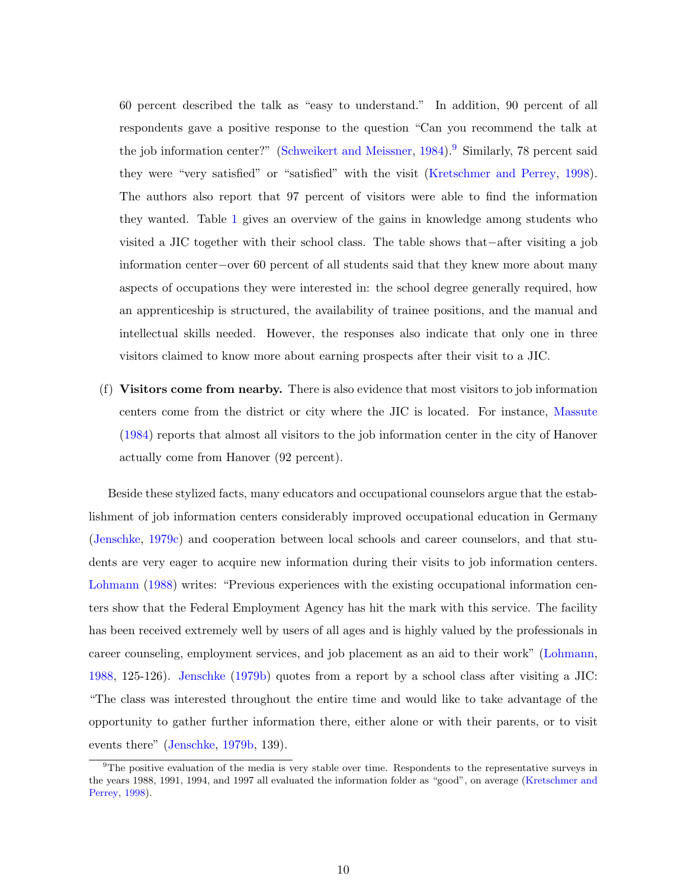60 percent described the talk as "easy to understand." In addition, 90 percent of all respondents gave a positive response to the question "Can you recommend the talk at the job information center?" (Schweikert and Meissner, 1984).[9] Similarly, 78 percent said they were "very satisfied" or "satisfied" with the visit (Kretschmer and Perrey, 1998). The authors also report that 97 percent of visitors were able to find the information they wanted. Table 1 gives an overview of the gains in knowledge among students who visited a JIC together with their school class. The table shows that−after visiting a job information center−over 60 percent of all students said that they knew more about many aspects of occupations they were interested in: the school degree generally required, how an apprenticeship is structured, the availability of trainee positions, and the manual and intellectual skills needed. However, the responses also indicate that only one in three visitors claimed to know more about earning prospects after their visit to a JIC.

(f) **Visitors come from nearby.** There is also evidence that most visitors to job information centers come from the district or city where the JIC is located. For instance, Massute (1984) reports that almost all visitors to the job information center in the city of Hanover actually come from Hanover (92 percent).

Beside these stylized facts, many educators and occupational counselors argue that the establishment of job information centers considerably improved occupational education in Germany (Jenschke, 1979c) and cooperation between local schools and career counselors, and that students are very eager to acquire new information during their visits to job information centers. Lohmann (1988) writes: "Previous experiences with the existing occupational information centers show that the Federal Employment Agency has hit the mark with this service. The facility has been received extremely well by users of all ages and is highly valued by the professionals in career counseling, employment services, and job placement as an aid to their work" (Lohmann, 1988, 125-126). Jenschke (1979b) quotes from a report by a school class after visiting a JIC: "The class was interested throughout the entire time and would like to take advantage of the opportunity to gather further information there, either alone or with their parents, or to visit events there" (Jenschke, 1979b, 139).

[9] The positive evaluation of the media is very stable over time. Respondents to the representative surveys in the years 1988, 1991, 1994, and 1997 all evaluated the information folder as "good", on average (Kretschmer and Perrey, 1998).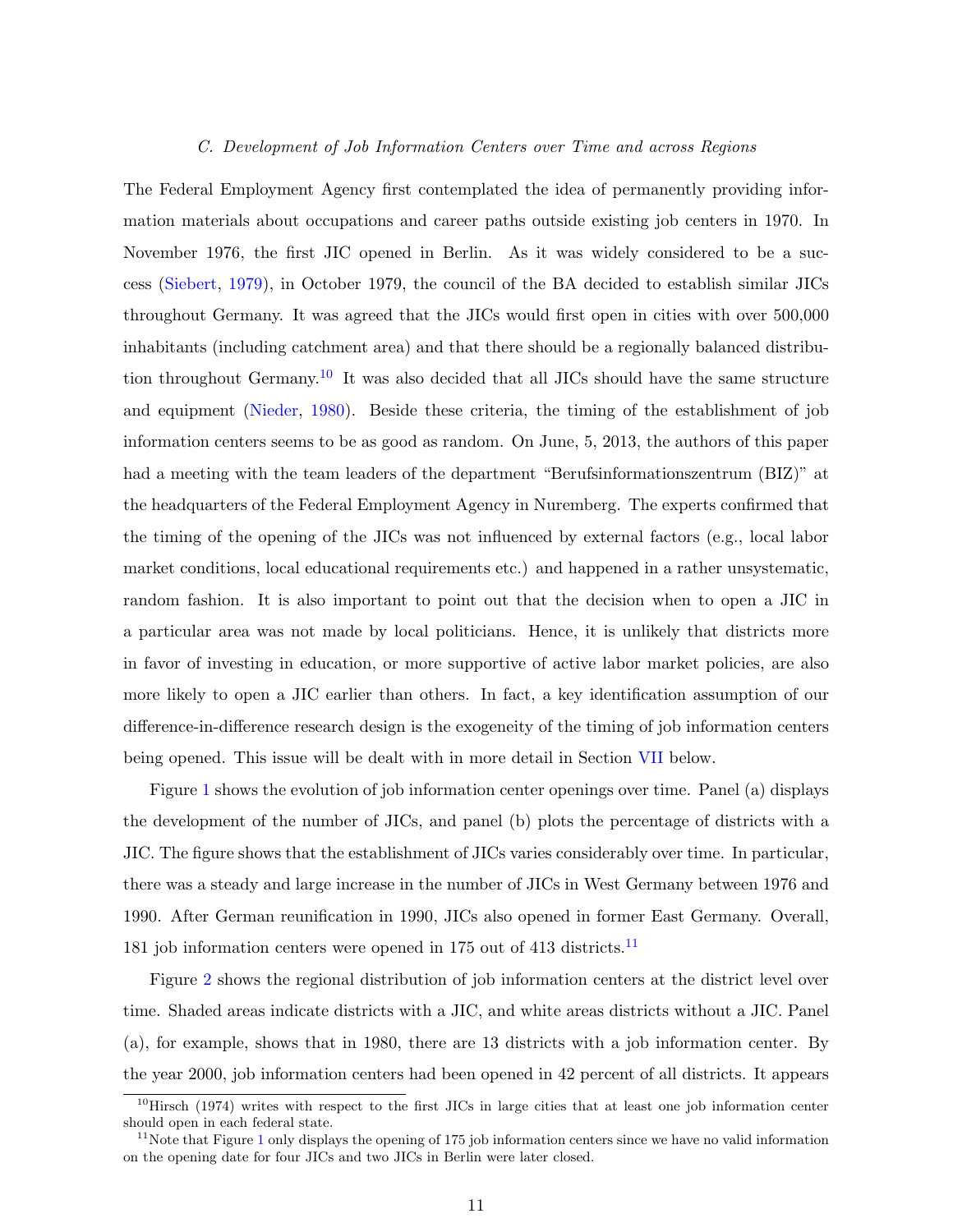### *C. Development of Job Information Centers over Time and across Regions*

The Federal Employment Agency first contemplated the idea of permanently providing information materials about occupations and career paths outside existing job centers in 1970. In November 1976, the first JIC opened in Berlin. As it was widely considered to be a success (Siebert, 1979), in October 1979, the council of the BA decided to establish similar JICs throughout Germany. It was agreed that the JICs would first open in cities with over 500,000 inhabitants (including catchment area) and that there should be a regionally balanced distribution throughout Germany.[10] It was also decided that all JICs should have the same structure and equipment (Nieder, 1980). Beside these criteria, the timing of the establishment of job information centers seems to be as good as random. On June, 5, 2013, the authors of this paper had a meeting with the team leaders of the department "Berufsinformationszentrum (BIZ)" at the headquarters of the Federal Employment Agency in Nuremberg. The experts confirmed that the timing of the opening of the JICs was not influenced by external factors (e.g., local labor market conditions, local educational requirements etc.) and happened in a rather unsystematic, random fashion. It is also important to point out that the decision when to open a JIC in a particular area was not made by local politicians. Hence, it is unlikely that districts more in favor of investing in education, or more supportive of active labor market policies, are also more likely to open a JIC earlier than others. In fact, a key identification assumption of our difference-in-difference research design is the exogeneity of the timing of job information centers being opened. This issue will be dealt with in more detail in Section VII below.

Figure 1 shows the evolution of job information center openings over time. Panel (a) displays the development of the number of JICs, and panel (b) plots the percentage of districts with a JIC. The figure shows that the establishment of JICs varies considerably over time. In particular, there was a steady and large increase in the number of JICs in West Germany between 1976 and 1990. After German reunification in 1990, JICs also opened in former East Germany. Overall, 181 job information centers were opened in 175 out of 413 districts.[11]

Figure 2 shows the regional distribution of job information centers at the district level over time. Shaded areas indicate districts with a JIC, and white areas districts without a JIC. Panel (a), for example, shows that in 1980, there are 13 districts with a job information center. By the year 2000, job information centers had been opened in 42 percent of all districts. It appears

[10] Hirsch (1974) writes with respect to the first JICs in large cities that at least one job information center should open in each federal state.

[11] Note that Figure 1 only displays the opening of 175 job information centers since we have no valid information on the opening date for four JICs and two JICs in Berlin were later closed.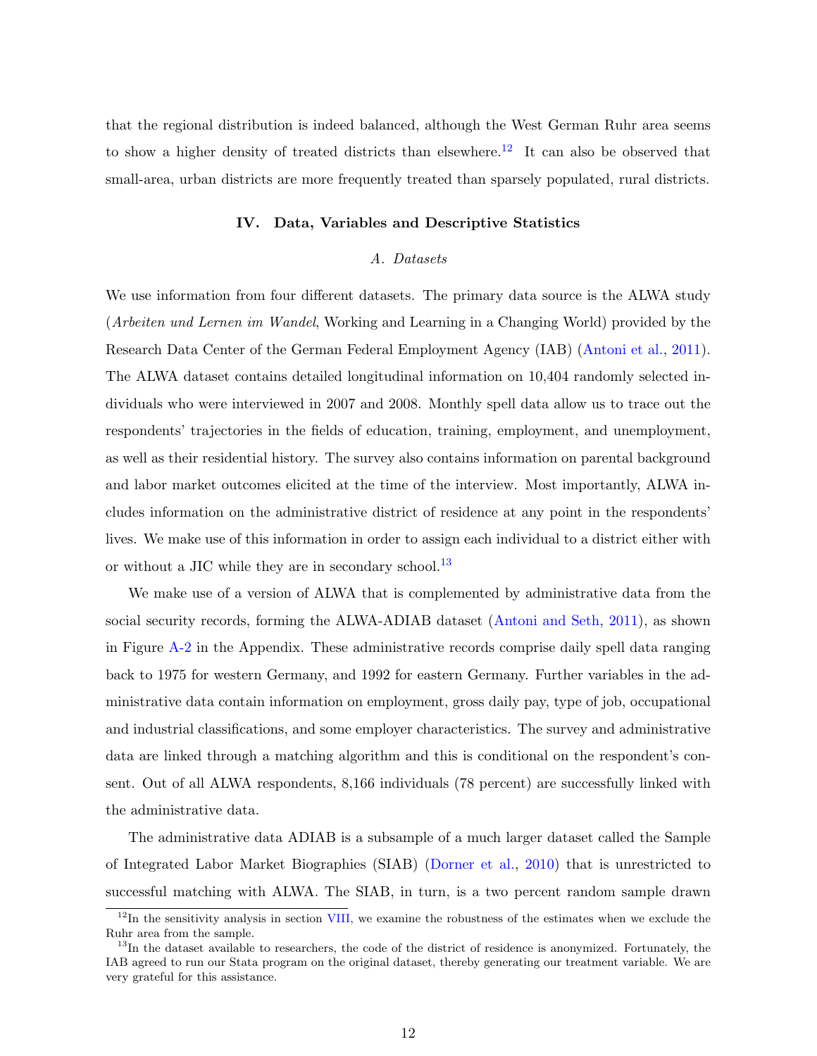that the regional distribution is indeed balanced, although the West German Ruhr area seems to show a higher density of treated districts than elsewhere.[12] It can also be observed that small-area, urban districts are more frequently treated than sparsely populated, rural districts.

## IV. Data, Variables and Descriptive Statistics

### *A. Datasets*

We use information from four different datasets. The primary data source is the ALWA study (*Arbeiten und Lernen im Wandel*, Working and Learning in a Changing World) provided by the Research Data Center of the German Federal Employment Agency (IAB) (Antoni et al., 2011). The ALWA dataset contains detailed longitudinal information on 10,404 randomly selected individuals who were interviewed in 2007 and 2008. Monthly spell data allow us to trace out the respondents' trajectories in the fields of education, training, employment, and unemployment, as well as their residential history. The survey also contains information on parental background and labor market outcomes elicited at the time of the interview. Most importantly, ALWA includes information on the administrative district of residence at any point in the respondents' lives. We make use of this information in order to assign each individual to a district either with or without a JIC while they are in secondary school.[13]

We make use of a version of ALWA that is complemented by administrative data from the social security records, forming the ALWA-ADIAB dataset (Antoni and Seth, 2011), as shown in Figure A-2 in the Appendix. These administrative records comprise daily spell data ranging back to 1975 for western Germany, and 1992 for eastern Germany. Further variables in the administrative data contain information on employment, gross daily pay, type of job, occupational and industrial classifications, and some employer characteristics. The survey and administrative data are linked through a matching algorithm and this is conditional on the respondent's consent. Out of all ALWA respondents, 8,166 individuals (78 percent) are successfully linked with the administrative data.

The administrative data ADIAB is a subsample of a much larger dataset called the Sample of Integrated Labor Market Biographies (SIAB) (Dorner et al., 2010) that is unrestricted to successful matching with ALWA. The SIAB, in turn, is a two percent random sample drawn

[12] In the sensitivity analysis in section VIII, we examine the robustness of the estimates when we exclude the Ruhr area from the sample.

[13] In the dataset available to researchers, the code of the district of residence is anonymized. Fortunately, the IAB agreed to run our Stata program on the original dataset, thereby generating our treatment variable. We are very grateful for this assistance.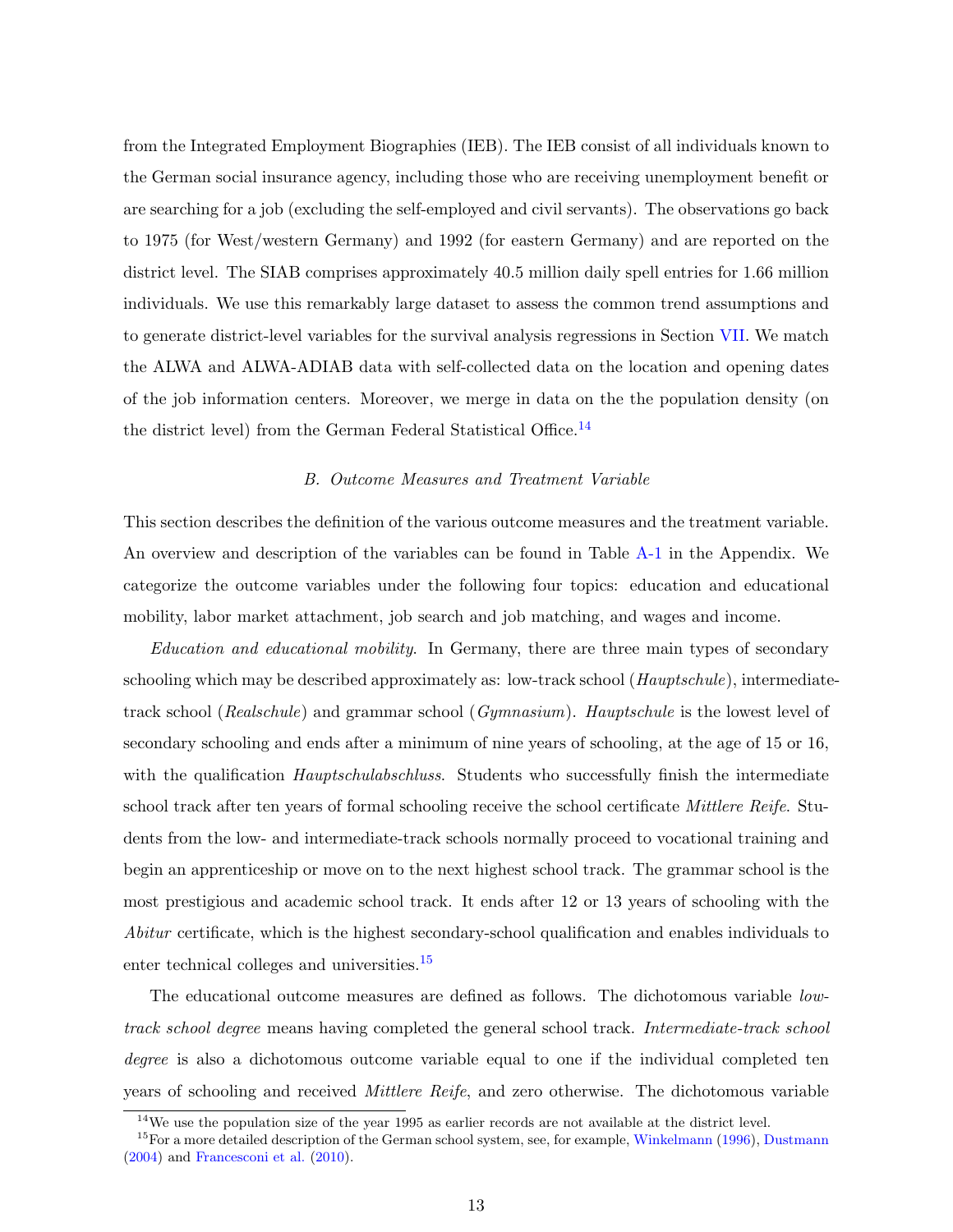from the Integrated Employment Biographies (IEB). The IEB consist of all individuals known to the German social insurance agency, including those who are receiving unemployment benefit or are searching for a job (excluding the self-employed and civil servants). The observations go back to 1975 (for West/western Germany) and 1992 (for eastern Germany) and are reported on the district level. The SIAB comprises approximately 40.5 million daily spell entries for 1.66 million individuals. We use this remarkably large dataset to assess the common trend assumptions and to generate district-level variables for the survival analysis regressions in Section VII. We match the ALWA and ALWA-ADIAB data with self-collected data on the location and opening dates of the job information centers. Moreover, we merge in data on the the population density (on the district level) from the German Federal Statistical Office.[14]

### *B. Outcome Measures and Treatment Variable*

This section describes the definition of the various outcome measures and the treatment variable. An overview and description of the variables can be found in Table A-1 in the Appendix. We categorize the outcome variables under the following four topics: education and educational mobility, labor market attachment, job search and job matching, and wages and income.

*Education and educational mobility*. In Germany, there are three main types of secondary schooling which may be described approximately as: low-track school (*Hauptschule*), intermediate-track school (*Realschule*) and grammar school (*Gymnasium*). *Hauptschule* is the lowest level of secondary schooling and ends after a minimum of nine years of schooling, at the age of 15 or 16, with the qualification *Hauptschulabschluss*. Students who successfully finish the intermediate school track after ten years of formal schooling receive the school certificate *Mittlere Reife*. Students from the low- and intermediate-track schools normally proceed to vocational training and begin an apprenticeship or move on to the next highest school track. The grammar school is the most prestigious and academic school track. It ends after 12 or 13 years of schooling with the *Abitur* certificate, which is the highest secondary-school qualification and enables individuals to enter technical colleges and universities.[15]

The educational outcome measures are defined as follows. The dichotomous variable *low-track school degree* means having completed the general school track. *Intermediate-track school degree* is also a dichotomous outcome variable equal to one if the individual completed ten years of schooling and received *Mittlere Reife*, and zero otherwise. The dichotomous variable

[14] We use the population size of the year 1995 as earlier records are not available at the district level.

[15] For a more detailed description of the German school system, see, for example, Winkelmann (1996), Dustmann (2004) and Francesconi et al. (2010).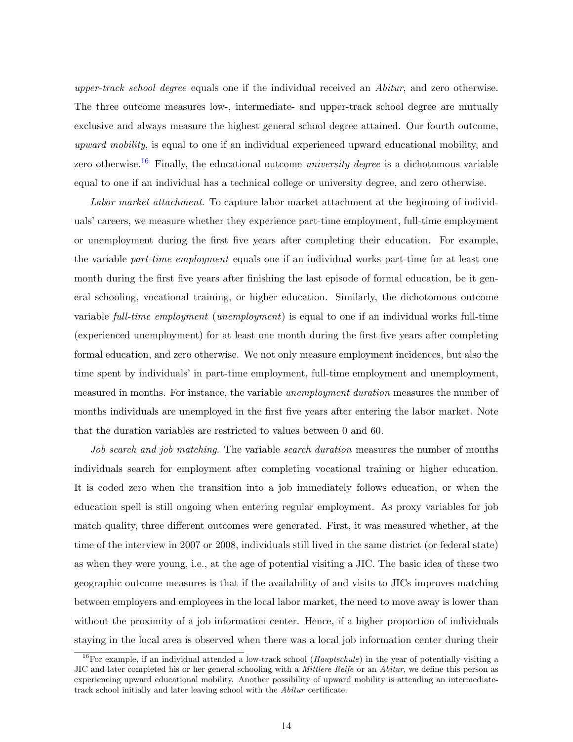*upper-track school degree* equals one if the individual received an *Abitur*, and zero otherwise. The three outcome measures low-, intermediate- and upper-track school degree are mutually exclusive and always measure the highest general school degree attained. Our fourth outcome, *upward mobility*, is equal to one if an individual experienced upward educational mobility, and zero otherwise.[16] Finally, the educational outcome *university degree* is a dichotomous variable equal to one if an individual has a technical college or university degree, and zero otherwise.

*Labor market attachment*. To capture labor market attachment at the beginning of individuals' careers, we measure whether they experience part-time employment, full-time employment or unemployment during the first five years after completing their education. For example, the variable *part-time employment* equals one if an individual works part-time for at least one month during the first five years after finishing the last episode of formal education, be it general schooling, vocational training, or higher education. Similarly, the dichotomous outcome variable *full-time employment* (*unemployment*) is equal to one if an individual works full-time (experienced unemployment) for at least one month during the first five years after completing formal education, and zero otherwise. We not only measure employment incidences, but also the time spent by individuals' in part-time employment, full-time employment and unemployment, measured in months. For instance, the variable *unemployment duration* measures the number of months individuals are unemployed in the first five years after entering the labor market. Note that the duration variables are restricted to values between 0 and 60.

*Job search and job matching*. The variable *search duration* measures the number of months individuals search for employment after completing vocational training or higher education. It is coded zero when the transition into a job immediately follows education, or when the education spell is still ongoing when entering regular employment. As proxy variables for job match quality, three different outcomes were generated. First, it was measured whether, at the time of the interview in 2007 or 2008, individuals still lived in the same district (or federal state) as when they were young, i.e., at the age of potential visiting a JIC. The basic idea of these two geographic outcome measures is that if the availability of and visits to JICs improves matching between employers and employees in the local labor market, the need to move away is lower than without the proximity of a job information center. Hence, if a higher proportion of individuals staying in the local area is observed when there was a local job information center during their

[16] For example, if an individual attended a low-track school (*Hauptschule*) in the year of potentially visiting a JIC and later completed his or her general schooling with a *Mittlere Reife* or an *Abitur*, we define this person as experiencing upward educational mobility. Another possibility of upward mobility is attending an intermediate-track school initially and later leaving school with the *Abitur* certificate.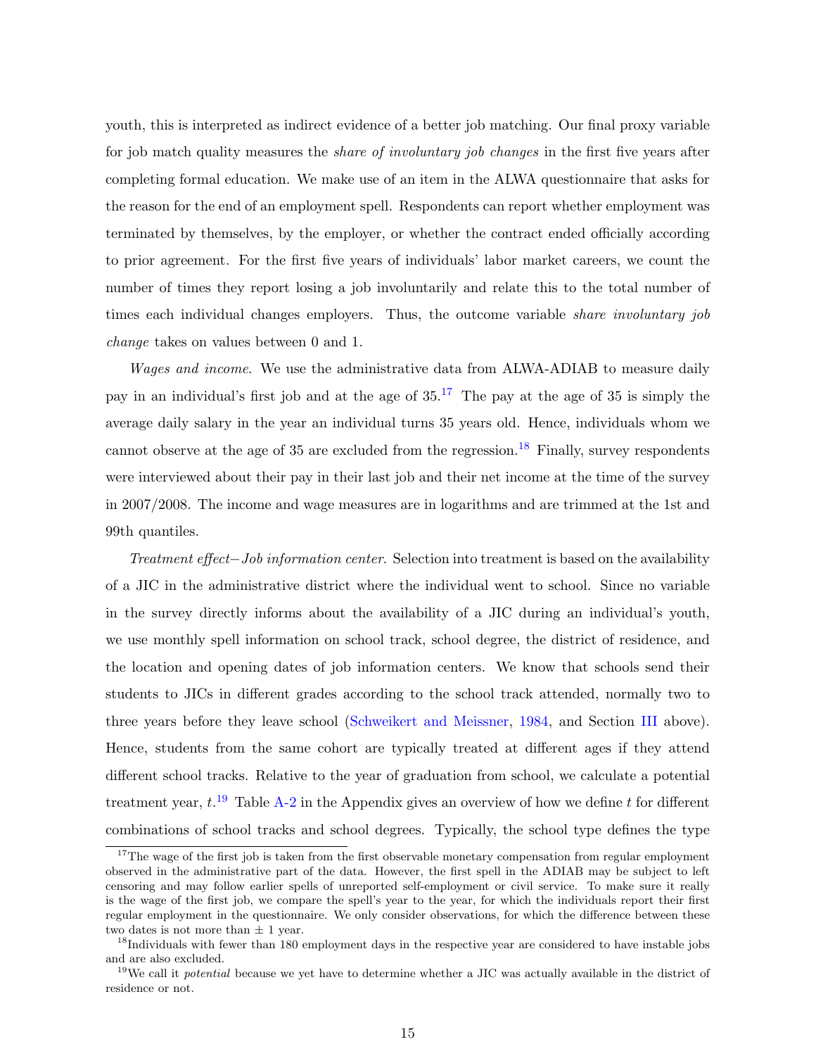youth, this is interpreted as indirect evidence of a better job matching. Our final proxy variable for job match quality measures the *share of involuntary job changes* in the first five years after completing formal education. We make use of an item in the ALWA questionnaire that asks for the reason for the end of an employment spell. Respondents can report whether employment was terminated by themselves, by the employer, or whether the contract ended officially according to prior agreement. For the first five years of individuals' labor market careers, we count the number of times they report losing a job involuntarily and relate this to the total number of times each individual changes employers. Thus, the outcome variable *share involuntary job change* takes on values between 0 and 1.

*Wages and income*. We use the administrative data from ALWA-ADIAB to measure daily pay in an individual's first job and at the age of 35.[17] The pay at the age of 35 is simply the average daily salary in the year an individual turns 35 years old. Hence, individuals whom we cannot observe at the age of 35 are excluded from the regression.[18] Finally, survey respondents were interviewed about their pay in their last job and their net income at the time of the survey in 2007/2008. The income and wage measures are in logarithms and are trimmed at the 1st and 99th quantiles.

*Treatment effect– Job information center*. Selection into treatment is based on the availability of a JIC in the administrative district where the individual went to school. Since no variable in the survey directly informs about the availability of a JIC during an individual's youth, we use monthly spell information on school track, school degree, the district of residence, and the location and opening dates of job information centers. We know that schools send their students to JICs in different grades according to the school track attended, normally two to three years before they leave school (Schweikert and Meissner, 1984, and Section III above). Hence, students from the same cohort are typically treated at different ages if they attend different school tracks. Relative to the year of graduation from school, we calculate a potential treatment year, $t$.[19] Table A-2 in the Appendix gives an overview of how we define $t$ for different combinations of school tracks and school degrees. Typically, the school type defines the type

[17] The wage of the first job is taken from the first observable monetary compensation from regular employment observed in the administrative part of the data. However, the first spell in the ADIAB may be subject to left censoring and may follow earlier spells of unreported self-employment or civil service. To make sure it really is the wage of the first job, we compare the spell's year to the year, for which the individuals report their first regular employment in the questionnaire. We only consider observations, for which the difference between these two dates is not more than ± 1 year.

[18] Individuals with fewer than 180 employment days in the respective year are considered to have instable jobs and are also excluded.

[19] We call it *potential* because we yet have to determine whether a JIC was actually available in the district of residence or not.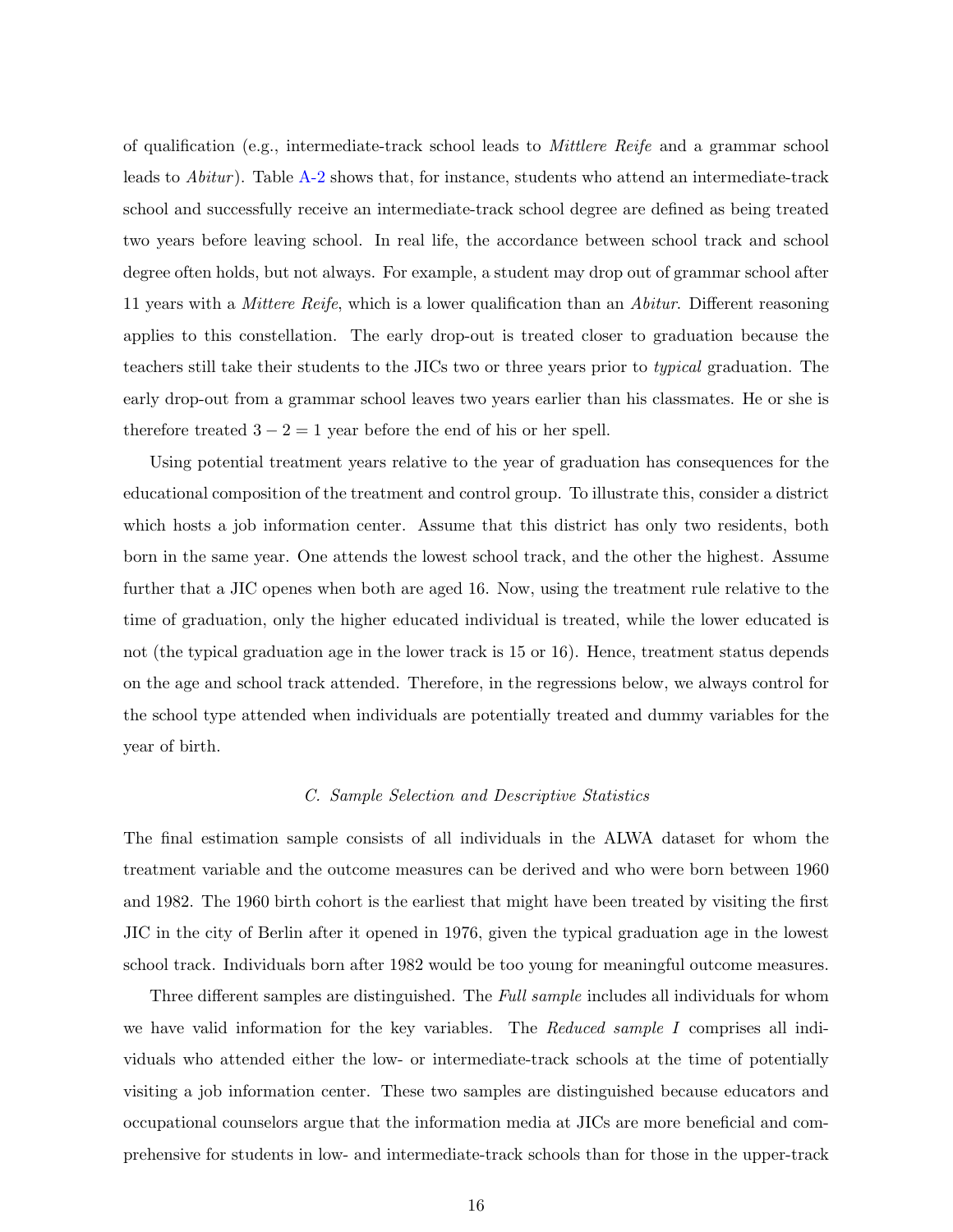of qualification (e.g., intermediate-track school leads to *Mittlere Reife* and a grammar school leads to *Abitur*). Table A-2 shows that, for instance, students who attend an intermediate-track school and successfully receive an intermediate-track school degree are defined as being treated two years before leaving school. In real life, the accordance between school track and school degree often holds, but not always. For example, a student may drop out of grammar school after 11 years with a *Mittere Reife*, which is a lower qualification than an *Abitur*. Different reasoning applies to this constellation. The early drop-out is treated closer to graduation because the teachers still take their students to the JICs two or three years prior to *typical* graduation. The early drop-out from a grammar school leaves two years earlier than his classmates. He or she is therefore treated $3 - 2 = 1$ year before the end of his or her spell.

Using potential treatment years relative to the year of graduation has consequences for the educational composition of the treatment and control group. To illustrate this, consider a district which hosts a job information center. Assume that this district has only two residents, both born in the same year. One attends the lowest school track, and the other the highest. Assume further that a JIC openes when both are aged 16. Now, using the treatment rule relative to the time of graduation, only the higher educated individual is treated, while the lower educated is not (the typical graduation age in the lower track is 15 or 16). Hence, treatment status depends on the age and school track attended. Therefore, in the regressions below, we always control for the school type attended when individuals are potentially treated and dummy variables for the year of birth.

### *C. Sample Selection and Descriptive Statistics*

The final estimation sample consists of all individuals in the ALWA dataset for whom the treatment variable and the outcome measures can be derived and who were born between 1960 and 1982. The 1960 birth cohort is the earliest that might have been treated by visiting the first JIC in the city of Berlin after it opened in 1976, given the typical graduation age in the lowest school track. Individuals born after 1982 would be too young for meaningful outcome measures.

Three different samples are distinguished. The *Full sample* includes all individuals for whom we have valid information for the key variables. The *Reduced sample I* comprises all individuals who attended either the low- or intermediate-track schools at the time of potentially visiting a job information center. These two samples are distinguished because educators and occupational counselors argue that the information media at JICs are more beneficial and comprehensive for students in low- and intermediate-track schools than for those in the upper-track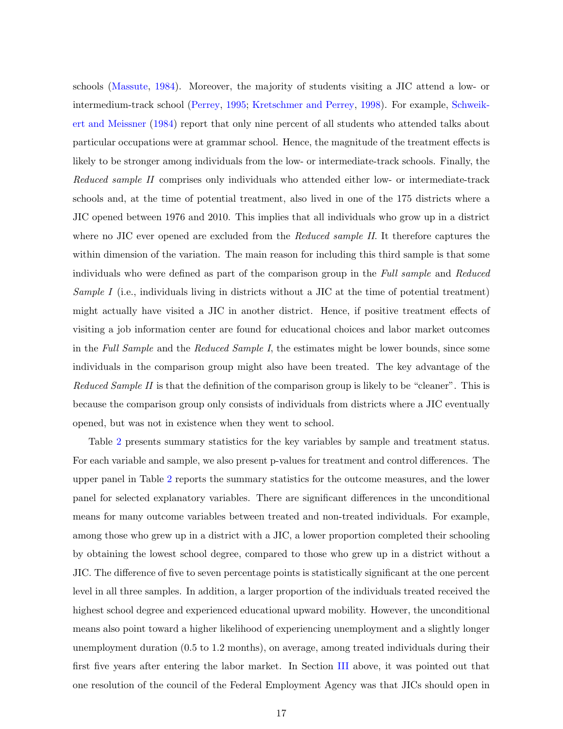schools (Massute, 1984). Moreover, the majority of students visiting a JIC attend a low- or intermedium-track school (Perrey, 1995; Kretschmer and Perrey, 1998). For example, Schweikert and Meissner (1984) report that only nine percent of all students who attended talks about particular occupations were at grammar school. Hence, the magnitude of the treatment effects is likely to be stronger among individuals from the low- or intermediate-track schools. Finally, the *Reduced sample II* comprises only individuals who attended either low- or intermediate-track schools and, at the time of potential treatment, also lived in one of the 175 districts where a JIC opened between 1976 and 2010. This implies that all individuals who grow up in a district where no JIC ever opened are excluded from the *Reduced sample II*. It therefore captures the within dimension of the variation. The main reason for including this third sample is that some individuals who were defined as part of the comparison group in the *Full sample* and *Reduced Sample I* (i.e., individuals living in districts without a JIC at the time of potential treatment) might actually have visited a JIC in another district. Hence, if positive treatment effects of visiting a job information center are found for educational choices and labor market outcomes in the *Full Sample* and the *Reduced Sample I*, the estimates might be lower bounds, since some individuals in the comparison group might also have been treated. The key advantage of the *Reduced Sample II* is that the definition of the comparison group is likely to be "cleaner". This is because the comparison group only consists of individuals from districts where a JIC eventually opened, but was not in existence when they went to school.

Table 2 presents summary statistics for the key variables by sample and treatment status. For each variable and sample, we also present p-values for treatment and control differences. The upper panel in Table 2 reports the summary statistics for the outcome measures, and the lower panel for selected explanatory variables. There are significant differences in the unconditional means for many outcome variables between treated and non-treated individuals. For example, among those who grew up in a district with a JIC, a lower proportion completed their schooling by obtaining the lowest school degree, compared to those who grew up in a district without a JIC. The difference of five to seven percentage points is statistically significant at the one percent level in all three samples. In addition, a larger proportion of the individuals treated received the highest school degree and experienced educational upward mobility. However, the unconditional means also point toward a higher likelihood of experiencing unemployment and a slightly longer unemployment duration (0.5 to 1.2 months), on average, among treated individuals during their first five years after entering the labor market. In Section III above, it was pointed out that one resolution of the council of the Federal Employment Agency was that JICs should open in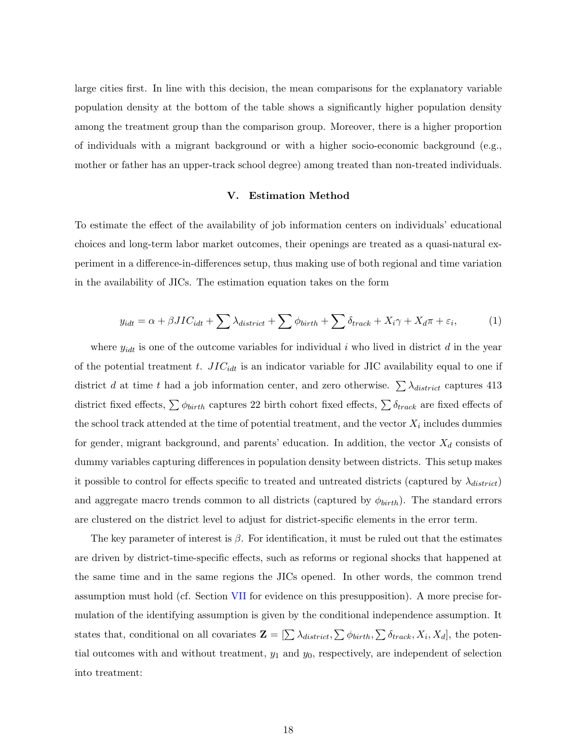large cities first. In line with this decision, the mean comparisons for the explanatory variable population density at the bottom of the table shows a significantly higher population density among the treatment group than the comparison group. Moreover, there is a higher proportion of individuals with a migrant background or with a higher socio-economic background (e.g., mother or father has an upper-track school degree) among treated than non-treated individuals.

## V. Estimation Method

To estimate the effect of the availability of job information centers on individuals' educational choices and long-term labor market outcomes, their openings are treated as a quasi-natural experiment in a difference-in-differences setup, thus making use of both regional and time variation in the availability of JICs. The estimation equation takes on the form

$$y_{idt} = \alpha + \beta JIC_{idt} + \sum \lambda_{district} + \sum \phi_{birth} + \sum \delta_{track} + X_i \gamma + X_d \pi + \varepsilon_i, \qquad (1)$$

where $y_{idt}$ is one of the outcome variables for individual $i$ who lived in district $d$ in the year of the potential treatment $t$. $JIC_{idt}$ is an indicator variable for JIC availability equal to one if district $d$ at time $t$ had a job information center, and zero otherwise. $\sum \lambda_{district}$ captures 413 district fixed effects, $\sum \phi_{birth}$ captures 22 birth cohort fixed effects, $\sum \delta_{track}$ are fixed effects of the school track attended at the time of potential treatment, and the vector $X_i$ includes dummies for gender, migrant background, and parents' education. In addition, the vector $X_d$ consists of dummy variables capturing differences in population density between districts. This setup makes it possible to control for effects specific to treated and untreated districts (captured by $\lambda_{district}$) and aggregate macro trends common to all districts (captured by $\phi_{birth}$). The standard errors are clustered on the district level to adjust for district-specific elements in the error term.

The key parameter of interest is $\beta$. For identification, it must be ruled out that the estimates are driven by district-time-specific effects, such as reforms or regional shocks that happened at the same time and in the same regions the JICs opened. In other words, the common trend assumption must hold (cf. Section VII for evidence on this presupposition). A more precise formulation of the identifying assumption is given by the conditional independence assumption. It states that, conditional on all covariates $\mathbf{Z} = [\sum \lambda_{district}, \sum \phi_{birth}, \sum \delta_{track}, X_i, X_d]$, the potential outcomes with and without treatment, $y_1$ and $y_0$, respectively, are independent of selection into treatment: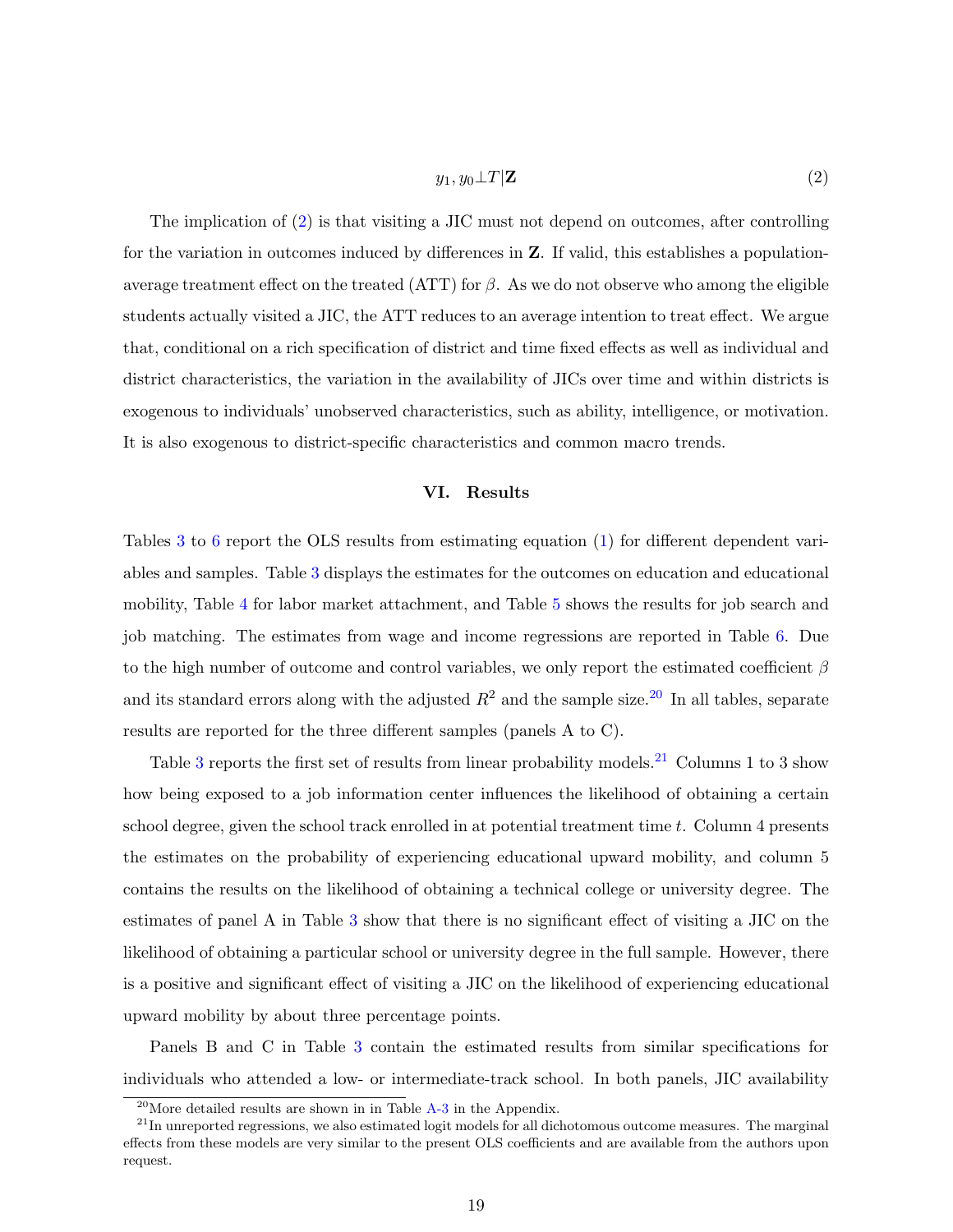$$y_1, y_0 \perp T | \mathbf{Z} \tag{2}$$

The implication of (2) is that visiting a JIC must not depend on outcomes, after controlling for the variation in outcomes induced by differences in $\mathbf{Z}$. If valid, this establishes a population-average treatment effect on the treated (ATT) for $\beta$. As we do not observe who among the eligible students actually visited a JIC, the ATT reduces to an average intention to treat effect. We argue that, conditional on a rich specification of district and time fixed effects as well as individual and district characteristics, the variation in the availability of JICs over time and within districts is exogenous to individuals' unobserved characteristics, such as ability, intelligence, or motivation. It is also exogenous to district-specific characteristics and common macro trends.

## VI. Results

Tables 3 to 6 report the OLS results from estimating equation (1) for different dependent variables and samples. Table 3 displays the estimates for the outcomes on education and educational mobility, Table 4 for labor market attachment, and Table 5 shows the results for job search and job matching. The estimates from wage and income regressions are reported in Table 6. Due to the high number of outcome and control variables, we only report the estimated coefficient $\beta$ and its standard errors along with the adjusted $R^2$ and the sample size.[20] In all tables, separate results are reported for the three different samples (panels A to C).

Table 3 reports the first set of results from linear probability models.[21] Columns 1 to 3 show how being exposed to a job information center influences the likelihood of obtaining a certain school degree, given the school track enrolled in at potential treatment time $t$. Column 4 presents the estimates on the probability of experiencing educational upward mobility, and column 5 contains the results on the likelihood of obtaining a technical college or university degree. The estimates of panel A in Table 3 show that there is no significant effect of visiting a JIC on the likelihood of obtaining a particular school or university degree in the full sample. However, there is a positive and significant effect of visiting a JIC on the likelihood of experiencing educational upward mobility by about three percentage points.

Panels B and C in Table 3 contain the estimated results from similar specifications for individuals who attended a low- or intermediate-track school. In both panels, JIC availability

[20] More detailed results are shown in in Table A-3 in the Appendix.

[21] In unreported regressions, we also estimated logit models for all dichotomous outcome measures. The marginal effects from these models are very similar to the present OLS coefficients and are available from the authors upon request.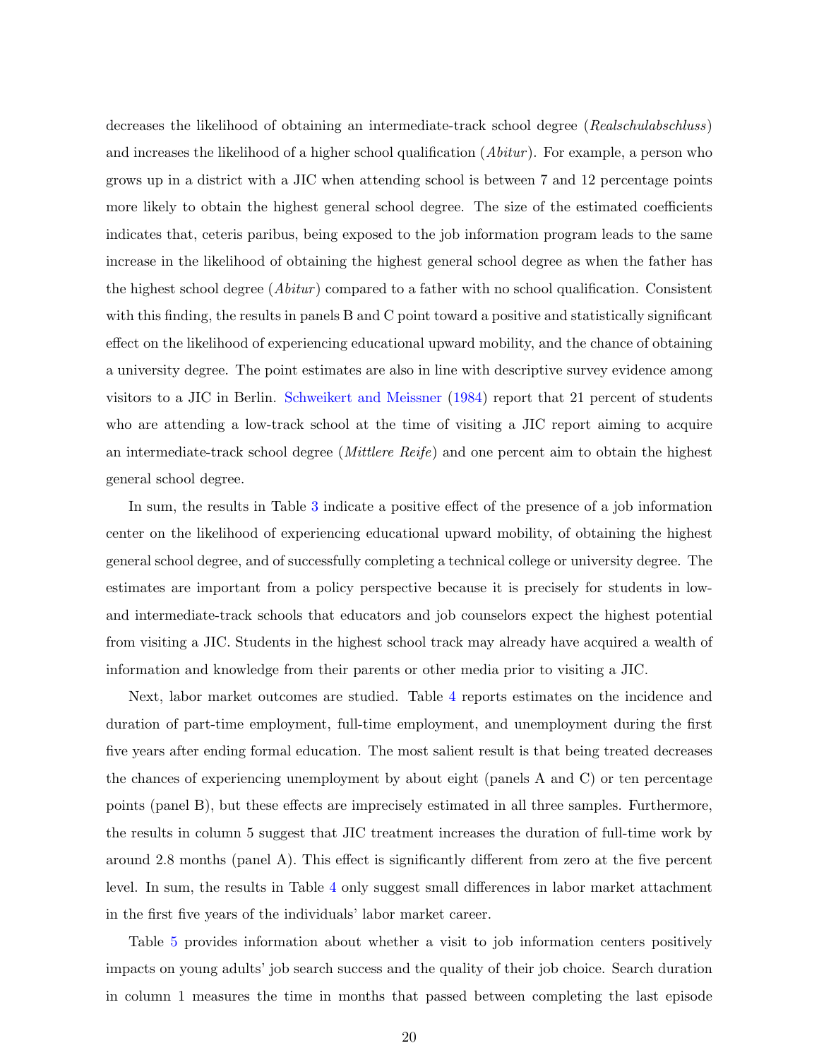decreases the likelihood of obtaining an intermediate-track school degree (*Realschulabschluss*) and increases the likelihood of a higher school qualification (*Abitur*). For example, a person who grows up in a district with a JIC when attending school is between 7 and 12 percentage points more likely to obtain the highest general school degree. The size of the estimated coefficients indicates that, ceteris paribus, being exposed to the job information program leads to the same increase in the likelihood of obtaining the highest general school degree as when the father has the highest school degree (*Abitur*) compared to a father with no school qualification. Consistent with this finding, the results in panels B and C point toward a positive and statistically significant effect on the likelihood of experiencing educational upward mobility, and the chance of obtaining a university degree. The point estimates are also in line with descriptive survey evidence among visitors to a JIC in Berlin. Schweikert and Meissner (1984) report that 21 percent of students who are attending a low-track school at the time of visiting a JIC report aiming to acquire an intermediate-track school degree (*Mittlere Reife*) and one percent aim to obtain the highest general school degree.

In sum, the results in Table 3 indicate a positive effect of the presence of a job information center on the likelihood of experiencing educational upward mobility, of obtaining the highest general school degree, and of successfully completing a technical college or university degree. The estimates are important from a policy perspective because it is precisely for students in low- and intermediate-track schools that educators and job counselors expect the highest potential from visiting a JIC. Students in the highest school track may already have acquired a wealth of information and knowledge from their parents or other media prior to visiting a JIC.

Next, labor market outcomes are studied. Table 4 reports estimates on the incidence and duration of part-time employment, full-time employment, and unemployment during the first five years after ending formal education. The most salient result is that being treated decreases the chances of experiencing unemployment by about eight (panels A and C) or ten percentage points (panel B), but these effects are imprecisely estimated in all three samples. Furthermore, the results in column 5 suggest that JIC treatment increases the duration of full-time work by around 2.8 months (panel A). This effect is significantly different from zero at the five percent level. In sum, the results in Table 4 only suggest small differences in labor market attachment in the first five years of the individuals' labor market career.

Table 5 provides information about whether a visit to job information centers positively impacts on young adults' job search success and the quality of their job choice. Search duration in column 1 measures the time in months that passed between completing the last episode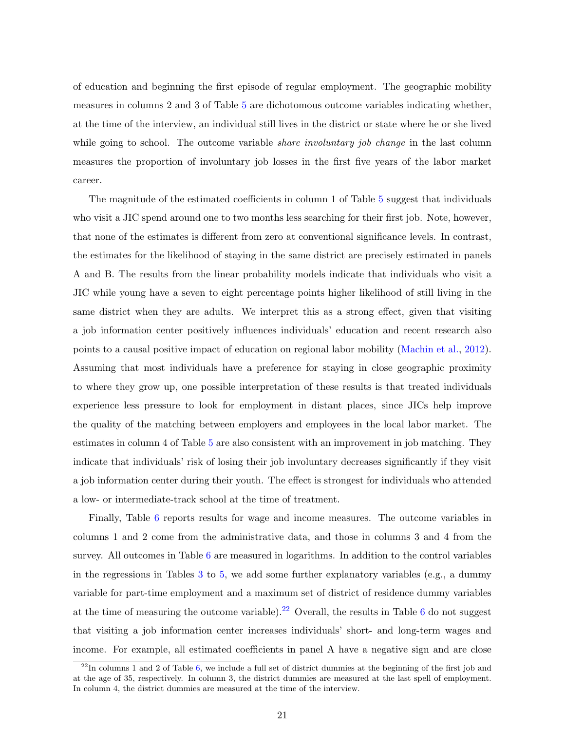of education and beginning the first episode of regular employment. The geographic mobility measures in columns 2 and 3 of Table 5 are dichotomous outcome variables indicating whether, at the time of the interview, an individual still lives in the district or state where he or she lived while going to school. The outcome variable *share involuntary job change* in the last column measures the proportion of involuntary job losses in the first five years of the labor market career.

The magnitude of the estimated coefficients in column 1 of Table 5 suggest that individuals who visit a JIC spend around one to two months less searching for their first job. Note, however, that none of the estimates is different from zero at conventional significance levels. In contrast, the estimates for the likelihood of staying in the same district are precisely estimated in panels A and B. The results from the linear probability models indicate that individuals who visit a JIC while young have a seven to eight percentage points higher likelihood of still living in the same district when they are adults. We interpret this as a strong effect, given that visiting a job information center positively influences individuals' education and recent research also points to a causal positive impact of education on regional labor mobility (Machin et al., 2012). Assuming that most individuals have a preference for staying in close geographic proximity to where they grow up, one possible interpretation of these results is that treated individuals experience less pressure to look for employment in distant places, since JICs help improve the quality of the matching between employers and employees in the local labor market. The estimates in column 4 of Table 5 are also consistent with an improvement in job matching. They indicate that individuals' risk of losing their job involuntary decreases significantly if they visit a job information center during their youth. The effect is strongest for individuals who attended a low- or intermediate-track school at the time of treatment.

Finally, Table 6 reports results for wage and income measures. The outcome variables in columns 1 and 2 come from the administrative data, and those in columns 3 and 4 from the survey. All outcomes in Table 6 are measured in logarithms. In addition to the control variables in the regressions in Tables 3 to 5, we add some further explanatory variables (e.g., a dummy variable for part-time employment and a maximum set of district of residence dummy variables at the time of measuring the outcome variable).[22] Overall, the results in Table 6 do not suggest that visiting a job information center increases individuals' short- and long-term wages and income. For example, all estimated coefficients in panel A have a negative sign and are close

[22] In columns 1 and 2 of Table 6, we include a full set of district dummies at the beginning of the first job and at the age of 35, respectively. In column 3, the district dummies are measured at the last spell of employment. In column 4, the district dummies are measured at the time of the interview.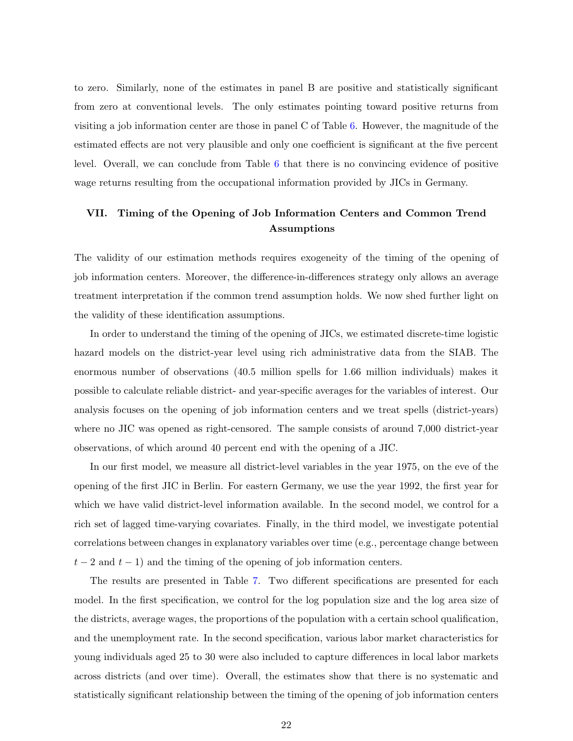to zero. Similarly, none of the estimates in panel B are positive and statistically significant from zero at conventional levels. The only estimates pointing toward positive returns from visiting a job information center are those in panel C of Table 6. However, the magnitude of the estimated effects are not very plausible and only one coefficient is significant at the five percent level. Overall, we can conclude from Table 6 that there is no convincing evidence of positive wage returns resulting from the occupational information provided by JICs in Germany.

## VII. Timing of the Opening of Job Information Centers and Common Trend Assumptions

The validity of our estimation methods requires exogeneity of the timing of the opening of job information centers. Moreover, the difference-in-differences strategy only allows an average treatment interpretation if the common trend assumption holds. We now shed further light on the validity of these identification assumptions.

In order to understand the timing of the opening of JICs, we estimated discrete-time logistic hazard models on the district-year level using rich administrative data from the SIAB. The enormous number of observations (40.5 million spells for 1.66 million individuals) makes it possible to calculate reliable district- and year-specific averages for the variables of interest. Our analysis focuses on the opening of job information centers and we treat spells (district-years) where no JIC was opened as right-censored. The sample consists of around 7,000 district-year observations, of which around 40 percent end with the opening of a JIC.

In our first model, we measure all district-level variables in the year 1975, on the eve of the opening of the first JIC in Berlin. For eastern Germany, we use the year 1992, the first year for which we have valid district-level information available. In the second model, we control for a rich set of lagged time-varying covariates. Finally, in the third model, we investigate potential correlations between changes in explanatory variables over time (e.g., percentage change between $t-2$ and $t-1$) and the timing of the opening of job information centers.

The results are presented in Table 7. Two different specifications are presented for each model. In the first specification, we control for the log population size and the log area size of the districts, average wages, the proportions of the population with a certain school qualification, and the unemployment rate. In the second specification, various labor market characteristics for young individuals aged 25 to 30 were also included to capture differences in local labor markets across districts (and over time). Overall, the estimates show that there is no systematic and statistically significant relationship between the timing of the opening of job information centers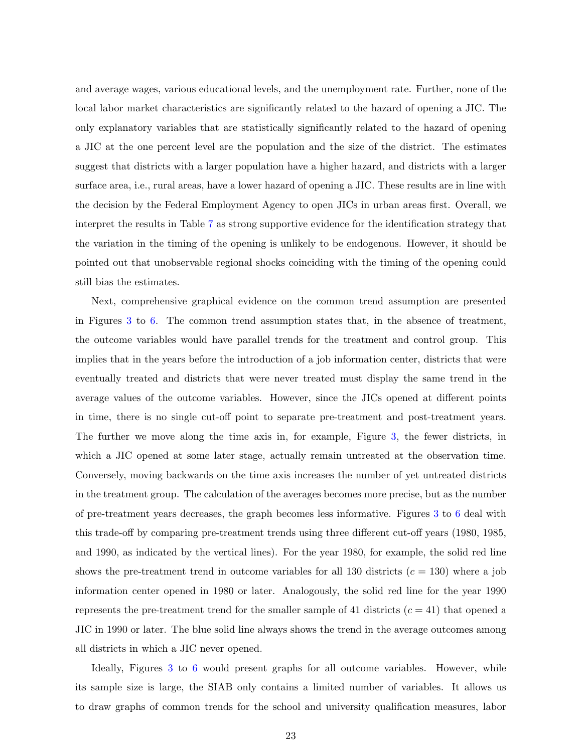and average wages, various educational levels, and the unemployment rate. Further, none of the local labor market characteristics are significantly related to the hazard of opening a JIC. The only explanatory variables that are statistically significantly related to the hazard of opening a JIC at the one percent level are the population and the size of the district. The estimates suggest that districts with a larger population have a higher hazard, and districts with a larger surface area, i.e., rural areas, have a lower hazard of opening a JIC. These results are in line with the decision by the Federal Employment Agency to open JICs in urban areas first. Overall, we interpret the results in Table 7 as strong supportive evidence for the identification strategy that the variation in the timing of the opening is unlikely to be endogenous. However, it should be pointed out that unobservable regional shocks coinciding with the timing of the opening could still bias the estimates.

Next, comprehensive graphical evidence on the common trend assumption are presented in Figures 3 to 6. The common trend assumption states that, in the absence of treatment, the outcome variables would have parallel trends for the treatment and control group. This implies that in the years before the introduction of a job information center, districts that were eventually treated and districts that were never treated must display the same trend in the average values of the outcome variables. However, since the JICs opened at different points in time, there is no single cut-off point to separate pre-treatment and post-treatment years. The further we move along the time axis in, for example, Figure 3, the fewer districts, in which a JIC opened at some later stage, actually remain untreated at the observation time. Conversely, moving backwards on the time axis increases the number of yet untreated districts in the treatment group. The calculation of the averages becomes more precise, but as the number of pre-treatment years decreases, the graph becomes less informative. Figures 3 to 6 deal with this trade-off by comparing pre-treatment trends using three different cut-off years (1980, 1985, and 1990, as indicated by the vertical lines). For the year 1980, for example, the solid red line shows the pre-treatment trend in outcome variables for all 130 districts ($c = 130$) where a job information center opened in 1980 or later. Analogously, the solid red line for the year 1990 represents the pre-treatment trend for the smaller sample of 41 districts ($c = 41$) that opened a JIC in 1990 or later. The blue solid line always shows the trend in the average outcomes among all districts in which a JIC never opened.

Ideally, Figures 3 to 6 would present graphs for all outcome variables. However, while its sample size is large, the SIAB only contains a limited number of variables. It allows us to draw graphs of common trends for the school and university qualification measures, labor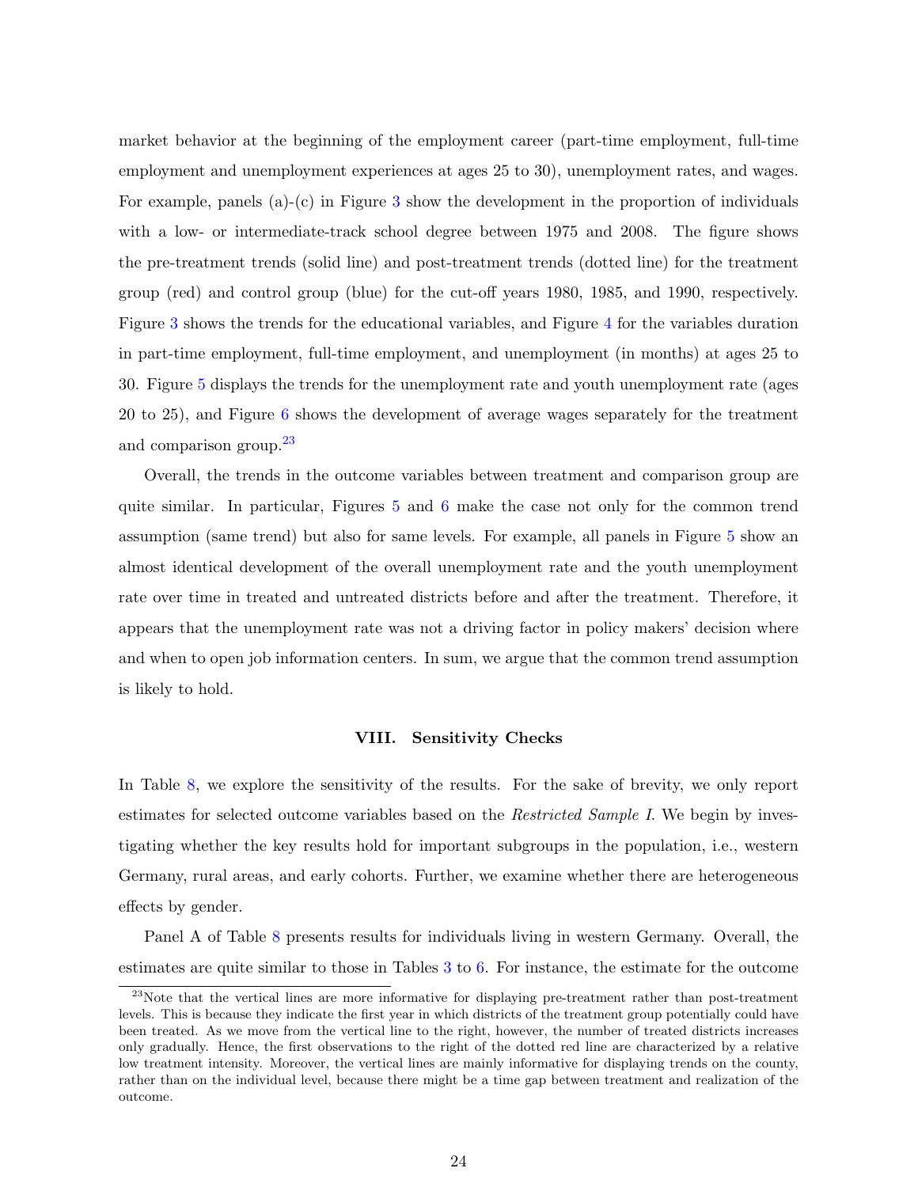market behavior at the beginning of the employment career (part-time employment, full-time employment and unemployment experiences at ages 25 to 30), unemployment rates, and wages. For example, panels (a)-(c) in Figure 3 show the development in the proportion of individuals with a low- or intermediate-track school degree between 1975 and 2008. The figure shows the pre-treatment trends (solid line) and post-treatment trends (dotted line) for the treatment group (red) and control group (blue) for the cut-off years 1980, 1985, and 1990, respectively. Figure 3 shows the trends for the educational variables, and Figure 4 for the variables duration in part-time employment, full-time employment, and unemployment (in months) at ages 25 to 30. Figure 5 displays the trends for the unemployment rate and youth unemployment rate (ages 20 to 25), and Figure 6 shows the development of average wages separately for the treatment and comparison group.[23]

Overall, the trends in the outcome variables between treatment and comparison group are quite similar. In particular, Figures 5 and 6 make the case not only for the common trend assumption (same trend) but also for same levels. For example, all panels in Figure 5 show an almost identical development of the overall unemployment rate and the youth unemployment rate over time in treated and untreated districts before and after the treatment. Therefore, it appears that the unemployment rate was not a driving factor in policy makers' decision where and when to open job information centers. In sum, we argue that the common trend assumption is likely to hold.

## VIII. Sensitivity Checks

In Table 8, we explore the sensitivity of the results. For the sake of brevity, we only report estimates for selected outcome variables based on the *Restricted Sample I.* We begin by investigating whether the key results hold for important subgroups in the population, i.e., western Germany, rural areas, and early cohorts. Further, we examine whether there are heterogeneous effects by gender.

Panel A of Table 8 presents results for individuals living in western Germany. Overall, the estimates are quite similar to those in Tables 3 to 6. For instance, the estimate for the outcome

[23] Note that the vertical lines are more informative for displaying pre-treatment rather than post-treatment levels. This is because they indicate the first year in which districts of the treatment group potentially could have been treated. As we move from the vertical line to the right, however, the number of treated districts increases only gradually. Hence, the first observations to the right of the dotted red line are characterized by a relative low treatment intensity. Moreover, the vertical lines are mainly informative for displaying trends on the county, rather than on the individual level, because there might be a time gap between treatment and realization of the outcome.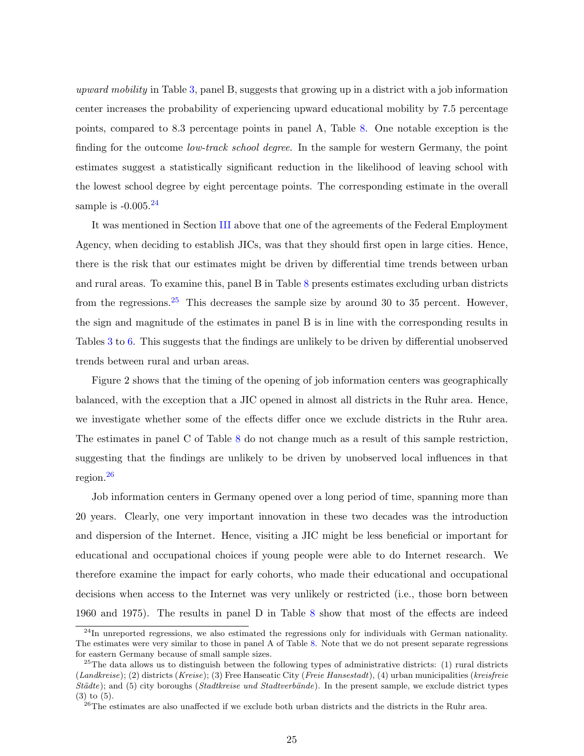*upward mobility* in Table 3, panel B, suggests that growing up in a district with a job information center increases the probability of experiencing upward educational mobility by 7.5 percentage points, compared to 8.3 percentage points in panel A, Table 8. One notable exception is the finding for the outcome *low-track school degree*. In the sample for western Germany, the point estimates suggest a statistically significant reduction in the likelihood of leaving school with the lowest school degree by eight percentage points. The corresponding estimate in the overall sample is -0.005.[24]

It was mentioned in Section III above that one of the agreements of the Federal Employment Agency, when deciding to establish JICs, was that they should first open in large cities. Hence, there is the risk that our estimates might be driven by differential time trends between urban and rural areas. To examine this, panel B in Table 8 presents estimates excluding urban districts from the regressions.[25] This decreases the sample size by around 30 to 35 percent. However, the sign and magnitude of the estimates in panel B is in line with the corresponding results in Tables 3 to 6. This suggests that the findings are unlikely to be driven by differential unobserved trends between rural and urban areas.

Figure 2 shows that the timing of the opening of job information centers was geographically balanced, with the exception that a JIC opened in almost all districts in the Ruhr area. Hence, we investigate whether some of the effects differ once we exclude districts in the Ruhr area. The estimates in panel C of Table 8 do not change much as a result of this sample restriction, suggesting that the findings are unlikely to be driven by unobserved local influences in that region.[26]

Job information centers in Germany opened over a long period of time, spanning more than 20 years. Clearly, one very important innovation in these two decades was the introduction and dispersion of the Internet. Hence, visiting a JIC might be less beneficial or important for educational and occupational choices if young people were able to do Internet research. We therefore examine the impact for early cohorts, who made their educational and occupational decisions when access to the Internet was very unlikely or restricted (i.e., those born between 1960 and 1975). The results in panel D in Table 8 show that most of the effects are indeed

---

[24] In unreported regressions, we also estimated the regressions only for individuals with German nationality. The estimates were very similar to those in panel A of Table 8. Note that we do not present separate regressions for eastern Germany because of small sample sizes.

[25] The data allows us to distinguish between the following types of administrative districts: (1) rural districts (*Landkreise*); (2) districts (*Kreise*); (3) Free Hanseatic City (*Freie Hansestadt*), (4) urban municipalities (*kreisfreie Städte*); and (5) city boroughs (*Stadtkreise und Stadtverbände*). In the present sample, we exclude district types (3) to (5).

[26] The estimates are also unaffected if we exclude both urban districts and the districts in the Ruhr area.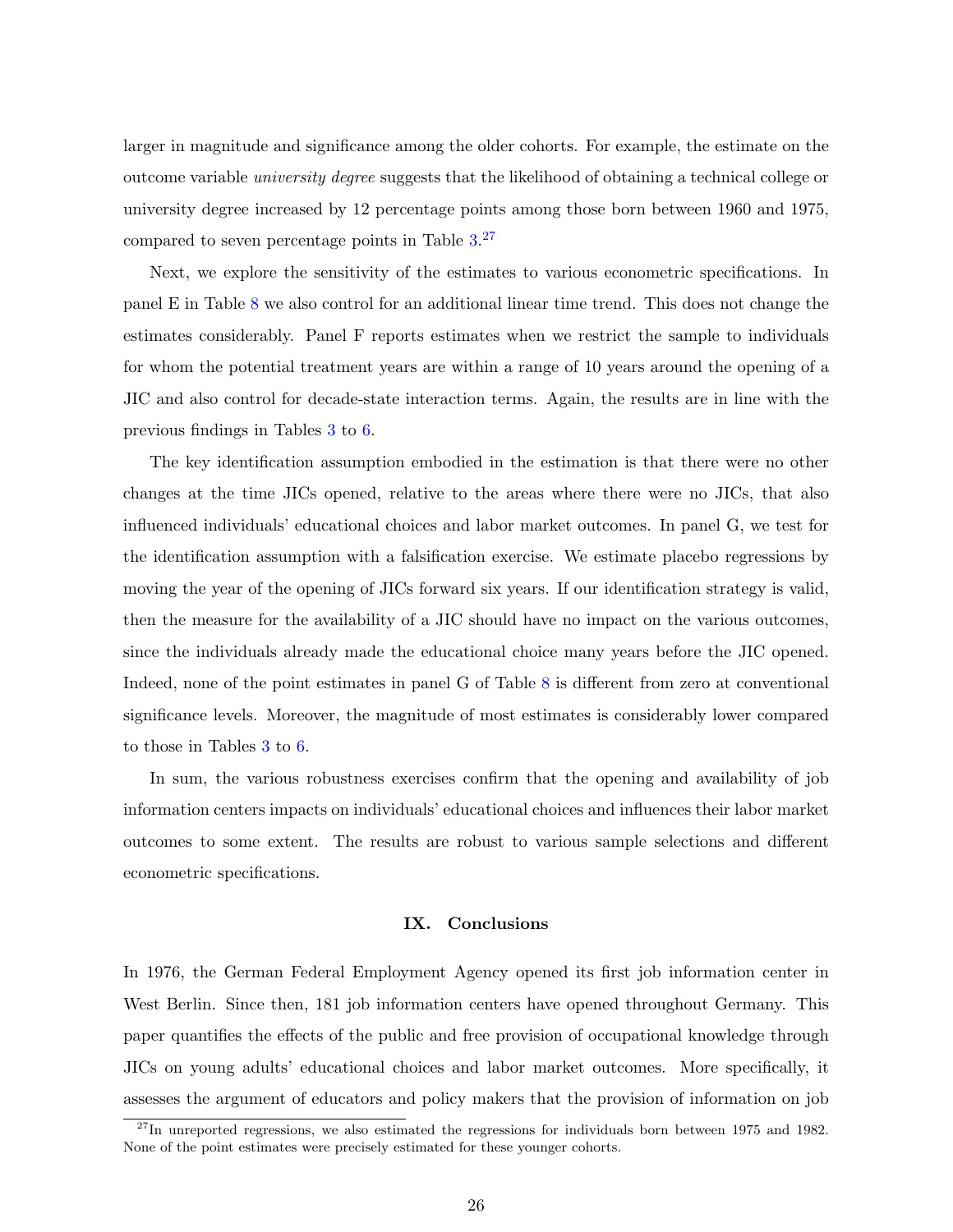larger in magnitude and significance among the older cohorts. For example, the estimate on the outcome variable *university degree* suggests that the likelihood of obtaining a technical college or university degree increased by 12 percentage points among those born between 1960 and 1975, compared to seven percentage points in Table 3.[27]

Next, we explore the sensitivity of the estimates to various econometric specifications. In panel E in Table 8 we also control for an additional linear time trend. This does not change the estimates considerably. Panel F reports estimates when we restrict the sample to individuals for whom the potential treatment years are within a range of 10 years around the opening of a JIC and also control for decade-state interaction terms. Again, the results are in line with the previous findings in Tables 3 to 6.

The key identification assumption embodied in the estimation is that there were no other changes at the time JICs opened, relative to the areas where there were no JICs, that also influenced individuals' educational choices and labor market outcomes. In panel G, we test for the identification assumption with a falsification exercise. We estimate placebo regressions by moving the year of the opening of JICs forward six years. If our identification strategy is valid, then the measure for the availability of a JIC should have no impact on the various outcomes, since the individuals already made the educational choice many years before the JIC opened. Indeed, none of the point estimates in panel G of Table 8 is different from zero at conventional significance levels. Moreover, the magnitude of most estimates is considerably lower compared to those in Tables 3 to 6.

In sum, the various robustness exercises confirm that the opening and availability of job information centers impacts on individuals' educational choices and influences their labor market outcomes to some extent. The results are robust to various sample selections and different econometric specifications.

## IX. Conclusions

In 1976, the German Federal Employment Agency opened its first job information center in West Berlin. Since then, 181 job information centers have opened throughout Germany. This paper quantifies the effects of the public and free provision of occupational knowledge through JICs on young adults' educational choices and labor market outcomes. More specifically, it assesses the argument of educators and policy makers that the provision of information on job

[27] In unreported regressions, we also estimated the regressions for individuals born between 1975 and 1982. None of the point estimates were precisely estimated for these younger cohorts.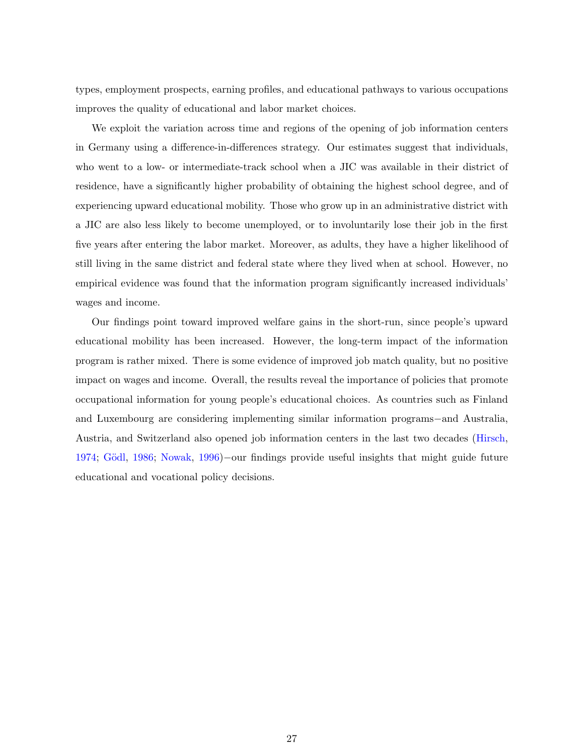types, employment prospects, earning profiles, and educational pathways to various occupations improves the quality of educational and labor market choices.

We exploit the variation across time and regions of the opening of job information centers in Germany using a difference-in-differences strategy. Our estimates suggest that individuals, who went to a low- or intermediate-track school when a JIC was available in their district of residence, have a significantly higher probability of obtaining the highest school degree, and of experiencing upward educational mobility. Those who grow up in an administrative district with a JIC are also less likely to become unemployed, or to involuntarily lose their job in the first five years after entering the labor market. Moreover, as adults, they have a higher likelihood of still living in the same district and federal state where they lived when at school. However, no empirical evidence was found that the information program significantly increased individuals' wages and income.

Our findings point toward improved welfare gains in the short-run, since people's upward educational mobility has been increased. However, the long-term impact of the information program is rather mixed. There is some evidence of improved job match quality, but no positive impact on wages and income. Overall, the results reveal the importance of policies that promote occupational information for young people's educational choices. As countries such as Finland and Luxembourg are considering implementing similar information programs−and Australia, Austria, and Switzerland also opened job information centers in the last two decades (Hirsch, 1974; Gödl, 1986; Nowak, 1996)−our findings provide useful insights that might guide future educational and vocational policy decisions.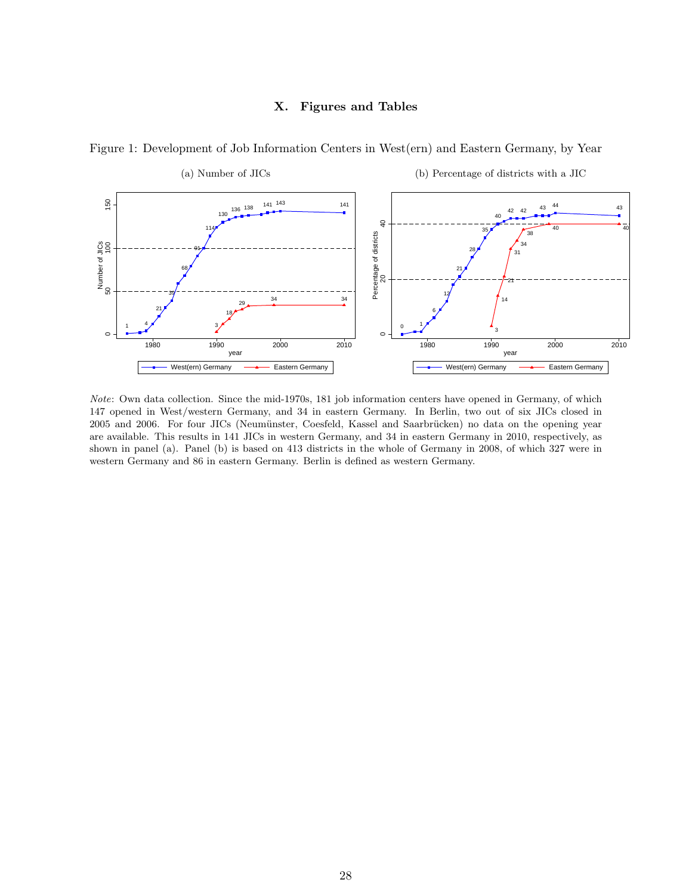## X. Figures and Tables

Figure 1: Development of Job Information Centers in West(ern) and Eastern Germany, by Year

(a) Number of JICs

(b) Percentage of districts with a JIC

*Note*: Own data collection. Since the mid-1970s, 181 job information centers have opened in Germany, of which 147 opened in West/western Germany, and 34 in eastern Germany. In Berlin, two out of six JICs closed in 2005 and 2006. For four JICs (Neumünster, Coesfeld, Kassel and Saarbrücken) no data on the opening year are available. This results in 141 JICs in western Germany, and 34 in eastern Germany in 2010, respectively, as shown in panel (a). Panel (b) is based on 413 districts in the whole of Germany in 2008, of which 327 were in western Germany and 86 in eastern Germany. Berlin is defined as western Germany.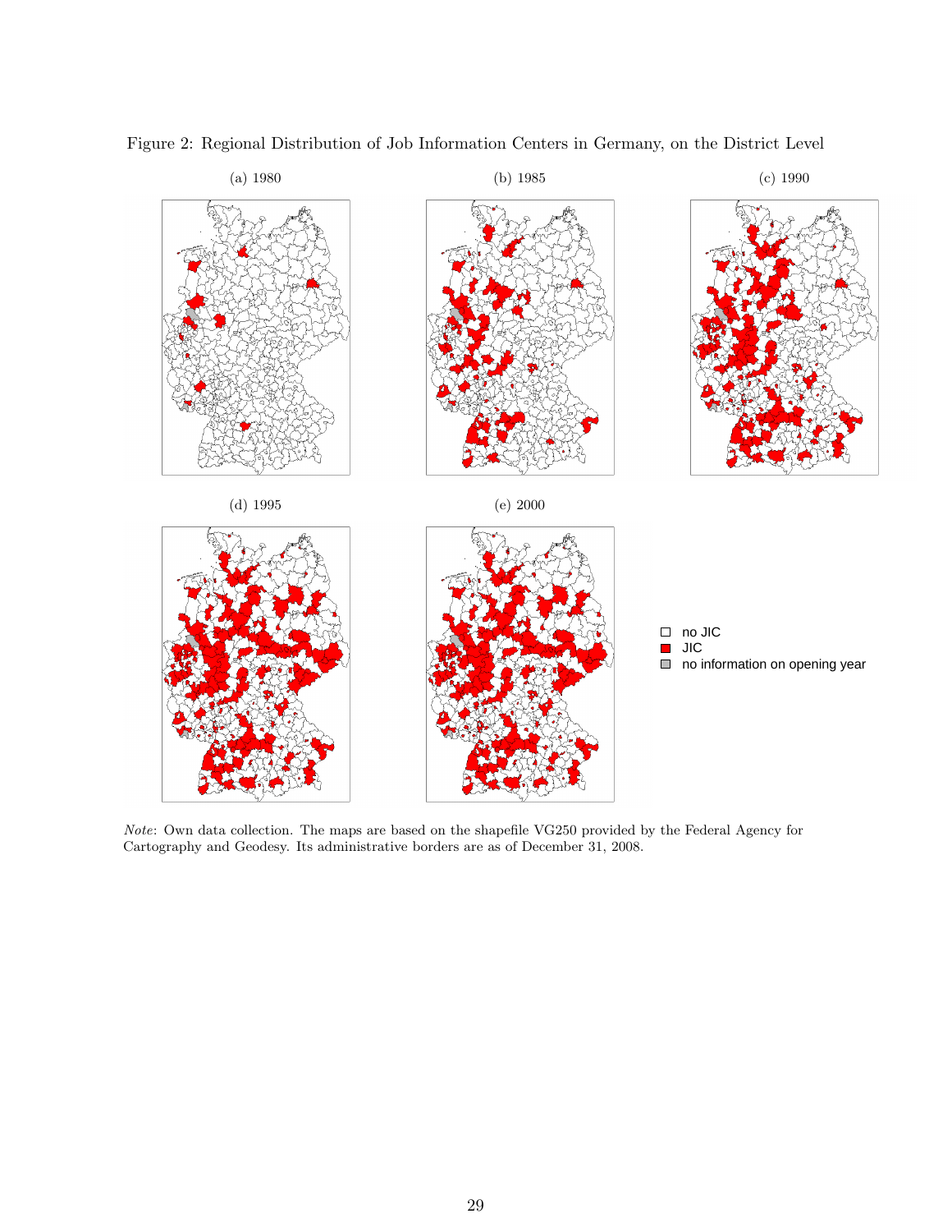Figure 2: Regional Distribution of Job Information Centers in Germany, on the District Level

(a) 1980

(b) 1985

(c) 1990

(d) 1995

(e) 2000

no JIC
JIC
no information on opening year

*Note*: Own data collection. The maps are based on the shapefile VG250 provided by the Federal Agency for Cartography and Geodesy. Its administrative borders are as of December 31, 2008.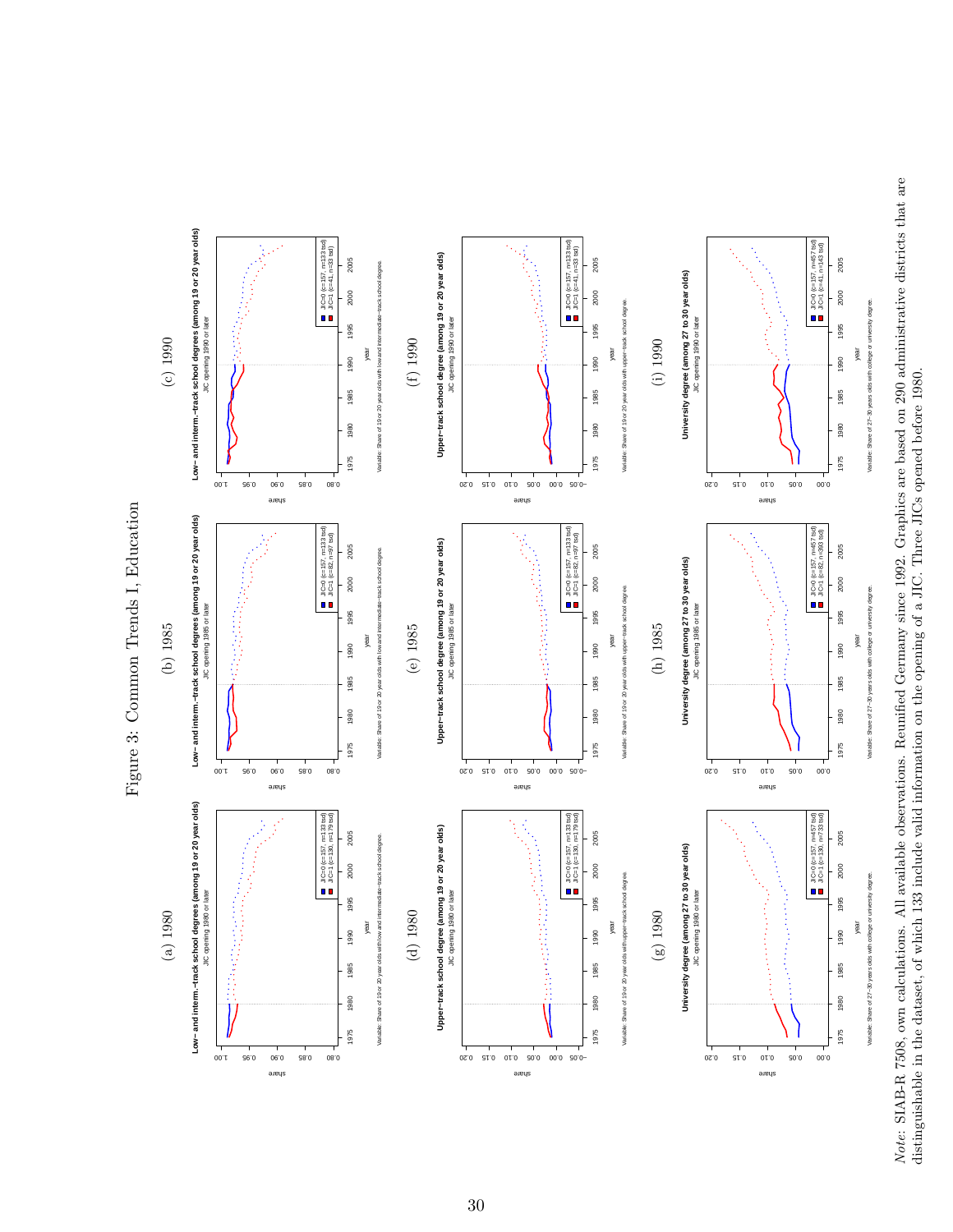Figure 3: Common Trends I, Education

(a) 1980

(b) 1985

(c) 1990

(d) 1980

(e) 1985

(f) 1990

(g) 1980

(h) 1985

(i) 1990

*Note:* SIAB-R 7508, own calculations. All available observations. Reunified Germany since 1992. Graphics are based on 290 administrative districts that are distinguishable in the dataset, of which 133 include valid information on the opening of a JIC. Three JICs opened before 1980.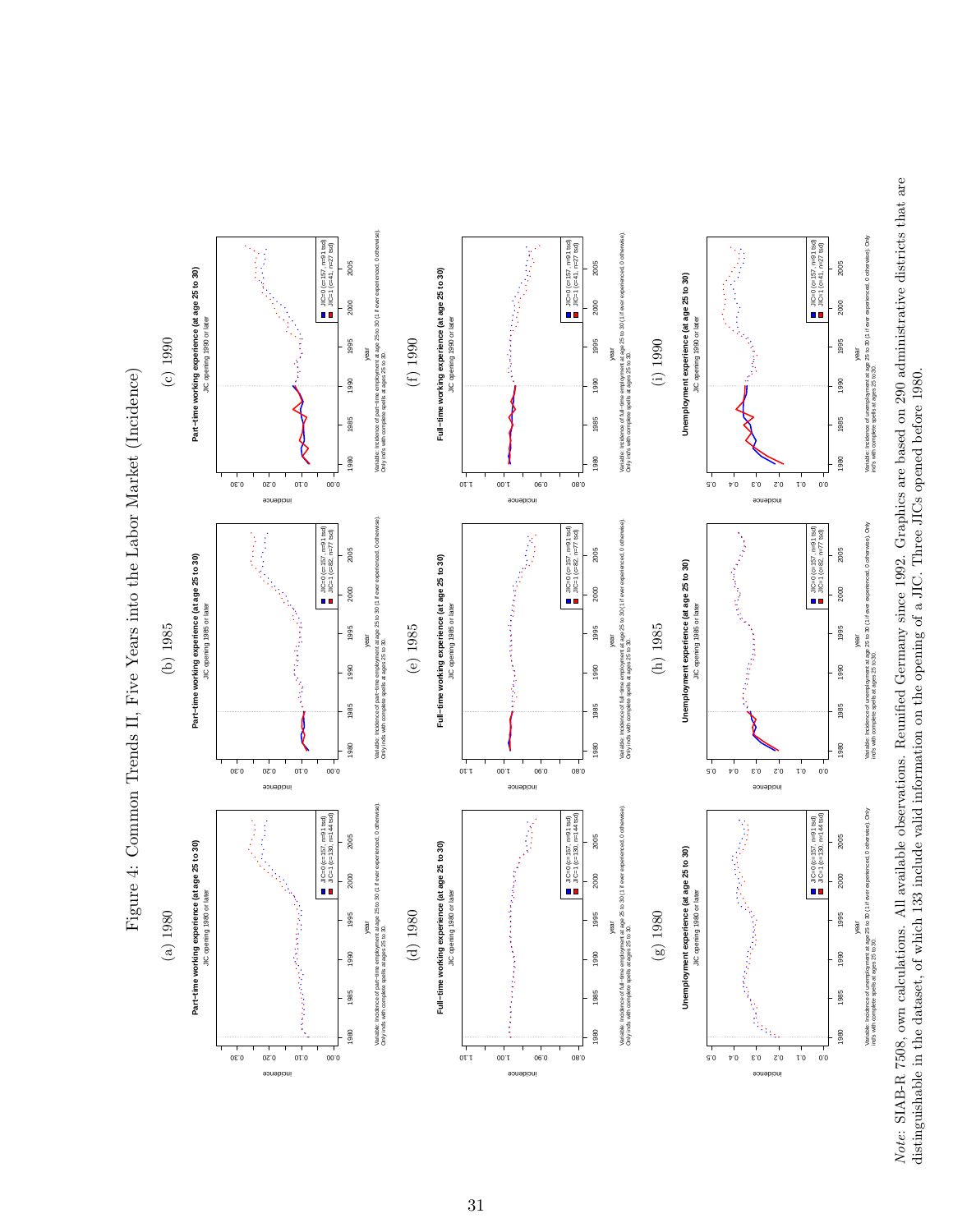Figure 4: Common Trends II, Five Years into the Labor Market (Incidence)

(a) 1980

(b) 1985

(c) 1990

(d) 1980

(e) 1985

(f) 1990

(g) 1980

(h) 1985

(i) 1990

*Note:* SIAB-R 7508, own calculations. All available observations. Reunified Germany since 1992. Graphics are based on 290 administrative districts that are distinguishable in the dataset, of which 133 include valid information on the opening of a JIC. Three JICs opened before 1980.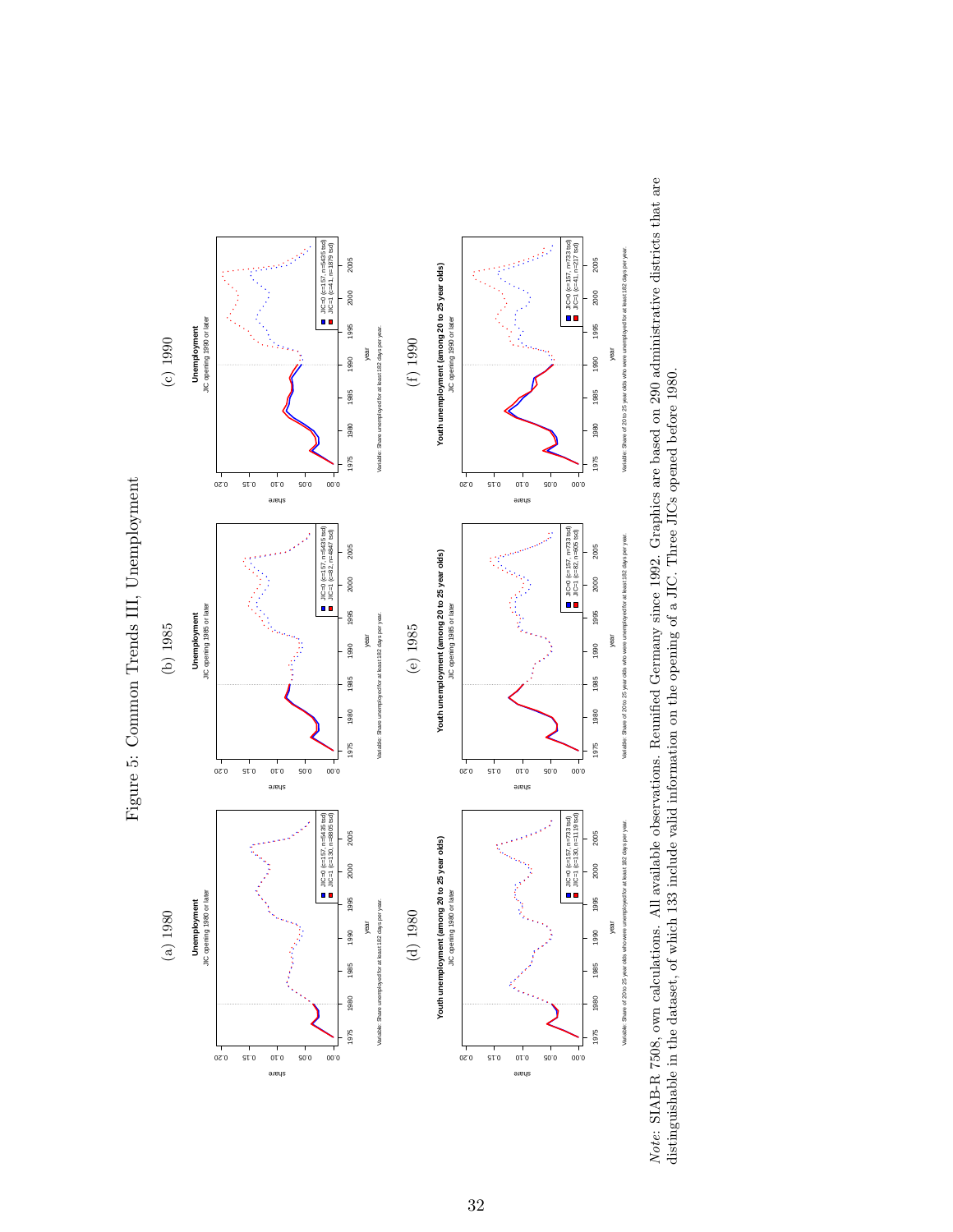Figure 5: Common Trends III, Unemployment

(a) 1980

**Unemployment**
JIC opening 1980 or later

JIC=0 (c=157, n=5426 tsd)
JIC=1 (c=130, n=8805 tsd)

Variable: Share unemployed for at least 182 days per year.

(b) 1985

**Unemployment**
JIC opening 1985 or later

JIC=0 (c=157, n=5426 tsd)
JIC=1 (c=82, n=4847 tsd)

Variable: Share unemployed for at least 182 days per year.

(c) 1990

**Unemployment**
JIC opening 1990 or later

JIC=0 (c=157, n=5426 tsd)
JIC=1 (c=41, n=1879 tsd)

Variable: Share unemployed for at least 182 days per year.

(d) 1980

**Youth unemployment (among 20 to 25 year olds)**
JIC opening 1980 or later

JIC=0 (c=157, n=733 tsd)
JIC=1 (c=130, n=1119 tsd)

Variable: Share of 20 to 25 year olds who were unemployed for at least 182 days per year.

(e) 1985

**Youth unemployment (among 20 to 25 year olds)**
JIC opening 1985 or later

JIC=0 (c=157, n=733 tsd)
JIC=1 (c=82, n=605 tsd)

Variable: Share of 20 to 25 year olds who were unemployed for at least 182 days per year.

(f) 1990

**Youth unemployment (among 20 to 25 year olds)**
JIC opening 1990 or later

JIC=0 (c=157, n=733 tsd)
JIC=1 (c=41, n=217 tsd)

Variable: Share of 20 to 25 year olds who were unemployed for at least 182 days per year.

*Note*: SIAB-R 7508, own calculations. All available observations. Reunified Germany since 1992. Graphics are based on 290 administrative districts that are distinguishable in the dataset, of which 133 include valid information on the opening of a JIC. Three JICs opened before 1980.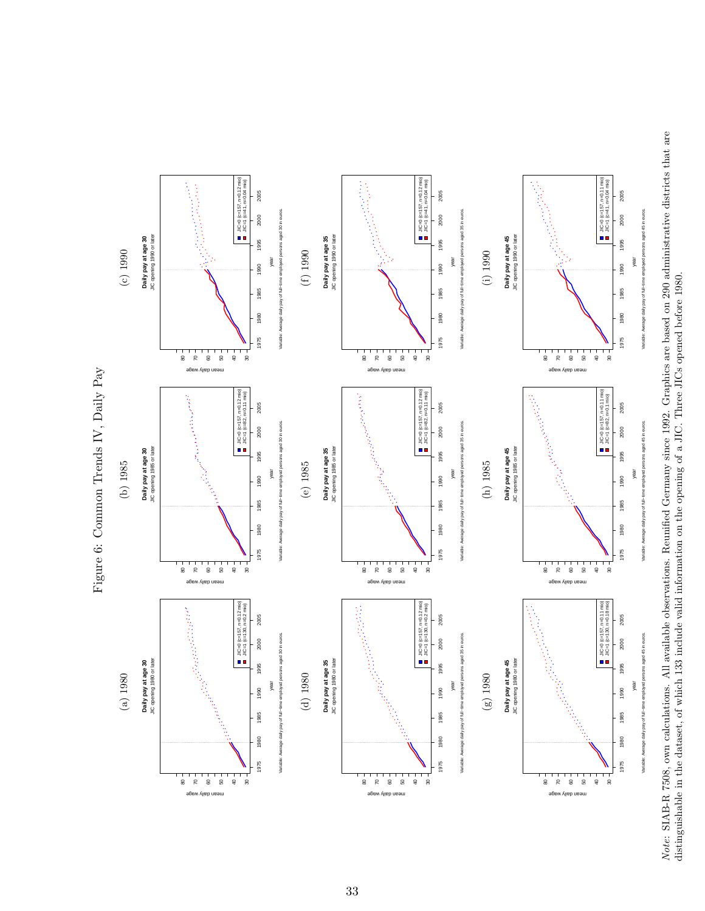Figure 6: Common Trends IV, Daily Pay

(a) 1980

(b) 1985

(c) 1990

(d) 1980

(e) 1985

(f) 1990

(g) 1980

(h) 1985

(i) 1990

*Note*: SIAB-R 7508, own calculations. All available observations. Reunified Germany since 1992. Graphics are based on 290 administrative districts that are distinguishable in the dataset, of which 133 include valid information on the opening of a JIC. Three JICs opened before 1980.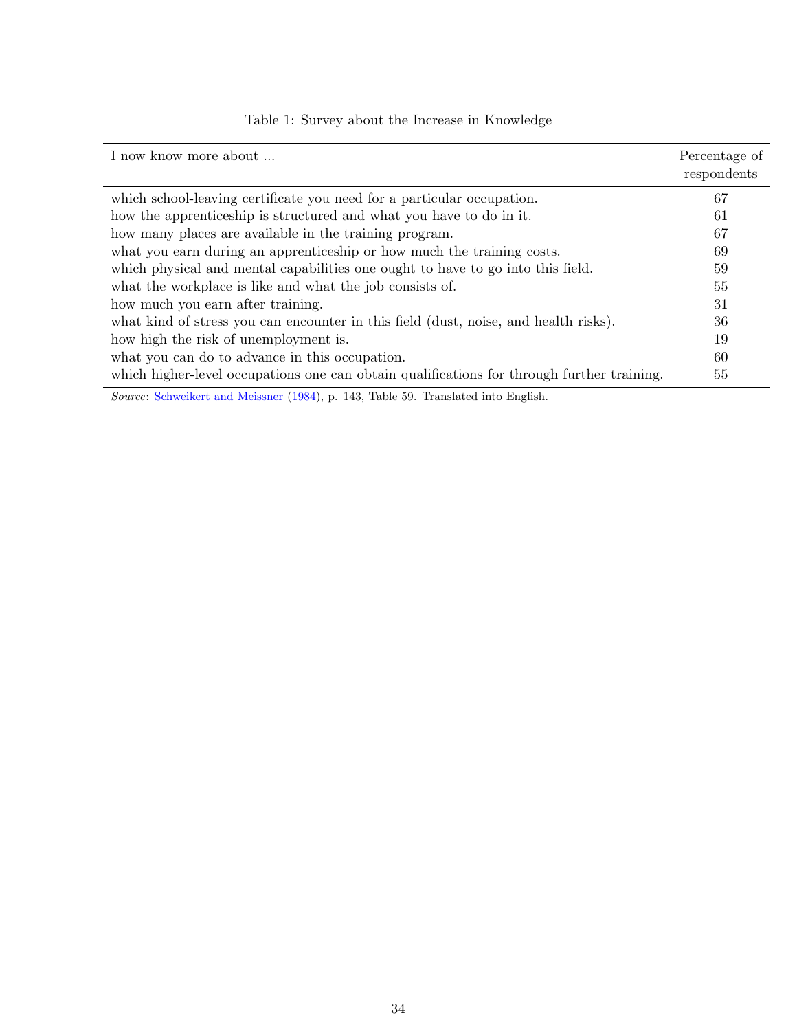Table 1: Survey about the Increase in Knowledge

| I now know more about ... | Percentage of respondents |
|---|---|
| which school-leaving certificate you need for a particular occupation. | 67 |
| how the apprenticeship is structured and what you have to do in it. | 61 |
| how many places are available in the training program. | 67 |
| what you earn during an apprenticeship or how much the training costs. | 69 |
| which physical and mental capabilities one ought to have to go into this field. | 59 |
| what the workplace is like and what the job consists of. | 55 |
| how much you earn after training. | 31 |
| what kind of stress you can encounter in this field (dust, noise, and health risks). | 36 |
| how high the risk of unemployment is. | 19 |
| what you can do to advance in this occupation. | 60 |
| which higher-level occupations one can obtain qualifications for through further training. | 55 |

*Source*: Schweikert and Meissner (1984), p. 143, Table 59. Translated into English.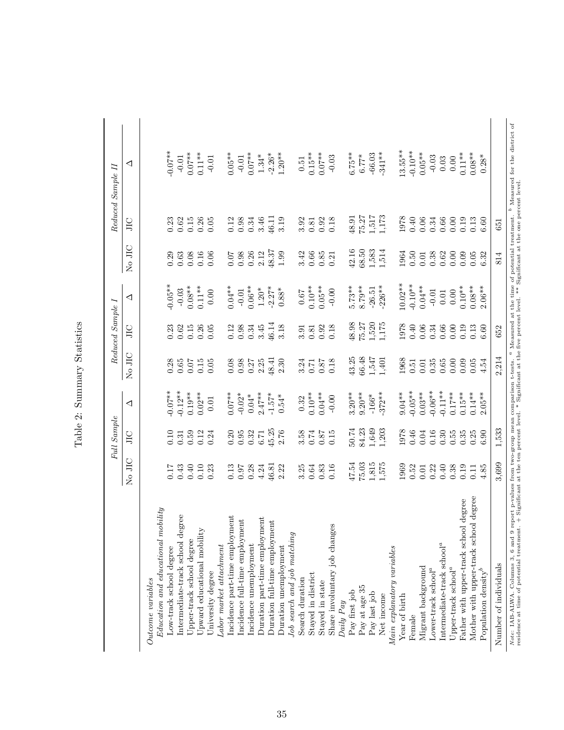Table 2: Summary Statistics

| | Full Sample | | | Reduced Sample I | | | Reduced Sample II | | |
|---|---|---|---|---|---|---|---|---|---|
| | No JIC | JIC | Δ | No JIC | JIC | Δ | No JIC | JIC | Δ |
| *Outcome variables* | | | | | | | | | |
| *Education and educational mobility* | | | | | | | | | |
| Low-track school degree | 0.17 | 0.10 | -0.07** | 0.28 | 0.23 | -0.05** | 0.29 | 0.23 | -0.07** |
| Intermediate-track school degree | 0.43 | 0.31 | -0.12** | 0.65 | 0.62 | -0.03 | 0.63 | 0.62 | -0.01 |
| Upper-track school degree | 0.40 | 0.59 | 0.19** | 0.07 | 0.15 | 0.08** | 0.08 | 0.15 | 0.07** |
| Upward educational mobility | 0.10 | 0.12 | 0.02** | 0.15 | 0.26 | 0.11** | 0.16 | 0.26 | 0.11** |
| University degree | 0.23 | 0.24 | 0.01 | 0.05 | 0.05 | 0.00 | 0.06 | 0.05 | -0.01 |
| *Labor market attachment* | | | | | | | | | |
| Incidence part-time employment | 0.13 | 0.20 | 0.07** | 0.08 | 0.12 | 0.04** | 0.07 | 0.12 | 0.05** |
| Incidence full-time employment | 0.97 | 0.95 | -0.02* | 0.98 | 0.98 | -0.01 | 0.98 | 0.98 | -0.01 |
| Incidence unemployment | 0.28 | 0.32 | 0.04* | 0.27 | 0.34 | 0.06** | 0.26 | 0.34 | 0.07** |
| Duration part-time employment | 4.24 | 6.71 | 2.47** | 2.25 | 3.45 | 1.20* | 2.12 | 3.46 | 1.34* |
| Duration full-time employment | 46.81 | 45.25 | -1.57* | 48.41 | 46.14 | -2.27* | 48.37 | 46.11 | -2.26* |
| Duration unemployment | 2.22 | 2.76 | 0.54* | 2.30 | 3.18 | 0.88* | 1.99 | 3.19 | 1.20** |
| *Job search and job matching* | | | | | | | | | |
| Search duration | 3.25 | 3.58 | 0.32 | 3.24 | 3.91 | 0.67 | 3.42 | 3.92 | 0.51 |
| Stayed in district | 0.64 | 0.74 | 0.10** | 0.71 | 0.81 | 0.10** | 0.66 | 0.81 | 0.15** |
| Stayed in state | 0.83 | 0.87 | 0.04** | 0.87 | 0.92 | 0.05** | 0.85 | 0.92 | 0.07** |
| Share involuntary job changes | 0.16 | 0.15 | -0.00 | 0.18 | 0.18 | -0.00 | 0.21 | 0.18 | -0.03 |
| *Daily Pay* | | | | | | | | | |
| Pay first job | 47.54 | 50.74 | 3.20** | 43.25 | 48.98 | 5.73** | 42.16 | 48.91 | 6.75** |
| Pay at age 35 | 75.03 | 84.23 | 9.20** | 66.48 | 75.27 | 8.79** | 68.50 | 75.27 | 6.77* |
| Pay last job | 1,815 | 1,649 | -166* | 1,547 | 1,520 | -26.51 | 1,583 | 1,517 | -66.03 |
| Net income | 1,575 | 1,203 | -372** | 1,401 | 1,175 | -226** | 1,514 | 1,173 | -341** |
| *Main explanatory variables* | | | | | | | | | |
| Year of birth | 1969 | 1978 | 9.04** | 1968 | 1978 | 10.02** | 1964 | 1978 | 13.55** |
| Female | 0.52 | 0.46 | -0.05** | 0.51 | 0.40 | -0.10** | 0.50 | 0.40 | -0.10** |
| Migrant background | 0.01 | 0.04 | 0.03** | 0.01 | 0.06 | 0.04** | 0.01 | 0.06 | 0.05** |
| Lower-track school[a] | 0.22 | 0.16 | -0.06** | 0.35 | 0.34 | -0.01 | 0.38 | 0.34 | -0.03 |
| Intermediate-track school[a] | 0.40 | 0.30 | -0.11** | 0.65 | 0.66 | 0.01 | 0.62 | 0.66 | 0.03 |
| Upper-track school[a] | 0.38 | 0.55 | 0.17** | 0.00 | 0.00 | 0.00 | 0.00 | 0.00 | 0.00 |
| Father with upper-track school degree | 0.19 | 0.35 | 0.15** | 0.09 | 0.19 | 0.10** | 0.09 | 0.19 | 0.11** |
| Mother with upper-track school degree | 0.11 | 0.25 | 0.14** | 0.05 | 0.13 | 0.08** | 0.05 | 0.13 | 0.08** |
| Population density[b] | 4.85 | 6.90 | 2.05** | 4.54 | 6.60 | 2.06** | 6.32 | 6.60 | 0.28* |
| Number of individuals | 3,699 | 1,533 | | 2,214 | 652 | | 814 | 651 | |

*Note:* IAB-ALWA. Columns 3, 6 and 9 report p-values from two-group mean comparison t-tests. [a] Measured at the time of potential treatment. [b] Measured for the district of residence at time of potential treatment. + Significant at the ten percent level. * Significant at the five percent level. ** Significant at the one percent level.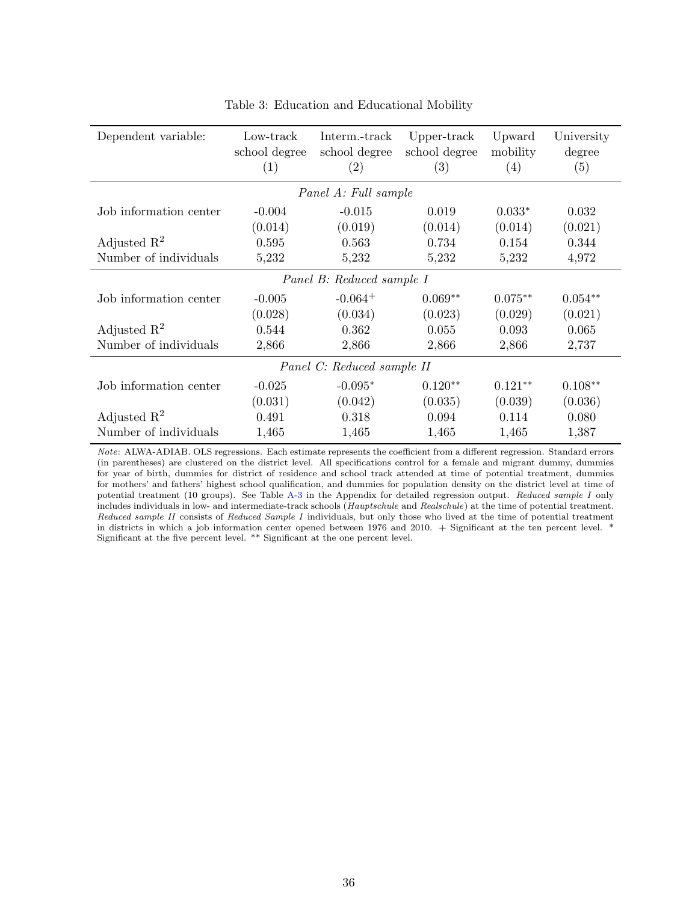Table 3: Education and Educational Mobility

| Dependent variable: | Low-track school degree (1) | Interm.-track school degree (2) | Upper-track school degree (3) | Upward mobility (4) | University degree (5) |
|---|---|---|---|---|---|
| *Panel A: Full sample* | | | | | |
| Job information center | -0.004 | -0.015 | 0.019 | 0.033* | 0.032 |
| | (0.014) | (0.019) | (0.014) | (0.014) | (0.021) |
| Adjusted $R^2$ | 0.595 | 0.563 | 0.734 | 0.154 | 0.344 |
| Number of individuals | 5,232 | 5,232 | 5,232 | 5,232 | 4,972 |
| *Panel B: Reduced sample I* | | | | | |
| Job information center | -0.005 | -0.064+ | 0.069** | 0.075** | 0.054** |
| | (0.028) | (0.034) | (0.023) | (0.029) | (0.021) |
| Adjusted $R^2$ | 0.544 | 0.362 | 0.055 | 0.093 | 0.065 |
| Number of individuals | 2,866 | 2,866 | 2,866 | 2,866 | 2,737 |
| *Panel C: Reduced sample II* | | | | | |
| Job information center | -0.025 | -0.095* | 0.120** | 0.121** | 0.108** |
| | (0.031) | (0.042) | (0.035) | (0.039) | (0.036) |
| Adjusted $R^2$ | 0.491 | 0.318 | 0.094 | 0.114 | 0.080 |
| Number of individuals | 1,465 | 1,465 | 1,465 | 1,465 | 1,387 |

*Note*: ALWA-ADIAB. OLS regressions. Each estimate represents the coefficient from a different regression. Standard errors (in parentheses) are clustered on the district level. All specifications control for a female and migrant dummy, dummies for year of birth, dummies for district of residence and school track attended at time of potential treatment, dummies for mothers' and fathers' highest school qualification, and dummies for population density on the district level at time of potential treatment (10 groups). See Table A-3 in the Appendix for detailed regression output. *Reduced sample I* only includes individuals in low- and intermediate-track schools (*Hauptschule* and *Realschule*) at the time of potential treatment. *Reduced sample II* consists of *Reduced Sample I* individuals, but only those who lived at the time of potential treatment in districts in which a job information center opened between 1976 and 2010. + Significant at the ten percent level. * Significant at the five percent level. ** Significant at the one percent level.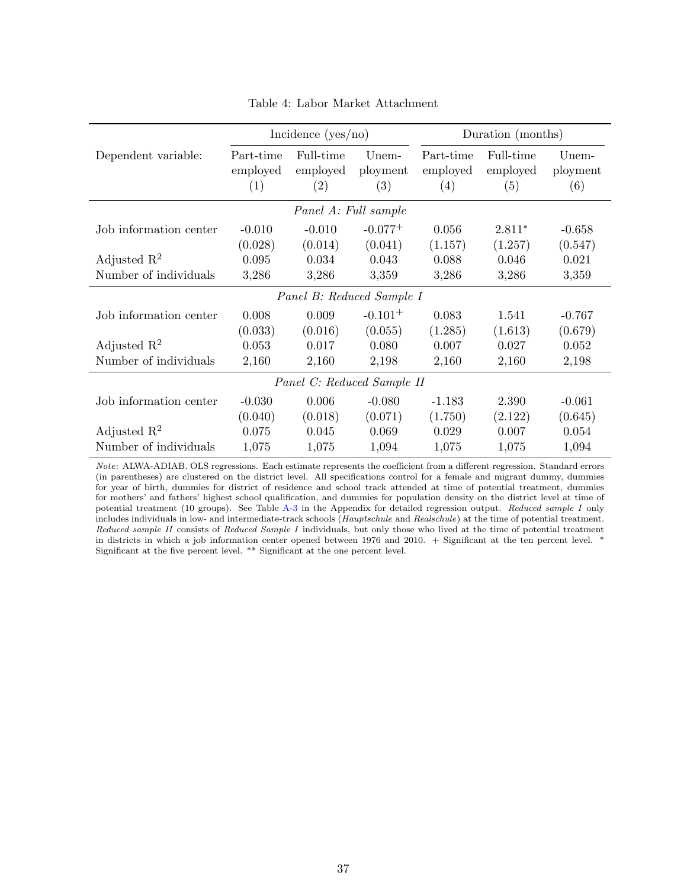Table 4: Labor Market Attachment

| | Incidence (yes/no) | | | Duration (months) | | |
|---|---|---|---|---|---|---|
| Dependent variable: | Part-time employed (1) | Full-time employed (2) | Unem-ployment (3) | Part-time employed (4) | Full-time employed (5) | Unem-ployment (6) |
| *Panel A: Full sample* | | | | | | |
| Job information center | -0.010 | -0.010 | -0.077$^{+}$ | 0.056 | 2.811$^{*}$ | -0.658 |
| | (0.028) | (0.014) | (0.041) | (1.157) | (1.257) | (0.547) |
| Adjusted $R^2$ | 0.095 | 0.034 | 0.043 | 0.088 | 0.046 | 0.021 |
| Number of individuals | 3,286 | 3,286 | 3,359 | 3,286 | 3,286 | 3,359 |
| *Panel B: Reduced Sample I* | | | | | | |
| Job information center | 0.008 | 0.009 | -0.101$^{+}$ | 0.083 | 1.541 | -0.767 |
| | (0.033) | (0.016) | (0.055) | (1.285) | (1.613) | (0.679) |
| Adjusted $R^2$ | 0.053 | 0.017 | 0.080 | 0.007 | 0.027 | 0.052 |
| Number of individuals | 2,160 | 2,160 | 2,198 | 2,160 | 2,160 | 2,198 |
| *Panel C: Reduced Sample II* | | | | | | |
| Job information center | -0.030 | 0.006 | -0.080 | -1.183 | 2.390 | -0.061 |
| | (0.040) | (0.018) | (0.071) | (1.750) | (2.122) | (0.645) |
| Adjusted $R^2$ | 0.075 | 0.045 | 0.069 | 0.029 | 0.007 | 0.054 |
| Number of individuals | 1,075 | 1,075 | 1,094 | 1,075 | 1,075 | 1,094 |

*Note*: ALWA-ADIAB. OLS regressions. Each estimate represents the coefficient from a different regression. Standard errors (in parentheses) are clustered on the district level. All specifications control for a female and migrant dummy, dummies for year of birth, dummies for district of residence and school track attended at time of potential treatment, dummies for mothers' and fathers' highest school qualification, and dummies for population density on the district level at time of potential treatment (10 groups). See Table A-3 in the Appendix for detailed regression output. *Reduced sample I* only includes individuals in low- and intermediate-track schools (*Hauptschule* and *Realschule*) at the time of potential treatment. *Reduced sample II* consists of *Reduced Sample I* individuals, but only those who lived at the time of potential treatment in districts in which a job information center opened between 1976 and 2010. + Significant at the ten percent level. * Significant at the five percent level. ** Significant at the one percent level.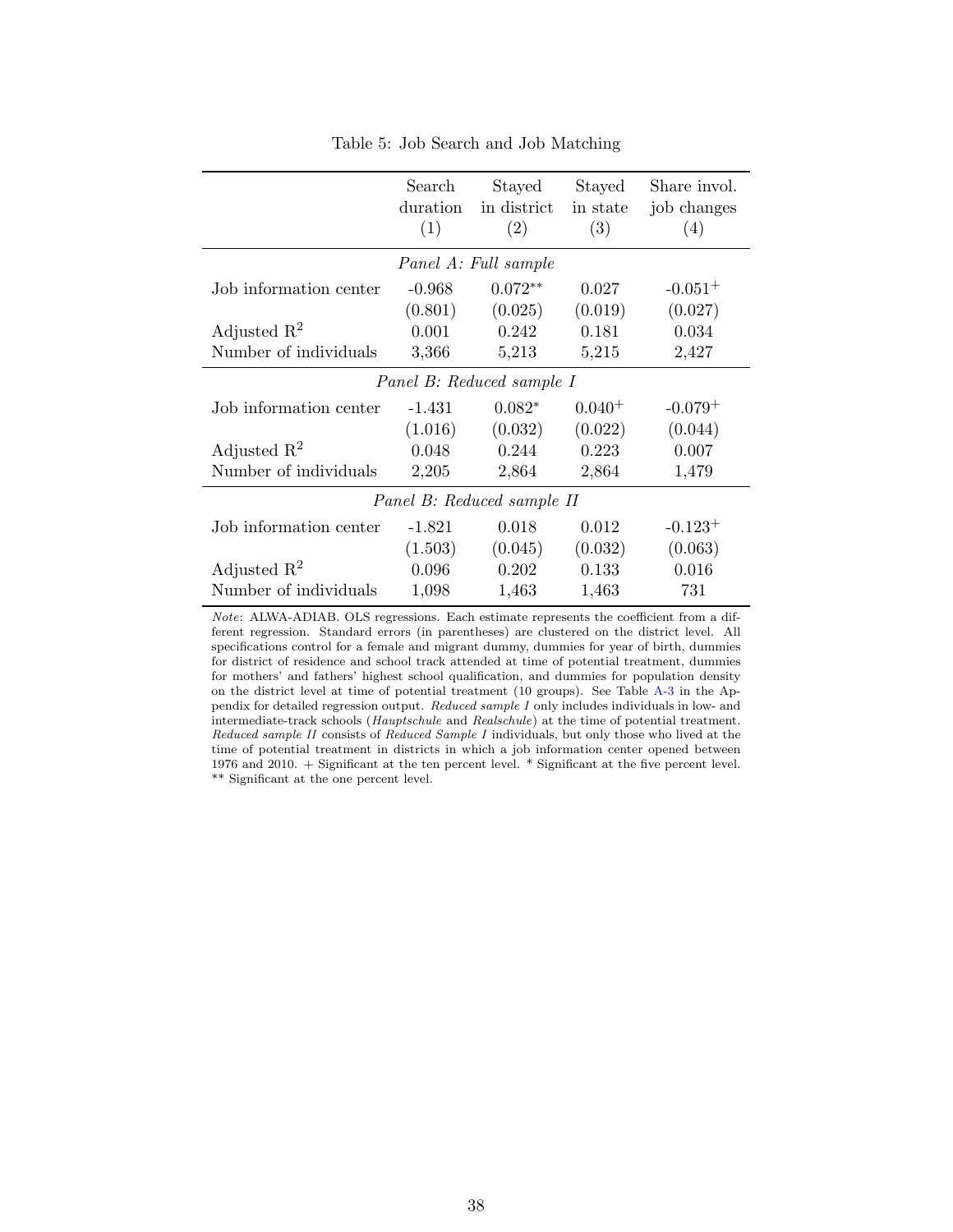Table 5: Job Search and Job Matching

| | Search duration (1) | Stayed in district (2) | Stayed in state (3) | Share invol. job changes (4) |
|---|---|---|---|---|
| *Panel A: Full sample* | | | | |
| Job information center | -0.968 | $0.072^{**}$ | 0.027 | $-0.051^{+}$ |
| | (0.801) | (0.025) | (0.019) | (0.027) |
| Adjusted $R^2$ | 0.001 | 0.242 | 0.181 | 0.034 |
| Number of individuals | 3,366 | 5,213 | 5,215 | 2,427 |
| *Panel B: Reduced sample I* | | | | |
| Job information center | -1.431 | $0.082^{*}$ | $0.040^{+}$ | $-0.079^{+}$ |
| | (1.016) | (0.032) | (0.022) | (0.044) |
| Adjusted $R^2$ | 0.048 | 0.244 | 0.223 | 0.007 |
| Number of individuals | 2,205 | 2,864 | 2,864 | 1,479 |
| *Panel B: Reduced sample II* | | | | |
| Job information center | -1.821 | 0.018 | 0.012 | $-0.123^{+}$ |
| | (1.503) | (0.045) | (0.032) | (0.063) |
| Adjusted $R^2$ | 0.096 | 0.202 | 0.133 | 0.016 |
| Number of individuals | 1,098 | 1,463 | 1,463 | 731 |

*Note*: ALWA-ADIAB. OLS regressions. Each estimate represents the coefficient from a different regression. Standard errors (in parentheses) are clustered on the district level. All specifications control for a female and migrant dummy, dummies for year of birth, dummies for district of residence and school track attended at time of potential treatment, dummies for mothers' and fathers' highest school qualification, and dummies for population density on the district level at time of potential treatment (10 groups). See Table A-3 in the Appendix for detailed regression output. *Reduced sample I* only includes individuals in low- and intermediate-track schools (*Hauptschule* and *Realschule*) at the time of potential treatment. *Reduced sample II* consists of *Reduced Sample I* individuals, but only those who lived at the time of potential treatment in districts in which a job information center opened between 1976 and 2010. + Significant at the ten percent level. * Significant at the five percent level. ** Significant at the one percent level.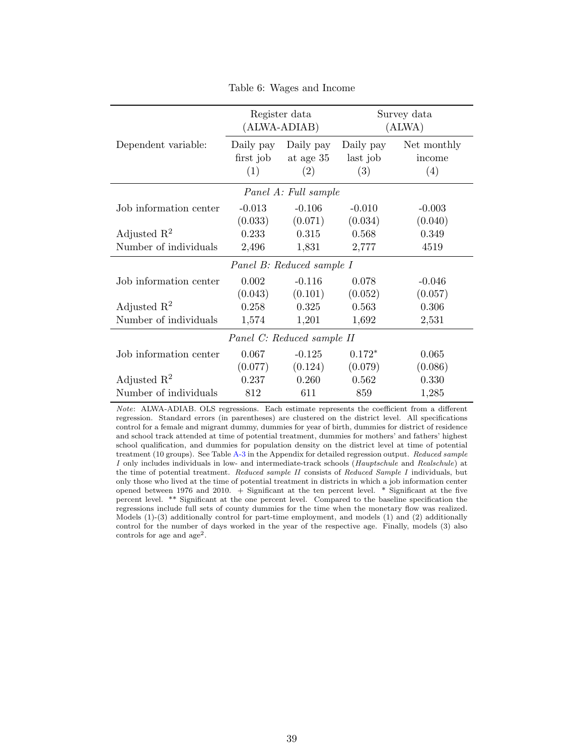Table 6: Wages and Income

| | Register data (ALWA-ADIAB) | | | Survey data (ALWA) |
|---|---|---|---|---|
| Dependent variable: | Daily pay first job (1) | Daily pay at age 35 (2) | Daily pay last job (3) | Net monthly income (4) |
| *Panel A: Full sample* | | | | |
| Job information center | -0.013 | -0.106 | -0.010 | -0.003 |
| | (0.033) | (0.071) | (0.034) | (0.040) |
| Adjusted $R^2$ | 0.233 | 0.315 | 0.568 | 0.349 |
| Number of individuals | 2,496 | 1,831 | 2,777 | 4519 |
| *Panel B: Reduced sample I* | | | | |
| Job information center | 0.002 | -0.116 | 0.078 | -0.046 |
| | (0.043) | (0.101) | (0.052) | (0.057) |
| Adjusted $R^2$ | 0.258 | 0.325 | 0.563 | 0.306 |
| Number of individuals | 1,574 | 1,201 | 1,692 | 2,531 |
| *Panel C: Reduced sample II* | | | | |
| Job information center | 0.067 | -0.125 | 0.172* | 0.065 |
| | (0.077) | (0.124) | (0.079) | (0.086) |
| Adjusted $R^2$ | 0.237 | 0.260 | 0.562 | 0.330 |
| Number of individuals | 812 | 611 | 859 | 1,285 |

*Note*: ALWA-ADIAB. OLS regressions. Each estimate represents the coefficient from a different regression. Standard errors (in parentheses) are clustered on the district level. All specifications control for a female and migrant dummy, dummies for year of birth, dummies for district of residence and school track attended at time of potential treatment, dummies for mothers' and fathers' highest school qualification, and dummies for population density on the district level at time of potential treatment (10 groups). See Table A-3 in the Appendix for detailed regression output. *Reduced sample I* only includes individuals in low- and intermediate-track schools (*Hauptschule* and *Realschule*) at the time of potential treatment. *Reduced sample II* consists of *Reduced Sample I* individuals, but only those who lived at the time of potential treatment in districts in which a job information center opened between 1976 and 2010. + Significant at the ten percent level. * Significant at the five percent level. ** Significant at the one percent level. Compared to the baseline specification the regressions include full sets of county dummies for the time when the monetary flow was realized. Models (1)-(3) additionally control for part-time employment, and models (1) and (2) additionally control for the number of days worked in the year of the respective age. Finally, models (3) also controls for age and age$^2$.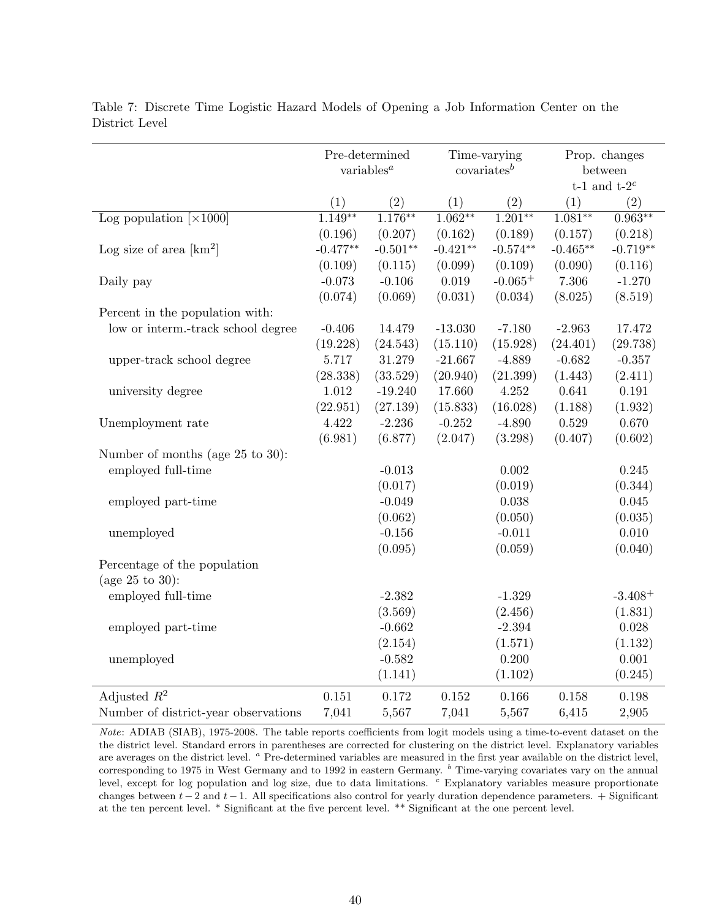Table 7: Discrete Time Logistic Hazard Models of Opening a Job Information Center on the District Level

| | Pre-determined variables[a] | | Time-varying covariates[b] | | Prop. changes between t-1 and t-2[c] | |
|---|---|---|---|---|---|---|
| | (1) | (2) | (1) | (2) | (1) | (2) |
| Log population [×1000] | 1.149** | 1.176** | 1.062** | 1.201** | 1.081** | 0.963** |
| | (0.196) | (0.207) | (0.162) | (0.189) | (0.157) | (0.218) |
| Log size of area [km$^2$] | -0.477** | -0.501** | -0.421** | -0.574** | -0.465** | -0.719** |
| | (0.109) | (0.115) | (0.099) | (0.109) | (0.090) | (0.116) |
| Daily pay | -0.073 | -0.106 | 0.019 | -0.065+ | 7.306 | -1.270 |
| | (0.074) | (0.069) | (0.031) | (0.034) | (8.025) | (8.519) |
| Percent in the population with: | | | | | | |
| low or interm.-track school degree | -0.406 | 14.479 | -13.030 | -7.180 | -2.963 | 17.472 |
| | (19.228) | (24.543) | (15.110) | (15.928) | (24.401) | (29.738) |
| upper-track school degree | 5.717 | 31.279 | -21.667 | -4.889 | -0.682 | -0.357 |
| | (28.338) | (33.529) | (20.940) | (21.399) | (1.443) | (2.411) |
| university degree | 1.012 | -19.240 | 17.660 | 4.252 | 0.641 | 0.191 |
| | (22.951) | (27.139) | (15.833) | (16.028) | (1.188) | (1.932) |
| Unemployment rate | 4.422 | -2.236 | -0.252 | -4.890 | 0.529 | 0.670 |
| | (6.981) | (6.877) | (2.047) | (3.298) | (0.407) | (0.602) |
| Number of months (age 25 to 30): | | | | | | |
| employed full-time | | -0.013 | | 0.002 | | 0.245 |
| | | (0.017) | | (0.019) | | (0.344) |
| employed part-time | | -0.049 | | 0.038 | | 0.045 |
| | | (0.062) | | (0.050) | | (0.035) |
| unemployed | | -0.156 | | -0.011 | | 0.010 |
| | | (0.095) | | (0.059) | | (0.040) |
| Percentage of the population (age 25 to 30): | | | | | | |
| employed full-time | | -2.382 | | -1.329 | | -3.408+ |
| | | (3.569) | | (2.456) | | (1.831) |
| employed part-time | | -0.662 | | -2.394 | | 0.028 |
| | | (2.154) | | (1.571) | | (1.132) |
| unemployed | | -0.582 | | 0.200 | | 0.001 |
| | | (1.141) | | (1.102) | | (0.245) |
| Adjusted $R^2$ | 0.151 | 0.172 | 0.152 | 0.166 | 0.158 | 0.198 |
| Number of district-year observations | 7,041 | 5,567 | 7,041 | 5,567 | 6,415 | 2,905 |

*Note*: ADIAB (SIAB), 1975-2008. The table reports coefficients from logit models using a time-to-event dataset on the the district level. Standard errors in parentheses are corrected for clustering on the district level. Explanatory variables are averages on the district level. [a] Pre-determined variables are measured in the first year available on the district level, corresponding to 1975 in West Germany and to 1992 in eastern Germany. [b] Time-varying covariates vary on the annual level, except for log population and log size, due to data limitations. [c] Explanatory variables measure proportionate changes between $t-2$ and $t-1$. All specifications also control for yearly duration dependence parameters. + Significant at the ten percent level. * Significant at the five percent level. ** Significant at the one percent level.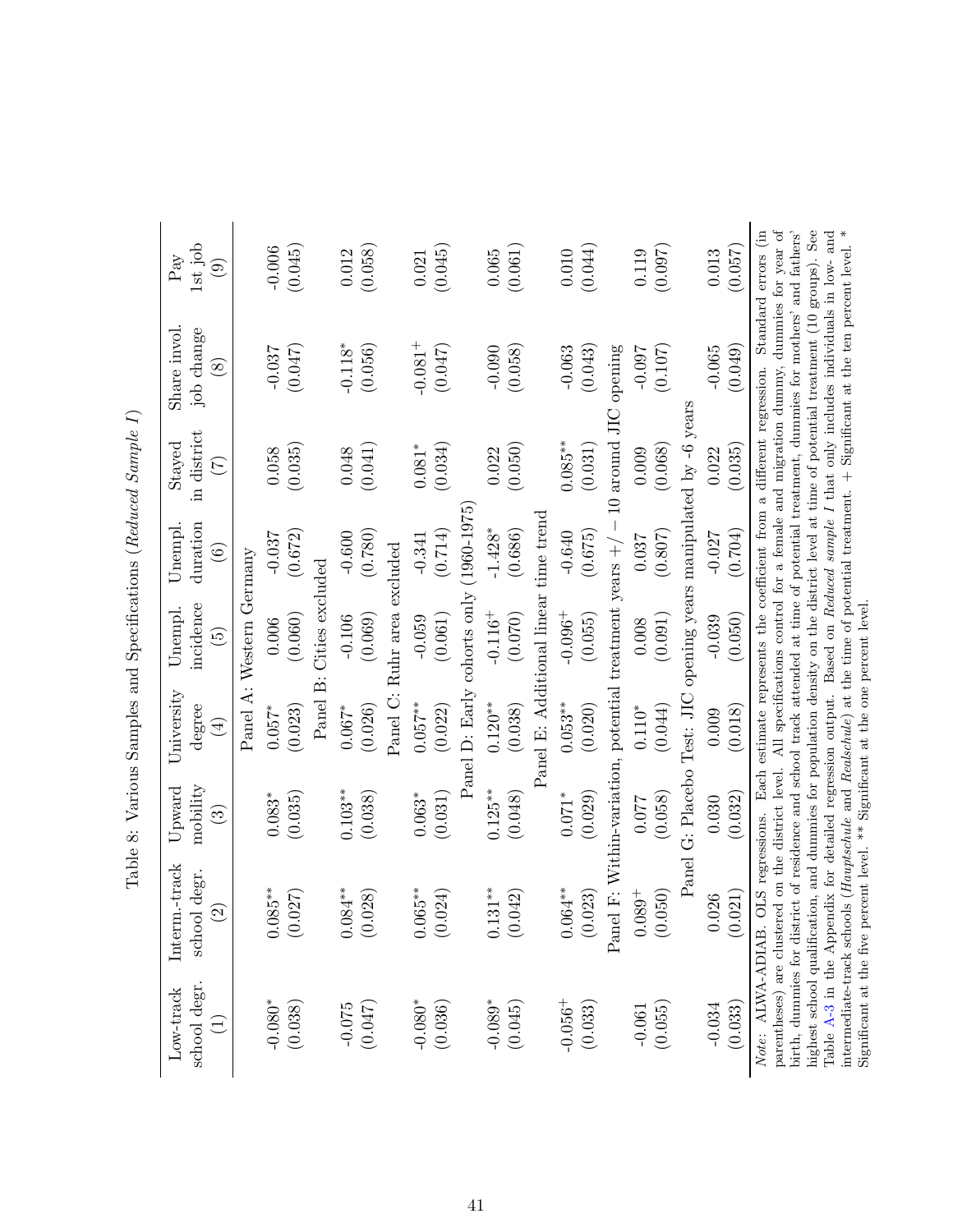Table 8: Various Samples and Specifications (*Reduced Sample I*)

| Low-track school degr. (1) | Interm.-track school degr. (2) | Upward mobility (3) | University degree (4) | Unempl. incidence (5) | Unempl. duration (6) | Stayed in district (7) | Share invol. job change (8) | Pay 1st job (9) |
|---|---|---|---|---|---|---|---|---|
| Panel A: Western Germany | | | | | | | | |
| -0.080* | 0.085** | 0.083* | 0.057* | 0.006 | -0.037 | 0.058 | -0.037 | -0.006 |
| (0.038) | (0.027) | (0.035) | (0.023) | (0.060) | (0.672) | (0.035) | (0.047) | (0.045) |
| Panel B: Cities excluded | | | | | | | | |
| -0.075 | 0.084** | 0.103** | 0.067* | -0.106 | -0.600 | 0.048 | -0.118* | 0.012 |
| (0.047) | (0.028) | (0.038) | (0.026) | (0.069) | (0.780) | (0.041) | (0.056) | (0.058) |
| Panel C: Ruhr area excluded | | | | | | | | |
| -0.080* | 0.065** | 0.063* | 0.057** | -0.059 | -0.341 | 0.081* | -0.081+ | 0.021 |
| (0.036) | (0.024) | (0.031) | (0.022) | (0.061) | (0.714) | (0.034) | (0.047) | (0.045) |
| Panel D: Early cohorts only (1960-1975) | | | | | | | | |
| -0.089* | 0.131** | 0.125** | 0.120** | -0.116+ | -1.428* | 0.022 | -0.090 | 0.065 |
| (0.045) | (0.042) | (0.048) | (0.038) | (0.070) | (0.686) | (0.050) | (0.058) | (0.061) |
| Panel E: Additional linear time trend | | | | | | | | |
| -0.056+ | 0.064** | 0.071* | 0.053** | -0.096+ | -0.640 | 0.085** | -0.063 | 0.010 |
| (0.033) | (0.023) | (0.029) | (0.020) | (0.055) | (0.675) | (0.031) | (0.043) | (0.044) |
| Panel F: Within-variation, potential treatment years +/ − 10 around JIC opening | | | | | | | | |
| -0.061 | 0.089+ | 0.077 | 0.110* | 0.008 | 0.037 | 0.009 | -0.097 | 0.119 |
| (0.055) | (0.050) | (0.058) | (0.044) | (0.091) | (0.807) | (0.068) | (0.107) | (0.097) |
| Panel G: Placebo Test: JIC opening years manipulated by -6 years | | | | | | | | |
| -0.034 | 0.026 | 0.030 | 0.009 | -0.039 | -0.027 | 0.022 | -0.065 | 0.013 |
| (0.033) | (0.021) | (0.032) | (0.018) | (0.050) | (0.704) | (0.035) | (0.049) | (0.057) |

*Note:* ALWA-ADIAB. OLS regressions. Each estimate represents the coefficient from a different regression. Standard errors (in parentheses) are clustered on the district level. All specifications control for a female and migration dummy, dummies for year of birth, dummies for district of residence and school track attended at time of potential treatment, dummies for mothers' and fathers' highest school qualification, and dummies for population density on the district level at time of potential treatment (10 groups). See Table A-3 in the Appendix for detailed regression output. Based on *Reduced sample I* that only includes individuals in low- and intermediate-track schools (*Hauptschule* and *Realschule*) at the time of potential treatment. + Significant at the ten percent level. * Significant at the five percent level. ** Significant at the one percent level.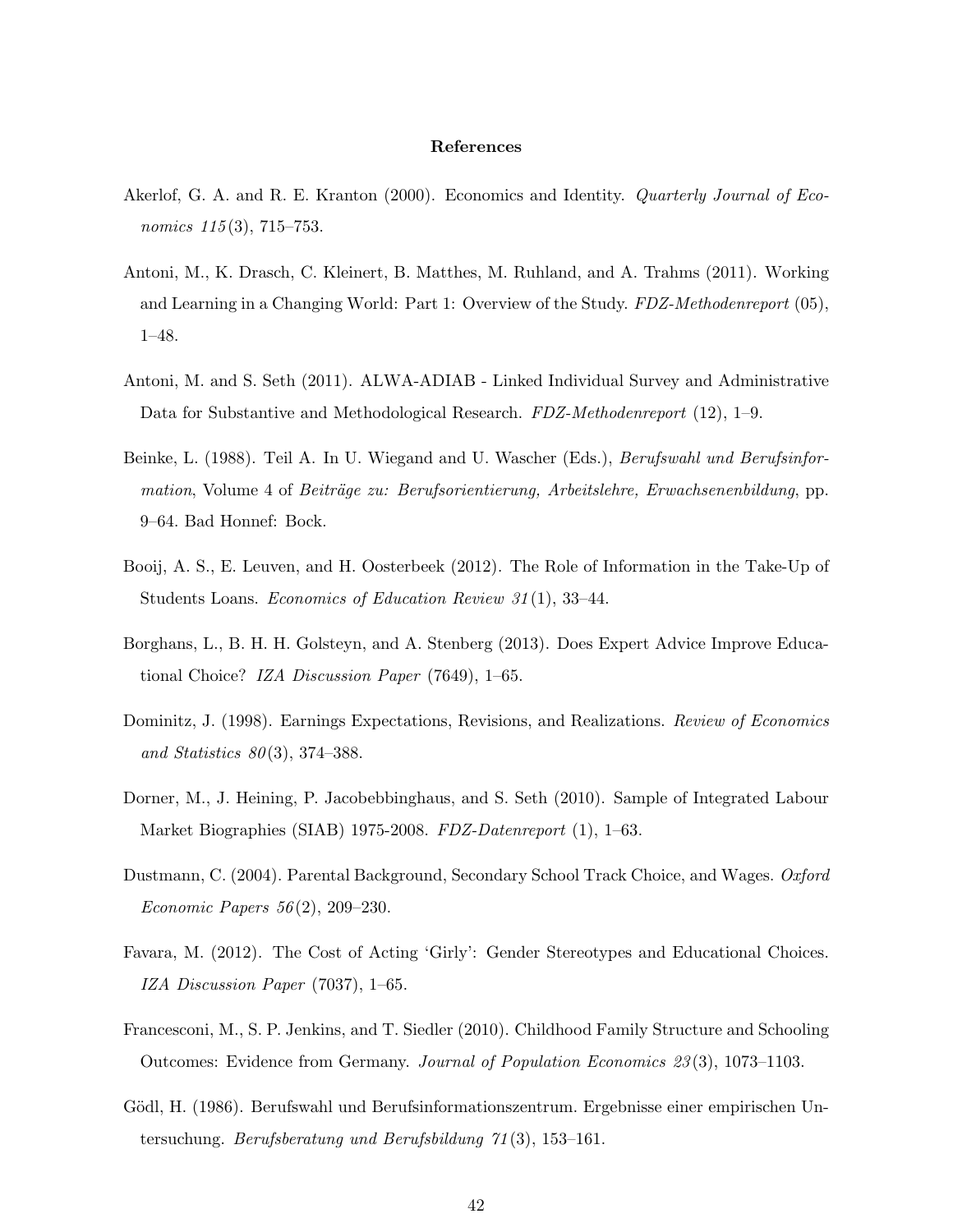## References

Akerlof, G. A. and R. E. Kranton (2000). Economics and Identity. *Quarterly Journal of Economics 115*(3), 715–753.

Antoni, M., K. Drasch, C. Kleinert, B. Matthes, M. Ruhland, and A. Trahms (2011). Working and Learning in a Changing World: Part 1: Overview of the Study. *FDZ-Methodenreport* (05), 1–48.

Antoni, M. and S. Seth (2011). ALWA-ADIAB - Linked Individual Survey and Administrative Data for Substantive and Methodological Research. *FDZ-Methodenreport* (12), 1–9.

Beinke, L. (1988). Teil A. In U. Wiegand and U. Wascher (Eds.), *Berufswahl und Berufsinformation*, Volume 4 of *Beiträge zu: Berufsorientierung, Arbeitslehre, Erwachsenenbildung*, pp. 9–64. Bad Honnef: Bock.

Booij, A. S., E. Leuven, and H. Oosterbeek (2012). The Role of Information in the Take-Up of Students Loans. *Economics of Education Review 31*(1), 33–44.

Borghans, L., B. H. H. Golsteyn, and A. Stenberg (2013). Does Expert Advice Improve Educational Choice? *IZA Discussion Paper* (7649), 1–65.

Dominitz, J. (1998). Earnings Expectations, Revisions, and Realizations. *Review of Economics and Statistics 80*(3), 374–388.

Dorner, M., J. Heining, P. Jacobebbinghaus, and S. Seth (2010). Sample of Integrated Labour Market Biographies (SIAB) 1975-2008. *FDZ-Datenreport* (1), 1–63.

Dustmann, C. (2004). Parental Background, Secondary School Track Choice, and Wages. *Oxford Economic Papers 56*(2), 209–230.

Favara, M. (2012). The Cost of Acting 'Girly': Gender Stereotypes and Educational Choices. *IZA Discussion Paper* (7037), 1–65.

Francesconi, M., S. P. Jenkins, and T. Siedler (2010). Childhood Family Structure and Schooling Outcomes: Evidence from Germany. *Journal of Population Economics 23*(3), 1073–1103.

Gödl, H. (1986). Berufswahl und Berufsinformationszentrum. Ergebnisse einer empirischen Untersuchung. *Berufsberatung und Berufsbildung 71*(3), 153–161.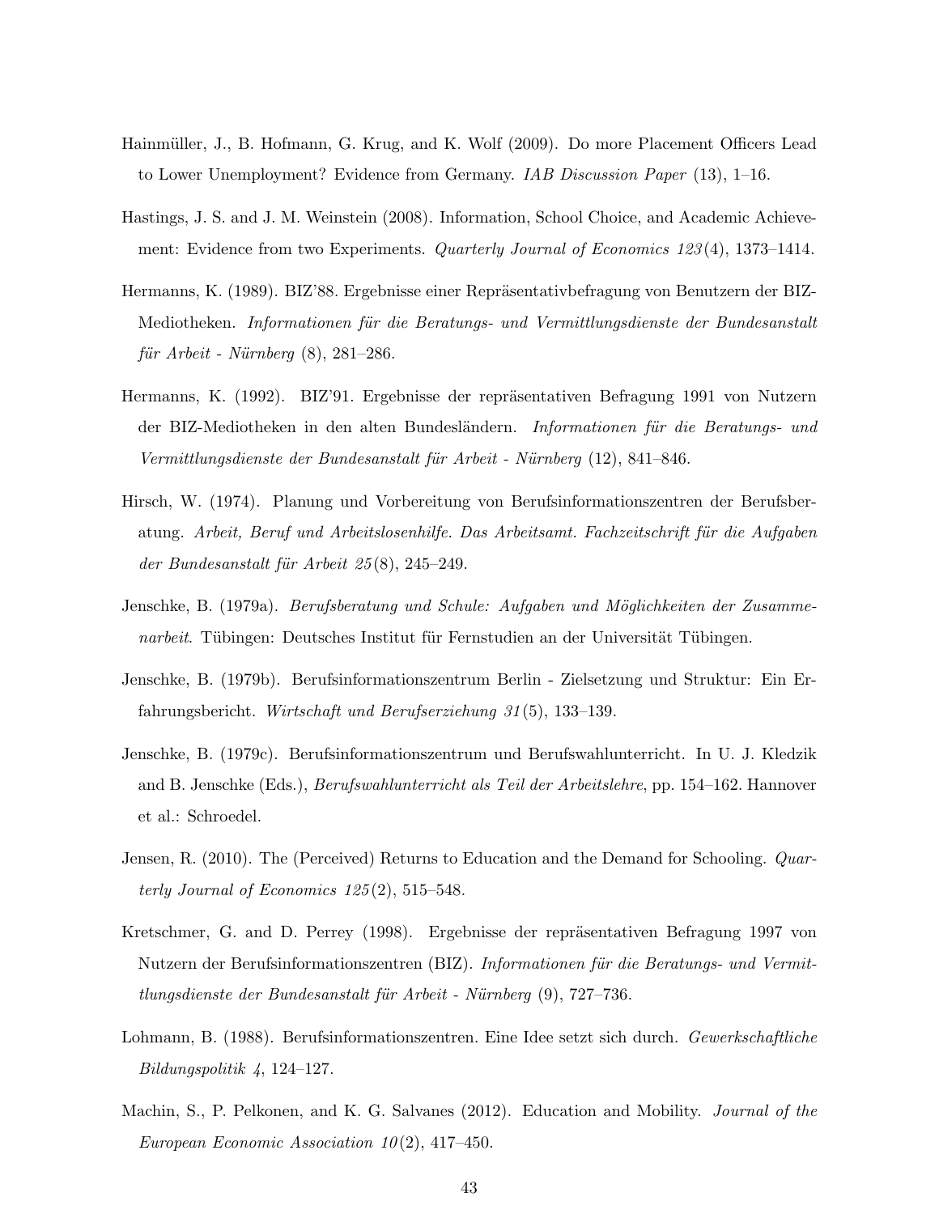Hainmüller, J., B. Hofmann, G. Krug, and K. Wolf (2009). Do more Placement Officers Lead to Lower Unemployment? Evidence from Germany. *IAB Discussion Paper* (13), 1–16.

Hastings, J. S. and J. M. Weinstein (2008). Information, School Choice, and Academic Achievement: Evidence from two Experiments. *Quarterly Journal of Economics 123*(4), 1373–1414.

Hermanns, K. (1989). BIZ'88. Ergebnisse einer Repräsentativbefragung von Benutzern der BIZ-Mediotheken. *Informationen für die Beratungs- und Vermittlungsdienste der Bundesanstalt für Arbeit - Nürnberg* (8), 281–286.

Hermanns, K. (1992). BIZ'91. Ergebnisse der repräsentativen Befragung 1991 von Nutzern der BIZ-Mediotheken in den alten Bundesländern. *Informationen für die Beratungs- und Vermittlungsdienste der Bundesanstalt für Arbeit - Nürnberg* (12), 841–846.

Hirsch, W. (1974). Planung und Vorbereitung von Berufsinformationszentren der Berufsberatung. *Arbeit, Beruf und Arbeitslosenhilfe. Das Arbeitsamt. Fachzeitschrift für die Aufgaben der Bundesanstalt für Arbeit 25*(8), 245–249.

Jenschke, B. (1979a). *Berufsberatung und Schule: Aufgaben und Möglichkeiten der Zusammenarbeit*. Tübingen: Deutsches Institut für Fernstudien an der Universität Tübingen.

Jenschke, B. (1979b). Berufsinformationszentrum Berlin - Zielsetzung und Struktur: Ein Erfahrungsbericht. *Wirtschaft und Berufserziehung 31*(5), 133–139.

Jenschke, B. (1979c). Berufsinformationszentrum und Berufswahlunterricht. In U. J. Kledzik and B. Jenschke (Eds.), *Berufswahlunterricht als Teil der Arbeitslehre*, pp. 154–162. Hannover et al.: Schroedel.

Jensen, R. (2010). The (Perceived) Returns to Education and the Demand for Schooling. *Quarterly Journal of Economics 125*(2), 515–548.

Kretschmer, G. and D. Perrey (1998). Ergebnisse der repräsentativen Befragung 1997 von Nutzern der Berufsinformationszentren (BIZ). *Informationen für die Beratungs- und Vermittlungsdienste der Bundesanstalt für Arbeit - Nürnberg* (9), 727–736.

Lohmann, B. (1988). Berufsinformationszentren. Eine Idee setzt sich durch. *Gewerkschaftliche Bildungspolitik 4*, 124–127.

Machin, S., P. Pelkonen, and K. G. Salvanes (2012). Education and Mobility. *Journal of the European Economic Association 10*(2), 417–450.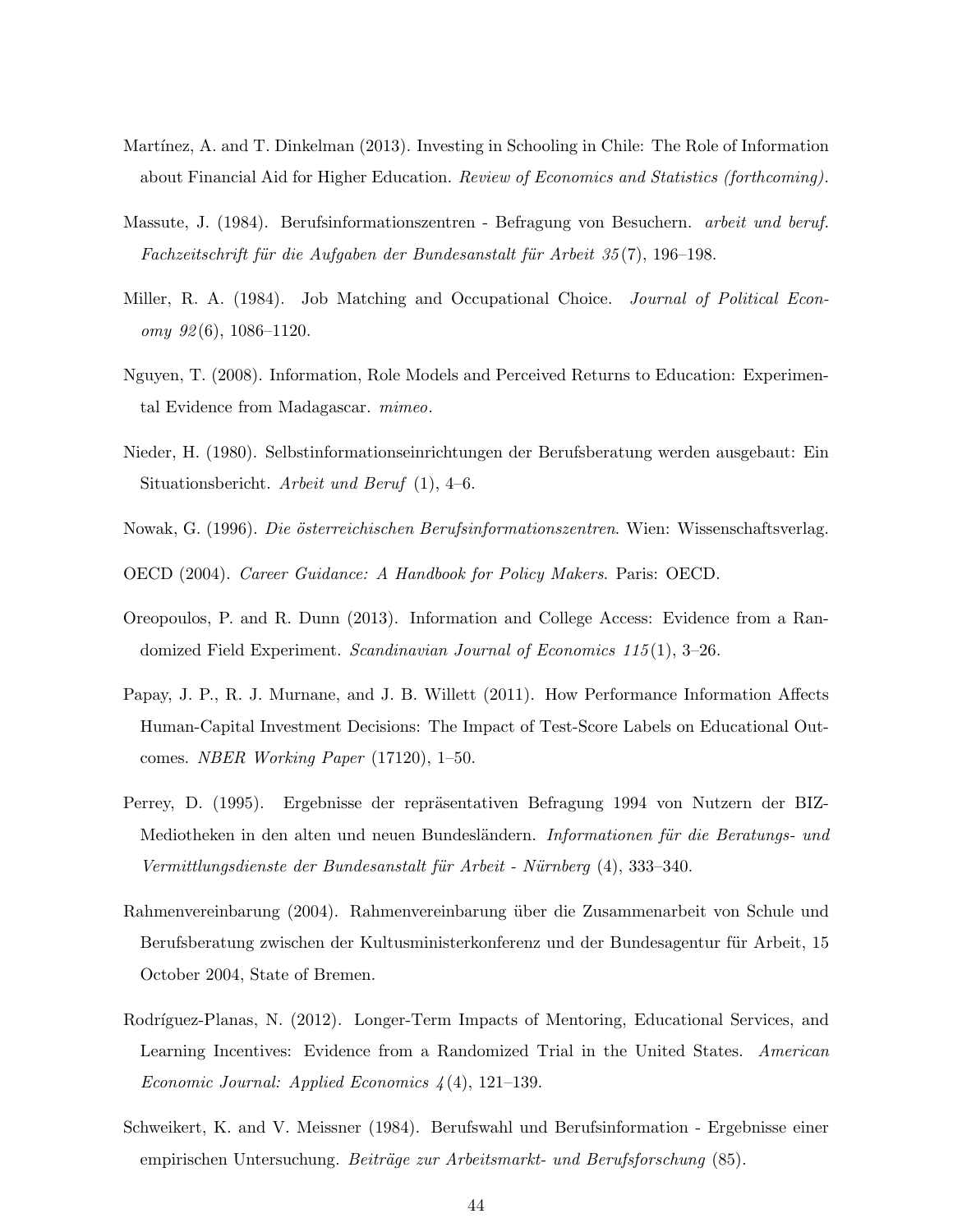Martínez, A. and T. Dinkelman (2013). Investing in Schooling in Chile: The Role of Information about Financial Aid for Higher Education. *Review of Economics and Statistics (forthcoming)*.

Massute, J. (1984). Berufsinformationszentren - Befragung von Besuchern. *arbeit und beruf. Fachzeitschrift für die Aufgaben der Bundesanstalt für Arbeit 35*(7), 196–198.

Miller, R. A. (1984). Job Matching and Occupational Choice. *Journal of Political Economy 92*(6), 1086–1120.

Nguyen, T. (2008). Information, Role Models and Perceived Returns to Education: Experimental Evidence from Madagascar. *mimeo*.

Nieder, H. (1980). Selbstinformationseinrichtungen der Berufsberatung werden ausgebaut: Ein Situationsbericht. *Arbeit und Beruf* (1), 4–6.

Nowak, G. (1996). *Die österreichischen Berufsinformationszentren*. Wien: Wissenschaftsverlag.

OECD (2004). *Career Guidance: A Handbook for Policy Makers*. Paris: OECD.

Oreopoulos, P. and R. Dunn (2013). Information and College Access: Evidence from a Randomized Field Experiment. *Scandinavian Journal of Economics 115*(1), 3–26.

Papay, J. P., R. J. Murnane, and J. B. Willett (2011). How Performance Information Affects Human-Capital Investment Decisions: The Impact of Test-Score Labels on Educational Outcomes. *NBER Working Paper* (17120), 1–50.

Perrey, D. (1995). Ergebnisse der repräsentativen Befragung 1994 von Nutzern der BIZ-Mediotheken in den alten und neuen Bundesländern. *Informationen für die Beratungs- und Vermittlungsdienste der Bundesanstalt für Arbeit - Nürnberg* (4), 333–340.

Rahmenvereinbarung (2004). Rahmenvereinbarung über die Zusammenarbeit von Schule und Berufsberatung zwischen der Kultusministerkonferenz und der Bundesagentur für Arbeit, 15 October 2004, State of Bremen.

Rodríguez-Planas, N. (2012). Longer-Term Impacts of Mentoring, Educational Services, and Learning Incentives: Evidence from a Randomized Trial in the United States. *American Economic Journal: Applied Economics 4*(4), 121–139.

Schweikert, K. and V. Meissner (1984). Berufswahl und Berufsinformation - Ergebnisse einer empirischen Untersuchung. *Beiträge zur Arbeitsmarkt- und Berufsforschung* (85).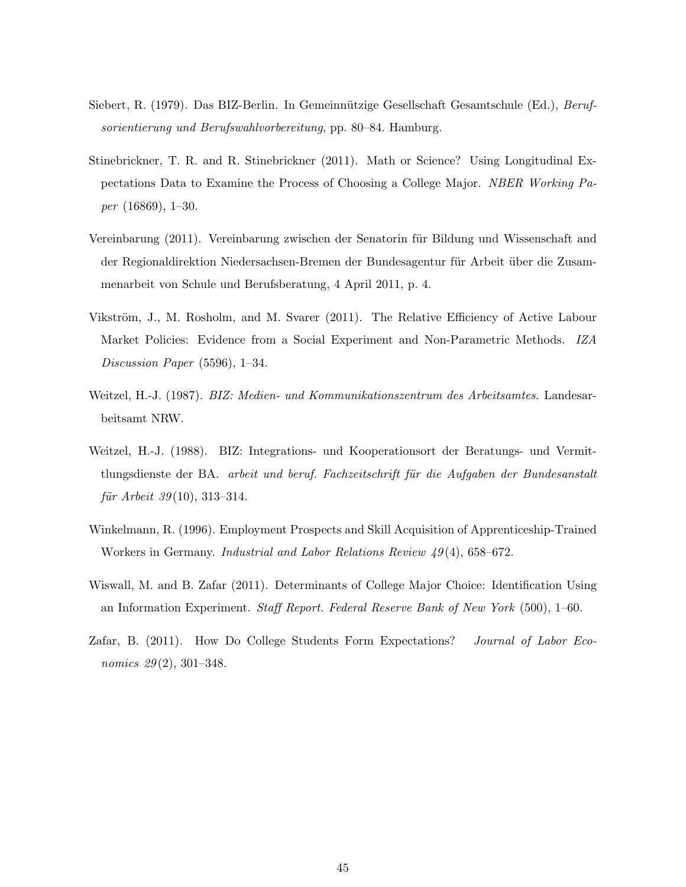Siebert, R. (1979). Das BIZ-Berlin. In Gemeinnützige Gesellschaft Gesamtschule (Ed.), *Berufsorientierung und Berufswahlvorbereitung*, pp. 80–84. Hamburg.

Stinebrickner, T. R. and R. Stinebrickner (2011). Math or Science? Using Longitudinal Expectations Data to Examine the Process of Choosing a College Major. *NBER Working Paper* (16869), 1–30.

Vereinbarung (2011). Vereinbarung zwischen der Senatorin für Bildung und Wissenschaft and der Regionaldirektion Niedersachsen-Bremen der Bundesagentur für Arbeit über die Zusammenarbeit von Schule und Berufsberatung, 4 April 2011, p. 4.

Vikström, J., M. Rosholm, and M. Svarer (2011). The Relative Efficiency of Active Labour Market Policies: Evidence from a Social Experiment and Non-Parametric Methods. *IZA Discussion Paper* (5596), 1–34.

Weitzel, H.-J. (1987). *BIZ: Medien- und Kommunikationszentrum des Arbeitsamtes*. Landesarbeitsamt NRW.

Weitzel, H.-J. (1988). BIZ: Integrations- und Kooperationsort der Beratungs- und Vermittlungsdienste der BA. *arbeit und beruf. Fachzeitschrift für die Aufgaben der Bundesanstalt für Arbeit 39*(10), 313–314.

Winkelmann, R. (1996). Employment Prospects and Skill Acquisition of Apprenticeship-Trained Workers in Germany. *Industrial and Labor Relations Review 49*(4), 658–672.

Wiswall, M. and B. Zafar (2011). Determinants of College Major Choice: Identification Using an Information Experiment. *Staff Report. Federal Reserve Bank of New York* (500), 1–60.

Zafar, B. (2011). How Do College Students Form Expectations? *Journal of Labor Economics 29*(2), 301–348.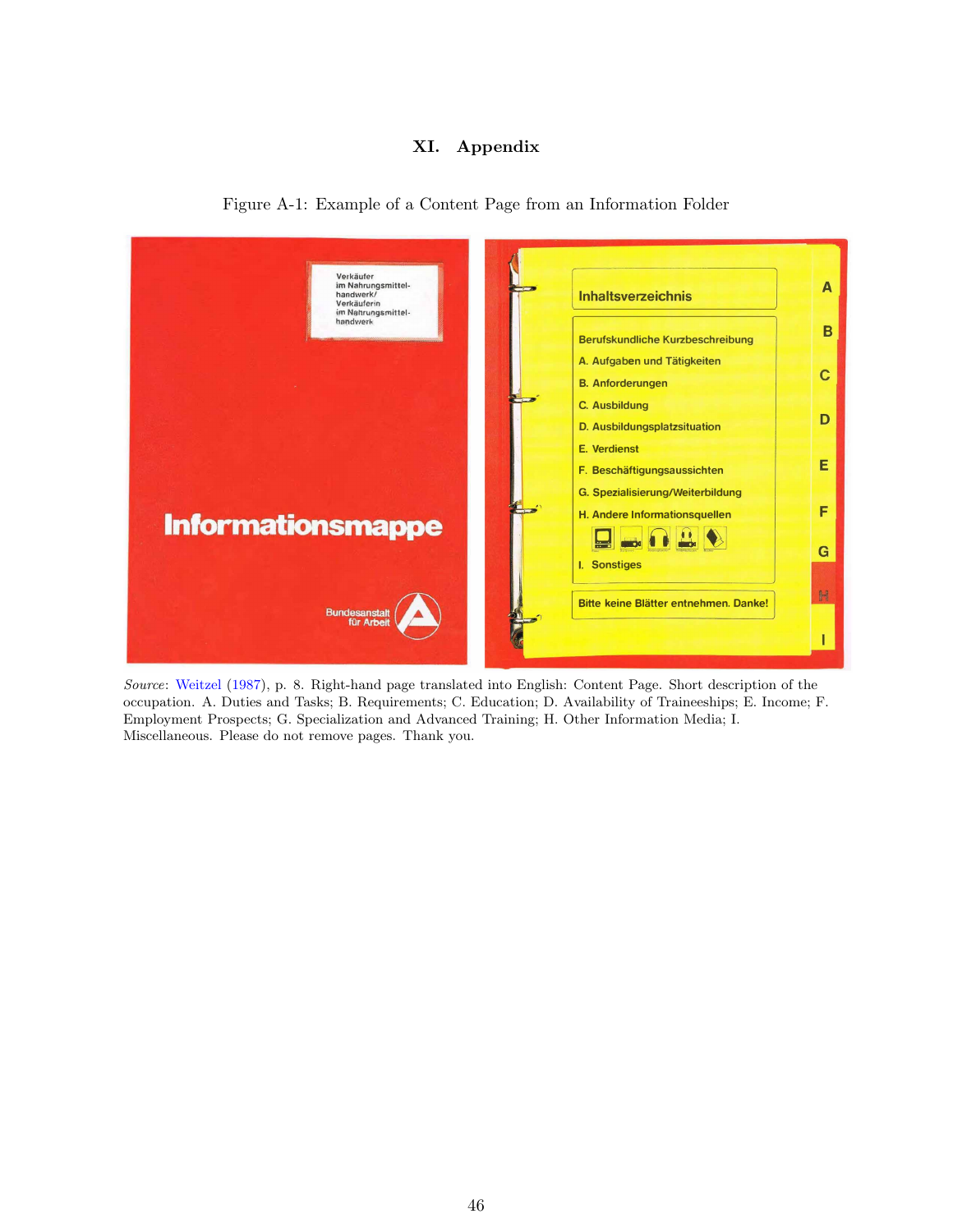# XI. Appendix

Figure A-1: Example of a Content Page from an Information Folder

Verkäufer im Nahrungsmittelhandwerk/ Verkäuferin im Nahrungsmittelhandwerk

Informationsmappe

Bundesanstalt für Arbeit

Inhaltsverzeichnis

Berufskundliche Kurzbeschreibung

A. Aufgaben und Tätigkeiten

B. Anforderungen

C. Ausbildung

D. Ausbildungsplatzsituation

E. Verdienst

F. Beschäftigungsaussichten

G. Spezialisierung/Weiterbildung

H. Andere Informationsquellen

I. Sonstiges

Bitte keine Blätter entnehmen. Danke!

*Source*: Weitzel (1987), p. 8. Right-hand page translated into English: Content Page. Short description of the occupation. A. Duties and Tasks; B. Requirements; C. Education; D. Availability of Traineeships; E. Income; F. Employment Prospects; G. Specialization and Advanced Training; H. Other Information Media; I. Miscellaneous. Please do not remove pages. Thank you.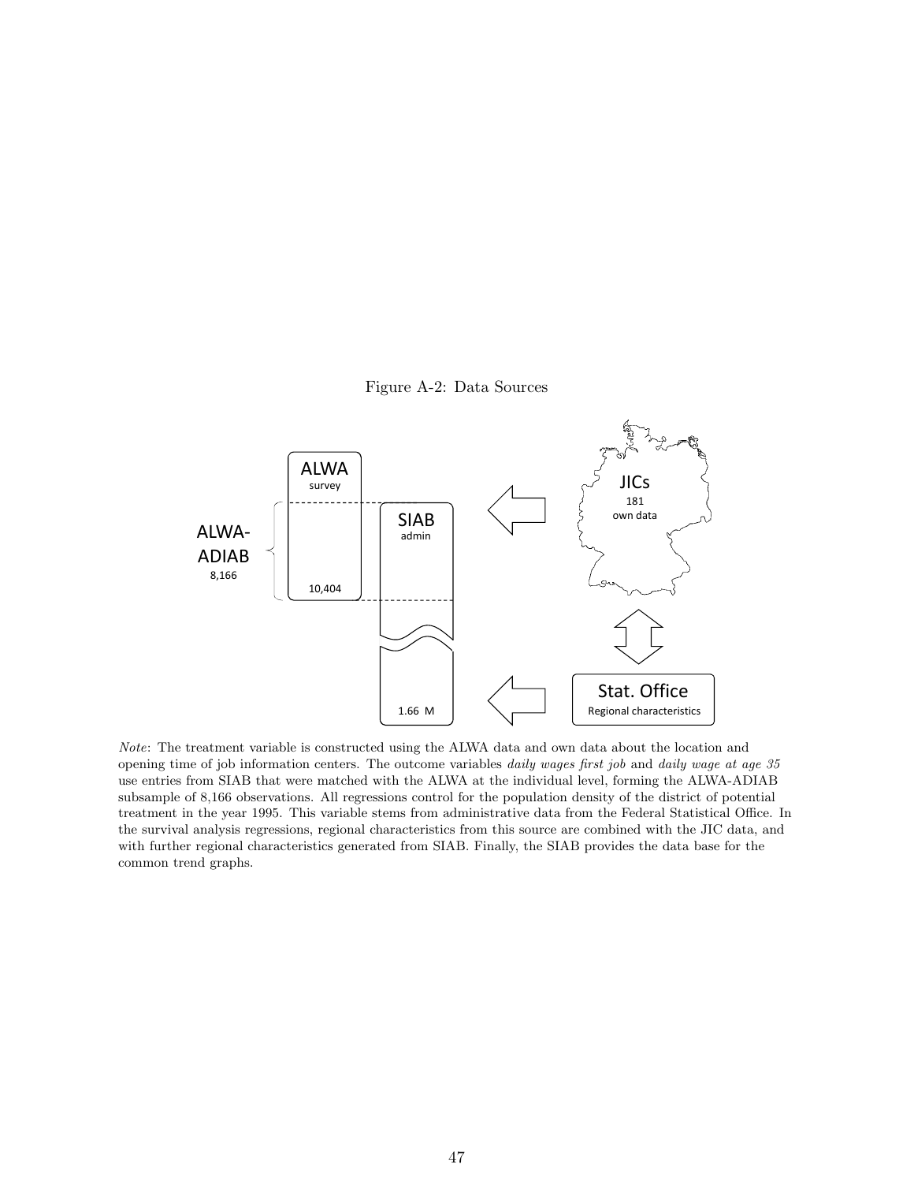Figure A-2: Data Sources

ALWA survey

SIAB admin

JICs 181 own data

ALWA-ADIAB 8,166

10,404

1.66 M

Stat. Office Regional characteristics

*Note*: The treatment variable is constructed using the ALWA data and own data about the location and opening time of job information centers. The outcome variables *daily wages first job* and *daily wage at age 35* use entries from SIAB that were matched with the ALWA at the individual level, forming the ALWA-ADIAB subsample of 8,166 observations. All regressions control for the population density of the district of potential treatment in the year 1995. This variable stems from administrative data from the Federal Statistical Office. In the survival analysis regressions, regional characteristics from this source are combined with the JIC data, and with further regional characteristics generated from SIAB. Finally, the SIAB provides the data base for the common trend graphs.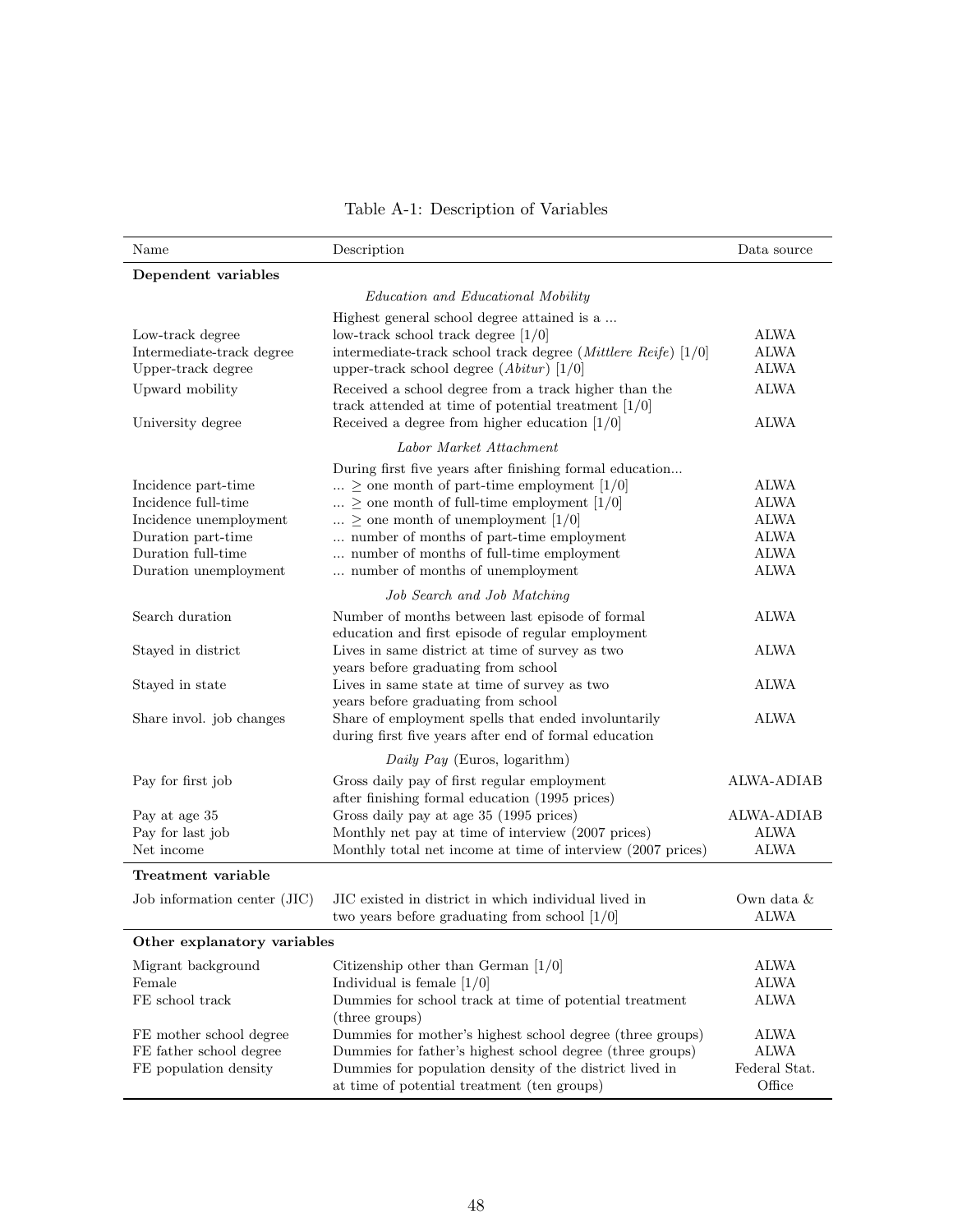Table A-1: Description of Variables

| Name | Description | Data source |
|---|---|---|
| **Dependent variables** | | |
| | *Education and Educational Mobility* | |
| | Highest general school degree attained is a ... | |
| Low-track degree | low-track school track degree [1/0] | ALWA |
| Intermediate-track degree | intermediate-track school track degree (*Mittlere Reife*) [1/0] | ALWA |
| Upper-track degree | upper-track school degree (*Abitur*) [1/0] | ALWA |
| Upward mobility | Received a school degree from a track higher than the track attended at time of potential treatment [1/0] | ALWA |
| University degree | Received a degree from higher education [1/0] | ALWA |
| | *Labor Market Attachment* | |
| | During first five years after finishing formal education... | |
| Incidence part-time | ... $\geq$ one month of part-time employment [1/0] | ALWA |
| Incidence full-time | ... $\geq$ one month of full-time employment [1/0] | ALWA |
| Incidence unemployment | ... $\geq$ one month of unemployment [1/0] | ALWA |
| Duration part-time | ... number of months of part-time employment | ALWA |
| Duration full-time | ... number of months of full-time employment | ALWA |
| Duration unemployment | ... number of months of unemployment | ALWA |
| | *Job Search and Job Matching* | |
| Search duration | Number of months between last episode of formal education and first episode of regular employment | ALWA |
| Stayed in district | Lives in same district at time of survey as two years before graduating from school | ALWA |
| Stayed in state | Lives in same state at time of survey as two years before graduating from school | ALWA |
| Share invol. job changes | Share of employment spells that ended involuntarily during first five years after end of formal education | ALWA |
| | *Daily Pay* (Euros, logarithm) | |
| Pay for first job | Gross daily pay of first regular employment after finishing formal education (1995 prices) | ALWA-ADIAB |
| Pay at age 35 | Gross daily pay at age 35 (1995 prices) | ALWA-ADIAB |
| Pay for last job | Monthly net pay at time of interview (2007 prices) | ALWA |
| Net income | Monthly total net income at time of interview (2007 prices) | ALWA |
| **Treatment variable** | | |
| Job information center (JIC) | JIC existed in district in which individual lived in two years before graduating from school [1/0] | Own data & ALWA |
| **Other explanatory variables** | | |
| Migrant background | Citizenship other than German [1/0] | ALWA |
| Female | Individual is female [1/0] | ALWA |
| FE school track | Dummies for school track at time of potential treatment (three groups) | ALWA |
| FE mother school degree | Dummies for mother's highest school degree (three groups) | ALWA |
| FE father school degree | Dummies for father's highest school degree (three groups) | ALWA |
| FE population density | Dummies for population density of the district lived in at time of potential treatment (ten groups) | Federal Stat. Office |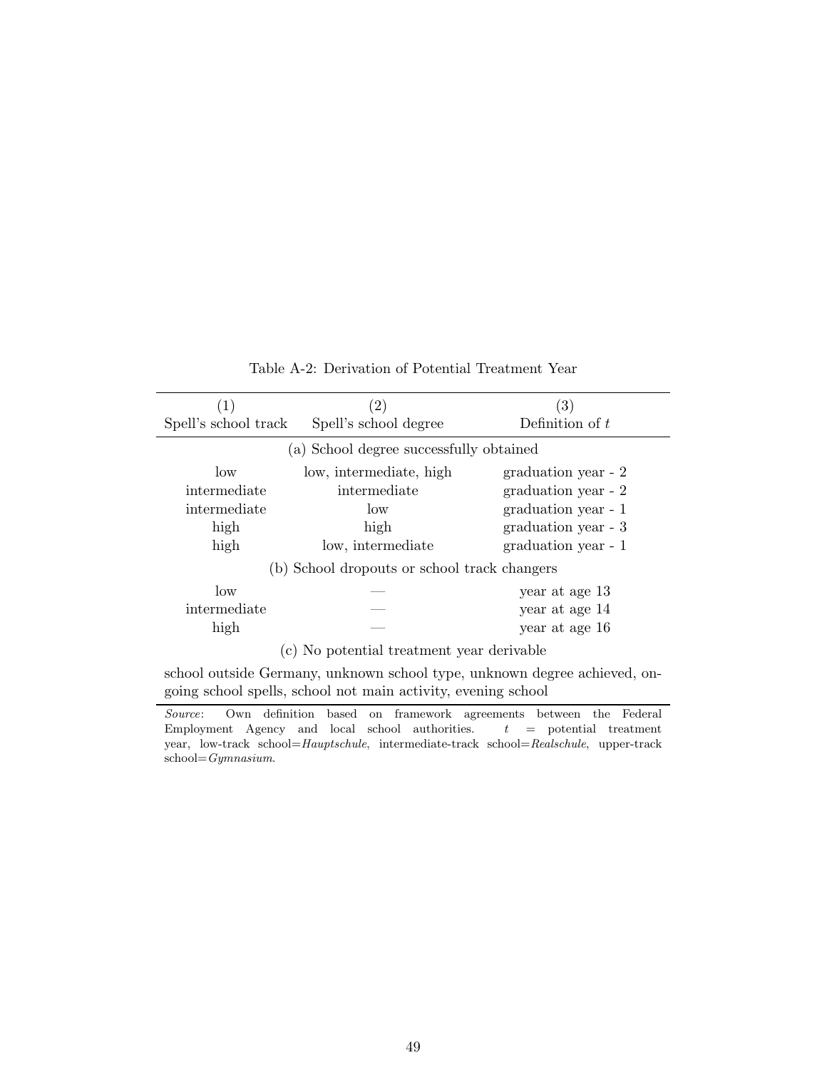Table A-2: Derivation of Potential Treatment Year

| (1)<br>Spell's school track | (2)<br>Spell's school degree | (3)<br>Definition of $t$ |
|---|---|---|
| | (a) School degree successfully obtained | |
| low | low, intermediate, high | graduation year - 2 |
| intermediate | intermediate | graduation year - 2 |
| intermediate | low | graduation year - 1 |
| high | high | graduation year - 3 |
| high | low, intermediate | graduation year - 1 |
| | (b) School dropouts or school track changers | |
| low | — | year at age 13 |
| intermediate | — | year at age 14 |
| high | — | year at age 16 |
| | (c) No potential treatment year derivable | |
| school outside Germany, unknown school type, unknown degree achieved, ongoing school spells, school not main activity, evening school | | |

*Source*: Own definition based on framework agreements between the Federal Employment Agency and local school authorities. $t$ = potential treatment year, low-track school=*Hauptschule*, intermediate-track school=*Realschule*, upper-track school=*Gymnasium*.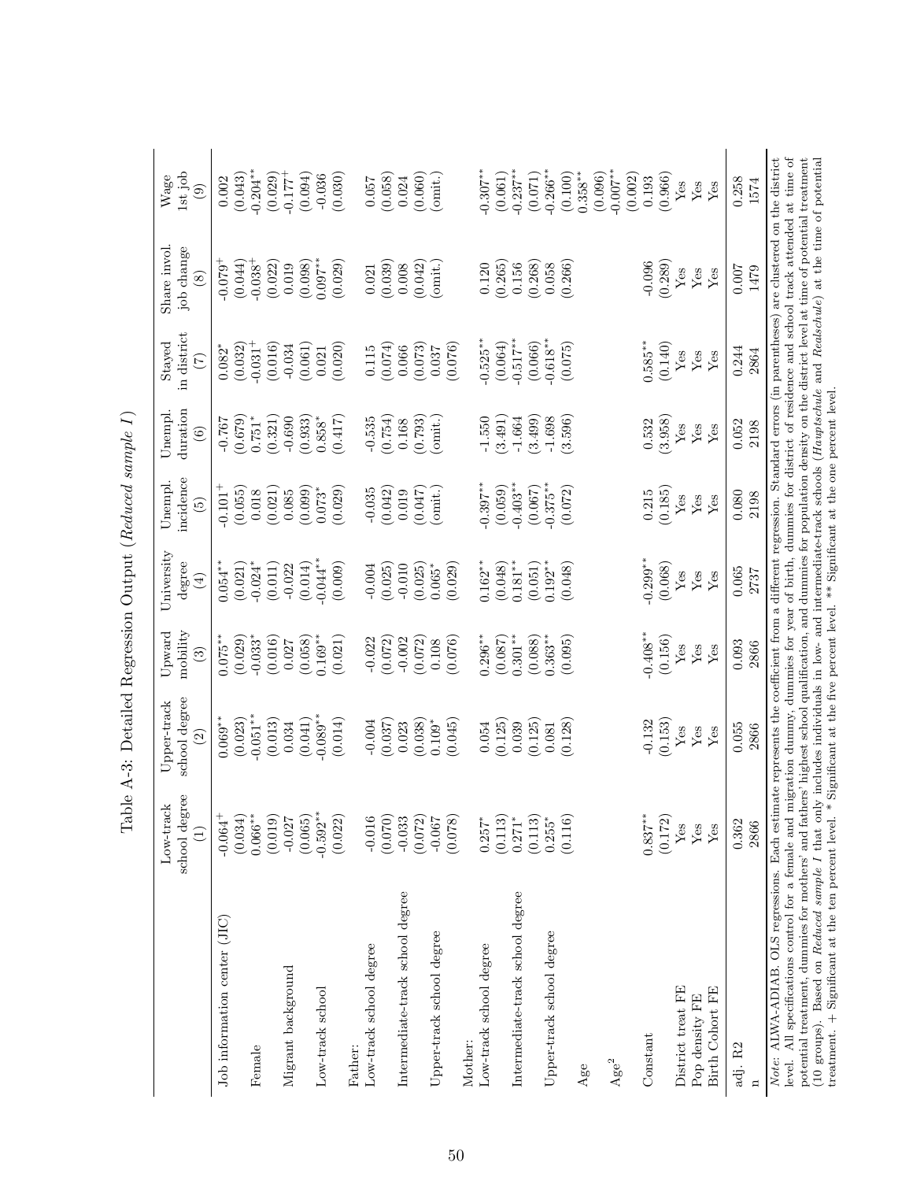Table A-3: Detailed Regression Output (*Reduced sample I*)

| | Low-track school degree (1) | Upper-track school degree (2) | Upward mobility (3) | University degree (4) | Unempl. incidence (5) | Unempl. duration (6) | Stayed in district (7) | Share invol. job change (8) | Wage 1st job (9) |
|---|---|---|---|---|---|---|---|---|---|
| Job information center (JIC) | -0.064$^{+}$ | 0.069$^{**}$ | 0.075$^{**}$ | 0.054$^{**}$ | -0.101$^{+}$ | -0.767 | 0.082$^{*}$ | -0.079$^{+}$ | 0.002 |
| | (0.034) | (0.023) | (0.029) | (0.021) | (0.055) | (0.679) | (0.032) | (0.044) | (0.043) |
| Female | 0.066$^{**}$ | -0.051$^{**}$ | -0.033$^{*}$ | -0.024$^{*}$ | 0.018 | 0.751$^{*}$ | -0.031$^{+}$ | -0.038$^{+}$ | -0.204$^{**}$ |
| | (0.019) | (0.013) | (0.016) | (0.011) | (0.021) | (0.321) | (0.016) | (0.022) | (0.029) |
| Migrant background | -0.027 | 0.034 | 0.027 | -0.022 | 0.085 | -0.690 | -0.034 | 0.019 | -0.177$^{+}$ |
| | (0.065) | (0.041) | (0.058) | (0.014) | (0.099) | (0.933) | (0.061) | (0.098) | (0.094) |
| Low-track school | -0.592$^{**}$ | -0.089$^{**}$ | 0.169$^{**}$ | -0.044$^{**}$ | 0.073$^{*}$ | 0.858$^{*}$ | 0.021 | 0.097$^{**}$ | -0.036 |
| | (0.022) | (0.014) | (0.021) | (0.009) | (0.029) | (0.417) | (0.020) | (0.029) | (0.030) |
| Father: | | | | | | | | | |
| Low-track school degree | -0.016 | -0.004 | -0.022 | -0.004 | -0.035 | -0.535 | 0.115 | 0.021 | 0.057 |
| | (0.070) | (0.037) | (0.072) | (0.025) | (0.042) | (0.754) | (0.074) | (0.039) | (0.058) |
| Intermediate-track school degree | -0.033 | 0.023 | -0.002 | -0.010 | 0.019 | 0.168 | 0.066 | 0.008 | 0.024 |
| | (0.072) | (0.038) | (0.072) | (0.025) | (0.047) | (0.793) | (0.073) | (0.042) | (0.060) |
| Upper-track school degree | -0.067 | 0.109$^{*}$ | 0.108 | 0.065$^{*}$ | (omit.) | (omit.) | 0.037 | (omit.) | (omit.) |
| | (0.078) | (0.045) | (0.076) | (0.029) | | | (0.076) | | |
| Mother: | | | | | | | | | |
| Low-track school degree | 0.257$^{*}$ | 0.054 | 0.296$^{**}$ | 0.162$^{**}$ | -0.397$^{**}$ | -1.550 | -0.525$^{**}$ | 0.120 | -0.307$^{**}$ |
| | (0.113) | (0.125) | (0.087) | (0.048) | (0.059) | (3.491) | (0.064) | (0.265) | (0.061) |
| Intermediate-track school degree | 0.271$^{*}$ | 0.039 | 0.301$^{**}$ | 0.181$^{**}$ | -0.403$^{**}$ | -1.664 | -0.517$^{**}$ | 0.156 | -0.237$^{**}$ |
| | (0.113) | (0.125) | (0.088) | (0.051) | (0.067) | (3.499) | (0.066) | (0.268) | (0.071) |
| Upper-track school degree | 0.255$^{*}$ | 0.081 | 0.363$^{**}$ | 0.192$^{**}$ | -0.375$^{**}$ | -1.698 | -0.618$^{**}$ | 0.058 | -0.266$^{**}$ |
| | (0.116) | (0.128) | (0.095) | (0.048) | (0.072) | (3.596) | (0.075) | (0.266) | (0.100) |
| Age | | | | | | | | | 0.358$^{**}$ |
| | | | | | | | | | (0.096) |
| Age$^{2}$ | | | | | | | | | -0.007$^{**}$ |
| | | | | | | | | | (0.002) |
| Constant | 0.837$^{**}$ | -0.132 | -0.408$^{**}$ | -0.299$^{**}$ | 0.215 | 0.532 | 0.585$^{**}$ | -0.096 | 0.193 |
| | (0.172) | (0.153) | (0.156) | (0.068) | (0.185) | (3.958) | (0.140) | (0.289) | (0.966) |
| District treat FE | Yes | Yes | Yes | Yes | Yes | Yes | Yes | Yes | Yes |
| Pop density FE | Yes | Yes | Yes | Yes | Yes | Yes | Yes | Yes | Yes |
| Birth Cohort FE | Yes | Yes | Yes | Yes | Yes | Yes | Yes | Yes | Yes |
| adj. R2 | 0.362 | 0.055 | 0.093 | 0.065 | 0.080 | 0.052 | 0.244 | 0.007 | 0.258 |
| n | 2866 | 2866 | 2866 | 2737 | 2198 | 2198 | 2864 | 1479 | 1574 |

*Note*: ALWA-ADIAB. OLS regressions. Each estimate represents the coefficient from a different regression. Standard errors (in parentheses) are clustered on the district level. All specifications control for a female and migration dummy, dummies for year of birth, dummies for district of residence and school track attended at time of potential treatment, dummies for mothers' and fathers' highest school qualification, and dummies for population density on the district level at time of potential treatment (10 groups). Based on *Reduced sample I* that only includes individuals in low- and intermediate-track schools (*Hauptschule* and *Realschule*) at the time of potential treatment. + Significant at the ten percent level. * Significant at the five percent level. ** Significant at the one percent level.